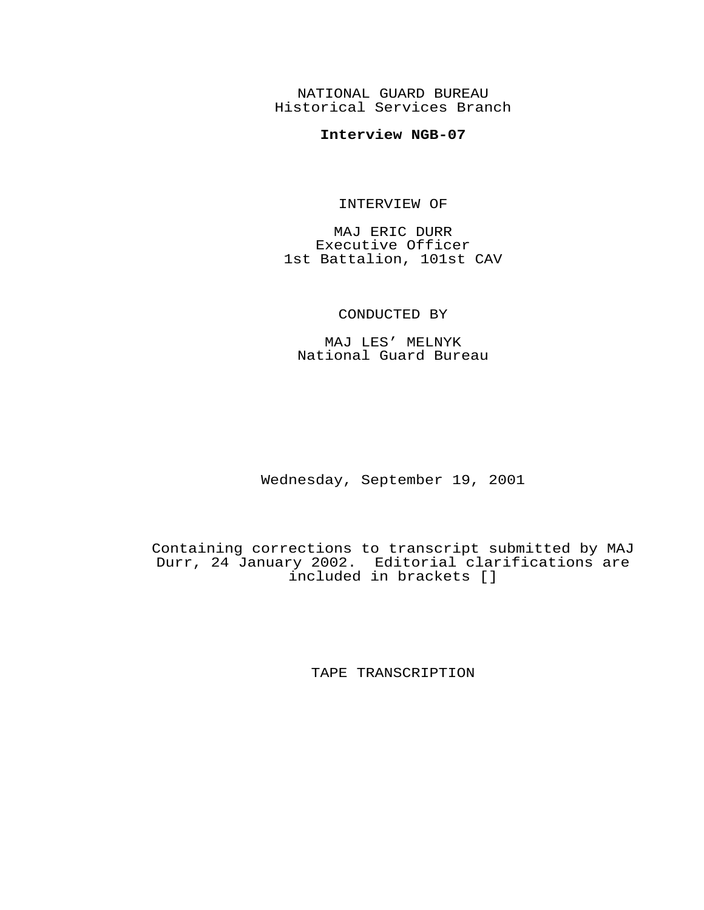NATIONAL GUARD BUREAU
Historical Services Branch

**Interview NGB-07**

INTERVIEW OF

MAJ ERIC DURR
Executive Officer
1st Battalion, 101st CAV

CONDUCTED BY

MAJ LES' MELNYK
National Guard Bureau

Wednesday, September 19, 2001

Containing corrections to transcript submitted by MAJ Durr, 24 January 2002. Editorial clarifications are included in brackets []

TAPE TRANSCRIPTION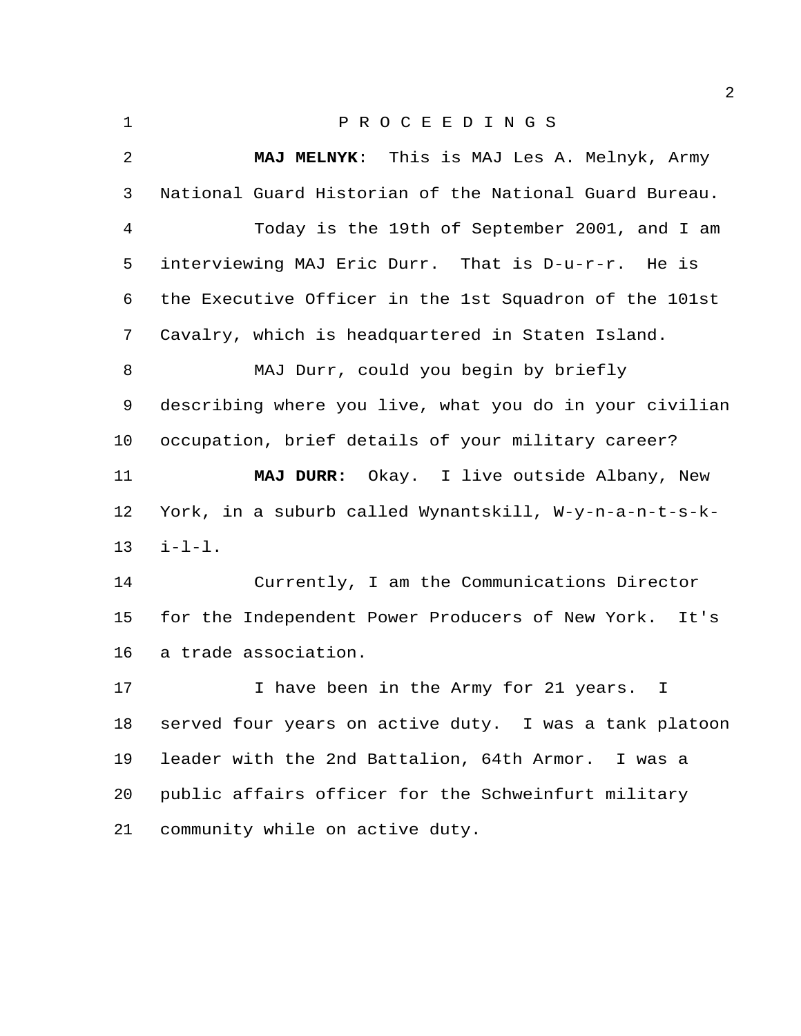P R O C E E D I N G S

**MAJ MELNYK**: This is MAJ Les A. Melnyk, Army National Guard Historian of the National Guard Bureau.

Today is the 19th of September 2001, and I am interviewing MAJ Eric Durr. That is D-u-r-r. He is the Executive Officer in the 1st Squadron of the 101st Cavalry, which is headquartered in Staten Island.

MAJ Durr, could you begin by briefly describing where you live, what you do in your civilian occupation, brief details of your military career?

**MAJ DURR:** Okay. I live outside Albany, New York, in a suburb called Wynantskill, W-y-n-a-n-t-s-k-i-l-l.

Currently, I am the Communications Director for the Independent Power Producers of New York. It's a trade association.

I have been in the Army for 21 years. I served four years on active duty. I was a tank platoon leader with the 2nd Battalion, 64th Armor. I was a public affairs officer for the Schweinfurt military community while on active duty.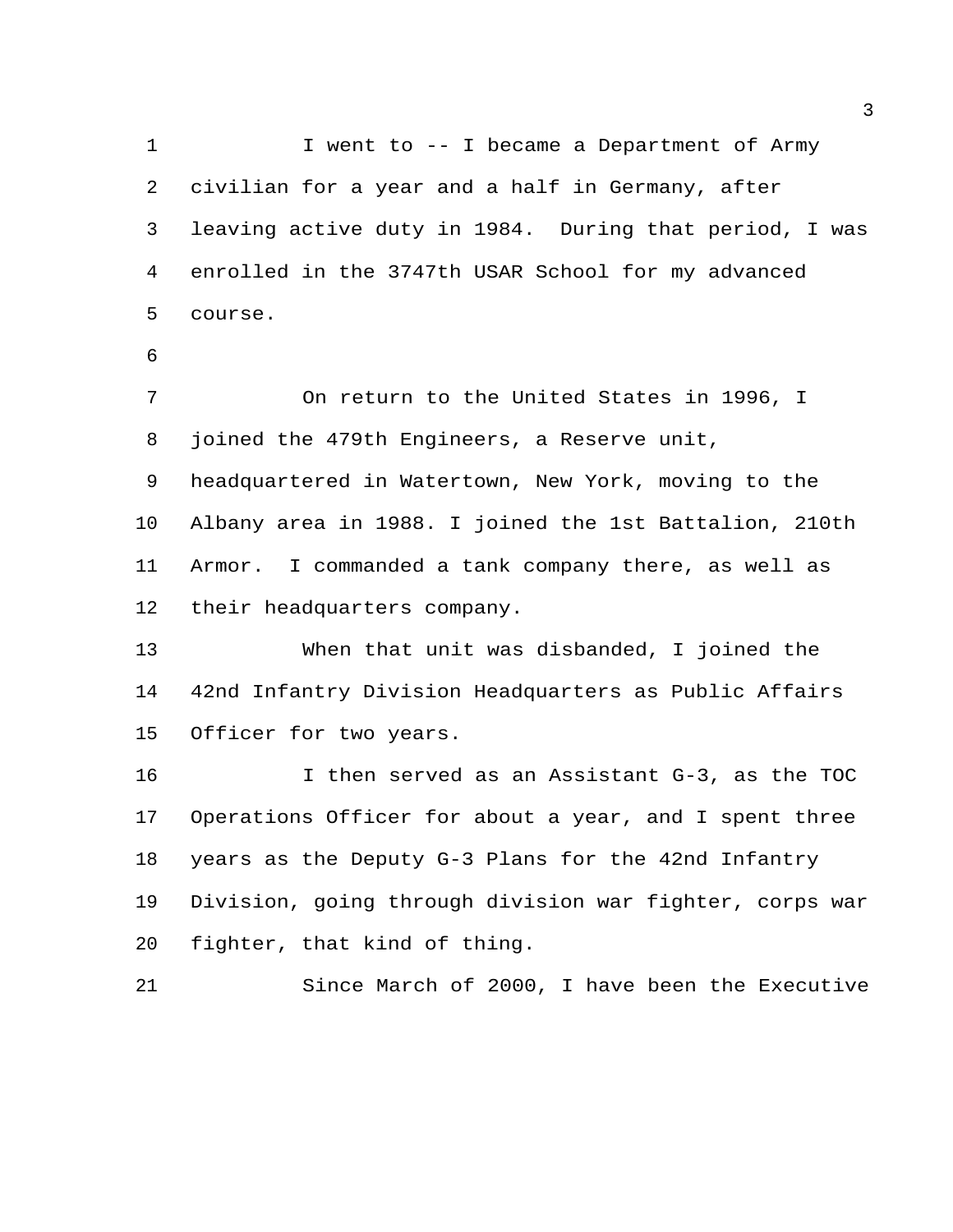I went to -- I became a Department of Army civilian for a year and a half in Germany, after leaving active duty in 1984. During that period, I was enrolled in the 3747th USAR School for my advanced course.

On return to the United States in 1996, I joined the 479th Engineers, a Reserve unit, headquartered in Watertown, New York, moving to the Albany area in 1988. I joined the 1st Battalion, 210th Armor. I commanded a tank company there, as well as their headquarters company.

When that unit was disbanded, I joined the 42nd Infantry Division Headquarters as Public Affairs Officer for two years.

I then served as an Assistant G-3, as the TOC Operations Officer for about a year, and I spent three years as the Deputy G-3 Plans for the 42nd Infantry Division, going through division war fighter, corps war fighter, that kind of thing.

Since March of 2000, I have been the Executive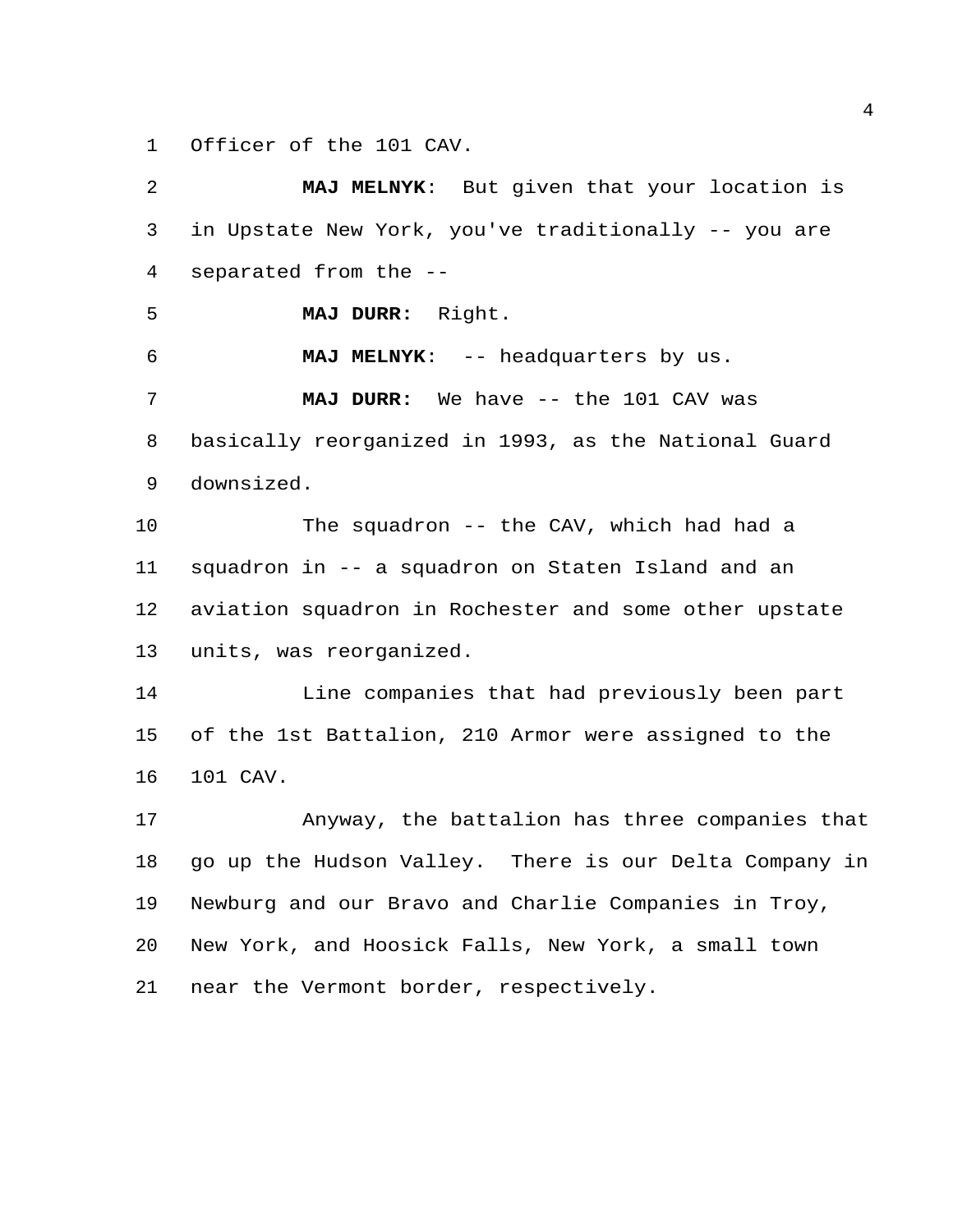Officer of the 101 CAV.

**MAJ MELNYK**: But given that your location is in Upstate New York, you've traditionally -- you are separated from the --

**MAJ DURR:** Right.

**MAJ MELNYK**: -- headquarters by us.

**MAJ DURR:** We have -- the 101 CAV was basically reorganized in 1993, as the National Guard downsized.

The squadron -- the CAV, which had had a squadron in -- a squadron on Staten Island and an aviation squadron in Rochester and some other upstate units, was reorganized.

Line companies that had previously been part of the 1st Battalion, 210 Armor were assigned to the 101 CAV.

Anyway, the battalion has three companies that go up the Hudson Valley. There is our Delta Company in Newburg and our Bravo and Charlie Companies in Troy, New York, and Hoosick Falls, New York, a small town near the Vermont border, respectively.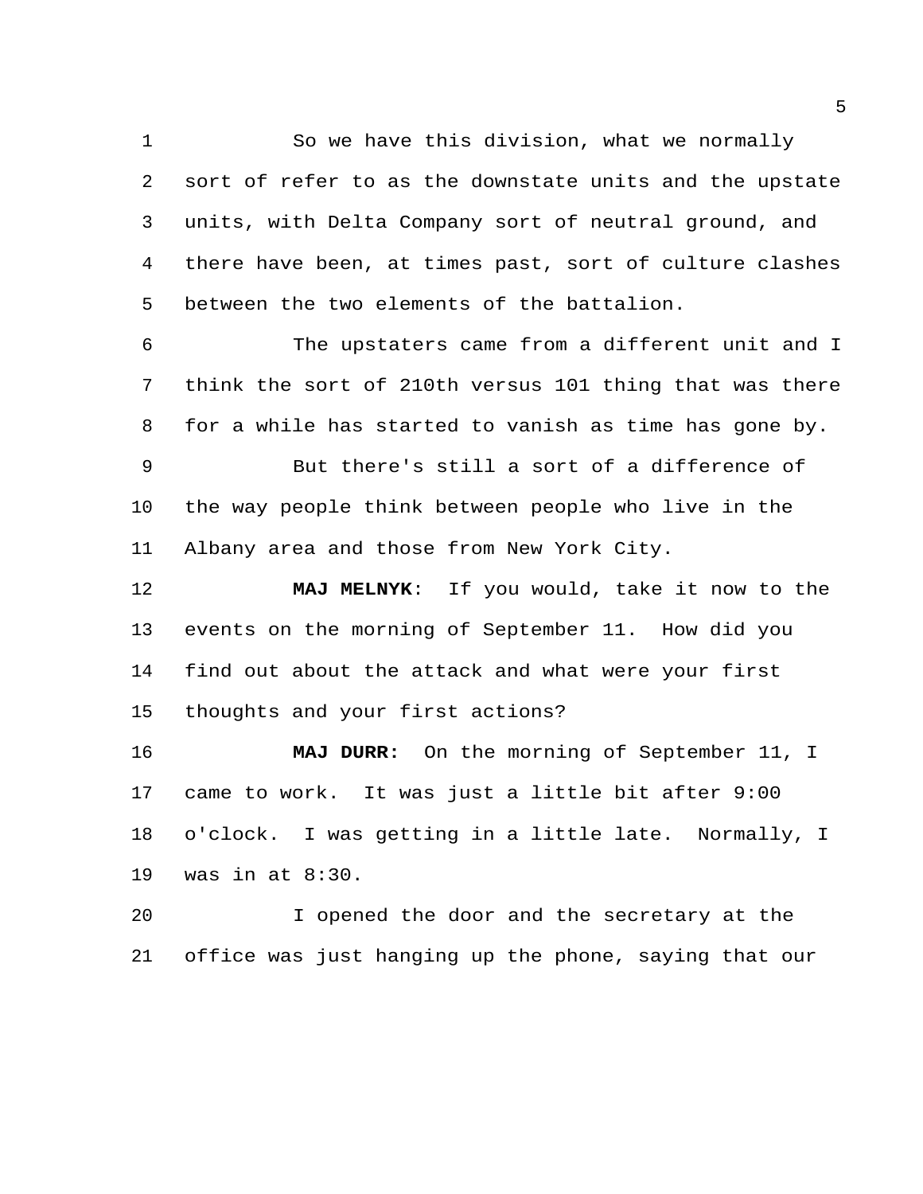So we have this division, what we normally sort of refer to as the downstate units and the upstate units, with Delta Company sort of neutral ground, and there have been, at times past, sort of culture clashes between the two elements of the battalion.

The upstaters came from a different unit and I think the sort of 210th versus 101 thing that was there for a while has started to vanish as time has gone by.

But there's still a sort of a difference of the way people think between people who live in the Albany area and those from New York City.

**MAJ MELNYK**: If you would, take it now to the events on the morning of September 11. How did you find out about the attack and what were your first thoughts and your first actions?

**MAJ DURR:** On the morning of September 11, I came to work. It was just a little bit after 9:00 o'clock. I was getting in a little late. Normally, I was in at 8:30.

I opened the door and the secretary at the office was just hanging up the phone, saying that our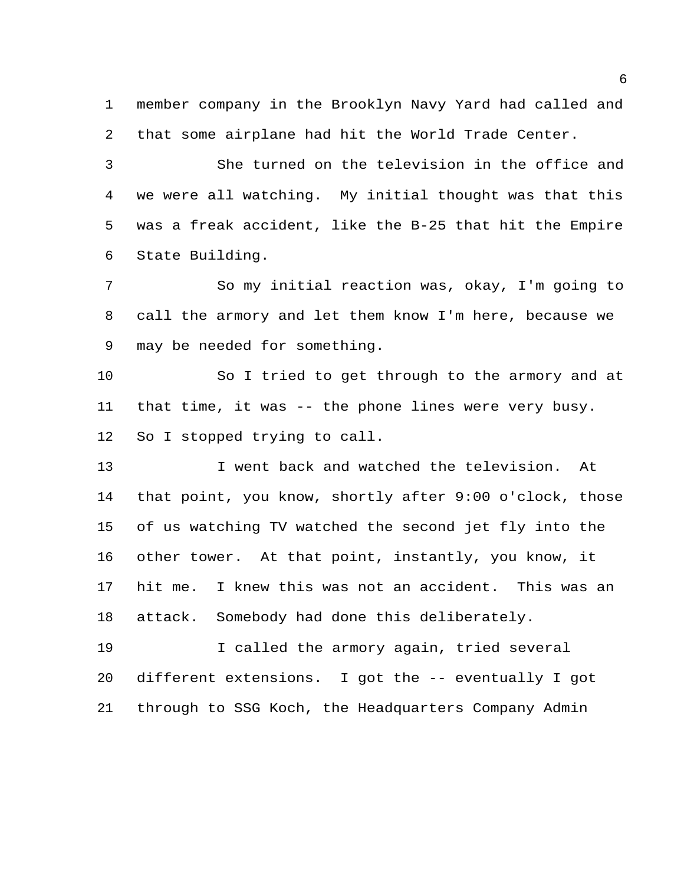member company in the Brooklyn Navy Yard had called and that some airplane had hit the World Trade Center.

She turned on the television in the office and we were all watching. My initial thought was that this was a freak accident, like the B-25 that hit the Empire State Building.

So my initial reaction was, okay, I'm going to call the armory and let them know I'm here, because we may be needed for something.

So I tried to get through to the armory and at that time, it was -- the phone lines were very busy. So I stopped trying to call.

I went back and watched the television. At that point, you know, shortly after 9:00 o'clock, those of us watching TV watched the second jet fly into the other tower. At that point, instantly, you know, it hit me. I knew this was not an accident. This was an attack. Somebody had done this deliberately.

I called the armory again, tried several different extensions. I got the -- eventually I got through to SSG Koch, the Headquarters Company Admin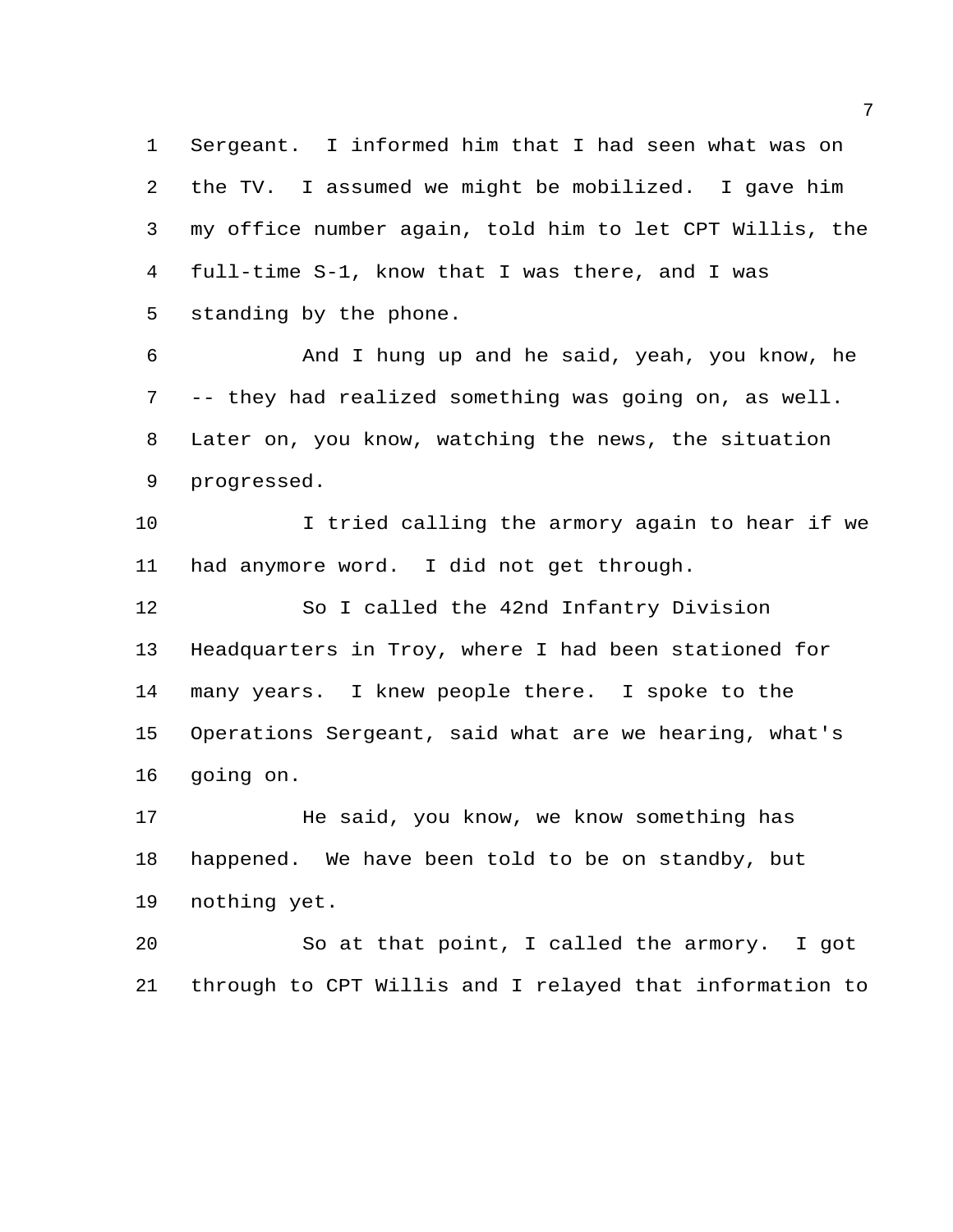Sergeant. I informed him that I had seen what was on the TV. I assumed we might be mobilized. I gave him my office number again, told him to let CPT Willis, the full-time S-1, know that I was there, and I was standing by the phone.

And I hung up and he said, yeah, you know, he -- they had realized something was going on, as well. Later on, you know, watching the news, the situation progressed.

I tried calling the armory again to hear if we had anymore word. I did not get through.

So I called the 42nd Infantry Division Headquarters in Troy, where I had been stationed for many years. I knew people there. I spoke to the Operations Sergeant, said what are we hearing, what's going on.

He said, you know, we know something has happened. We have been told to be on standby, but nothing yet.

So at that point, I called the armory. I got through to CPT Willis and I relayed that information to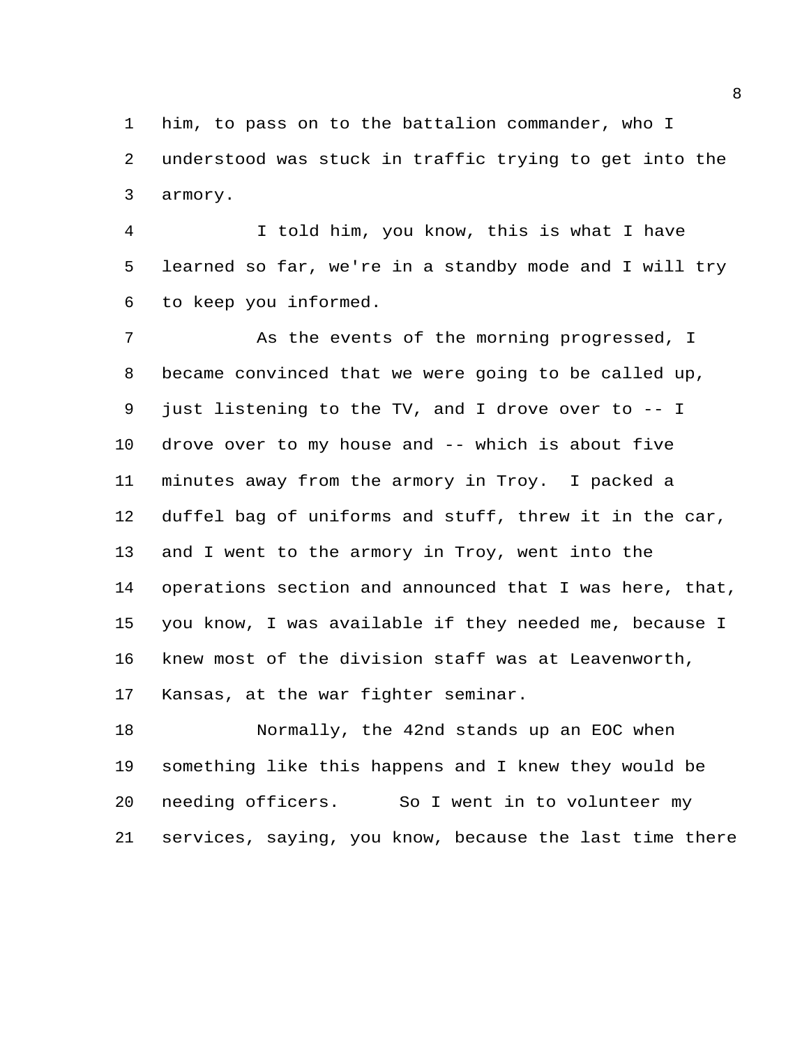him, to pass on to the battalion commander, who I understood was stuck in traffic trying to get into the armory.

I told him, you know, this is what I have learned so far, we're in a standby mode and I will try to keep you informed.

As the events of the morning progressed, I became convinced that we were going to be called up, just listening to the TV, and I drove over to -- I drove over to my house and -- which is about five minutes away from the armory in Troy. I packed a duffel bag of uniforms and stuff, threw it in the car, and I went to the armory in Troy, went into the operations section and announced that I was here, that, you know, I was available if they needed me, because I knew most of the division staff was at Leavenworth, Kansas, at the war fighter seminar.

Normally, the 42nd stands up an EOC when something like this happens and I knew they would be needing officers. So I went in to volunteer my services, saying, you know, because the last time there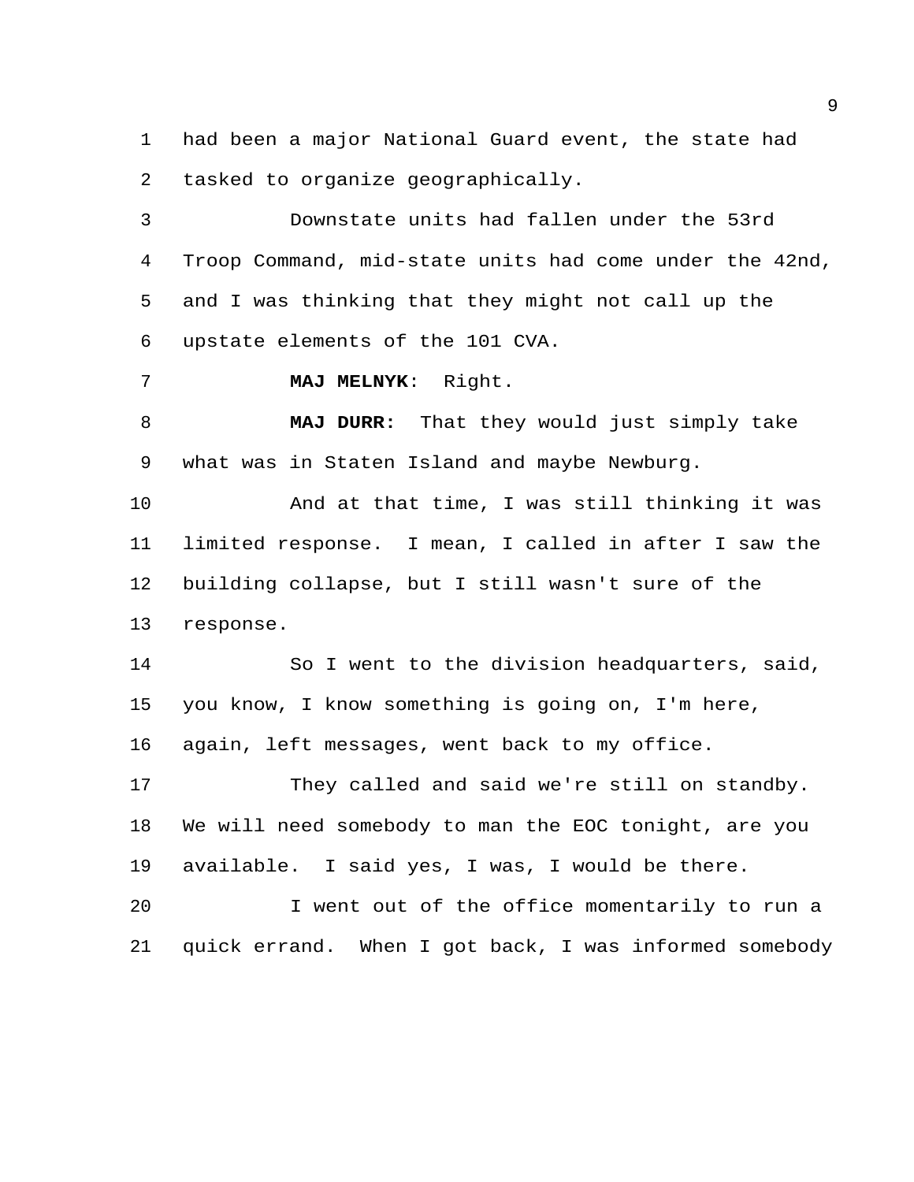had been a major National Guard event, the state had tasked to organize geographically.

Downstate units had fallen under the 53rd Troop Command, mid-state units had come under the 42nd, and I was thinking that they might not call up the upstate elements of the 101 CVA.

**MAJ MELNYK**: Right.

**MAJ DURR:** That they would just simply take what was in Staten Island and maybe Newburg.

And at that time, I was still thinking it was limited response. I mean, I called in after I saw the building collapse, but I still wasn't sure of the response.

So I went to the division headquarters, said, you know, I know something is going on, I'm here, again, left messages, went back to my office.

They called and said we're still on standby. We will need somebody to man the EOC tonight, are you available. I said yes, I was, I would be there.

I went out of the office momentarily to run a quick errand. When I got back, I was informed somebody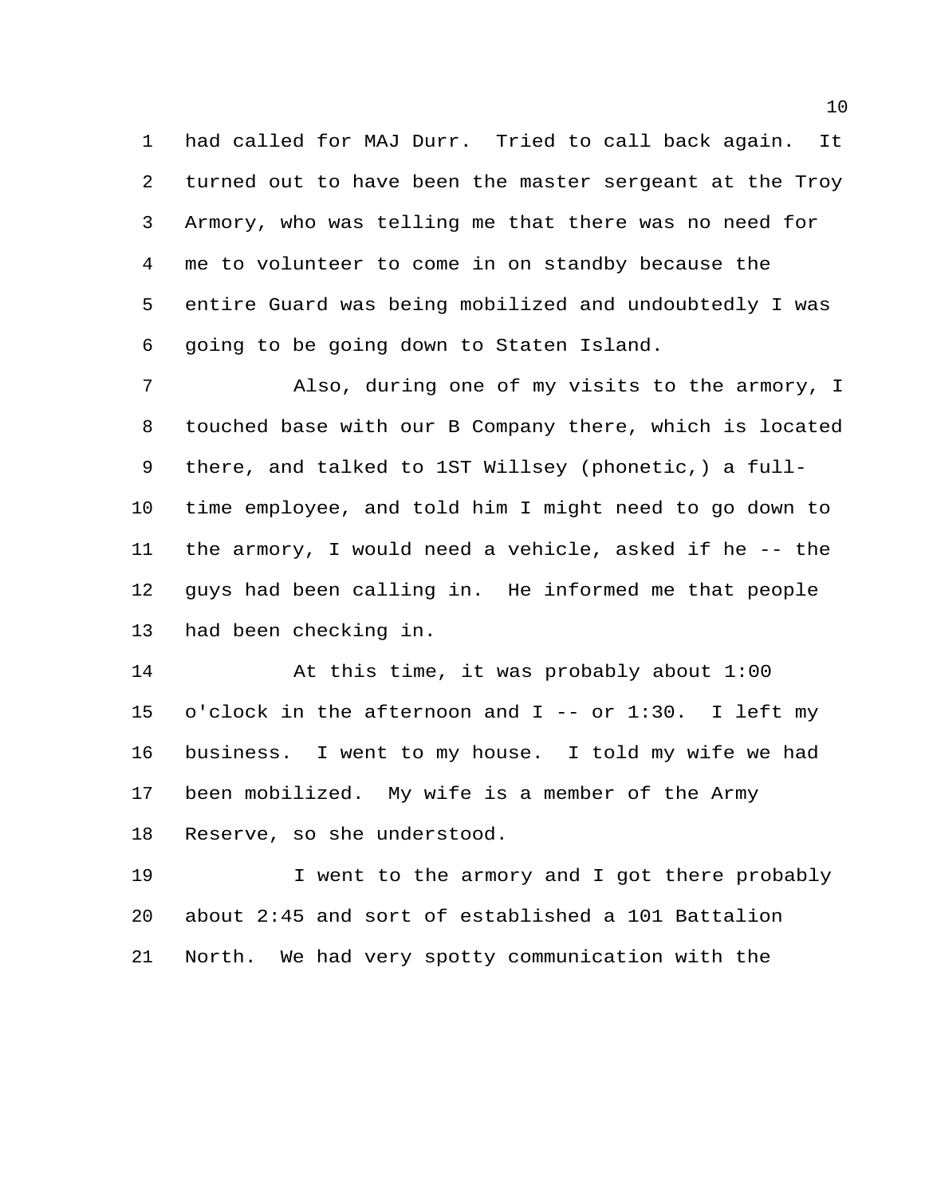had called for MAJ Durr. Tried to call back again. It turned out to have been the master sergeant at the Troy Armory, who was telling me that there was no need for me to volunteer to come in on standby because the entire Guard was being mobilized and undoubtedly I was going to be going down to Staten Island.

Also, during one of my visits to the armory, I touched base with our B Company there, which is located there, and talked to 1ST Willsey (phonetic,) a full-time employee, and told him I might need to go down to the armory, I would need a vehicle, asked if he -- the guys had been calling in. He informed me that people had been checking in.

At this time, it was probably about 1:00 o'clock in the afternoon and I -- or 1:30. I left my business. I went to my house. I told my wife we had been mobilized. My wife is a member of the Army Reserve, so she understood.

I went to the armory and I got there probably about 2:45 and sort of established a 101 Battalion North. We had very spotty communication with the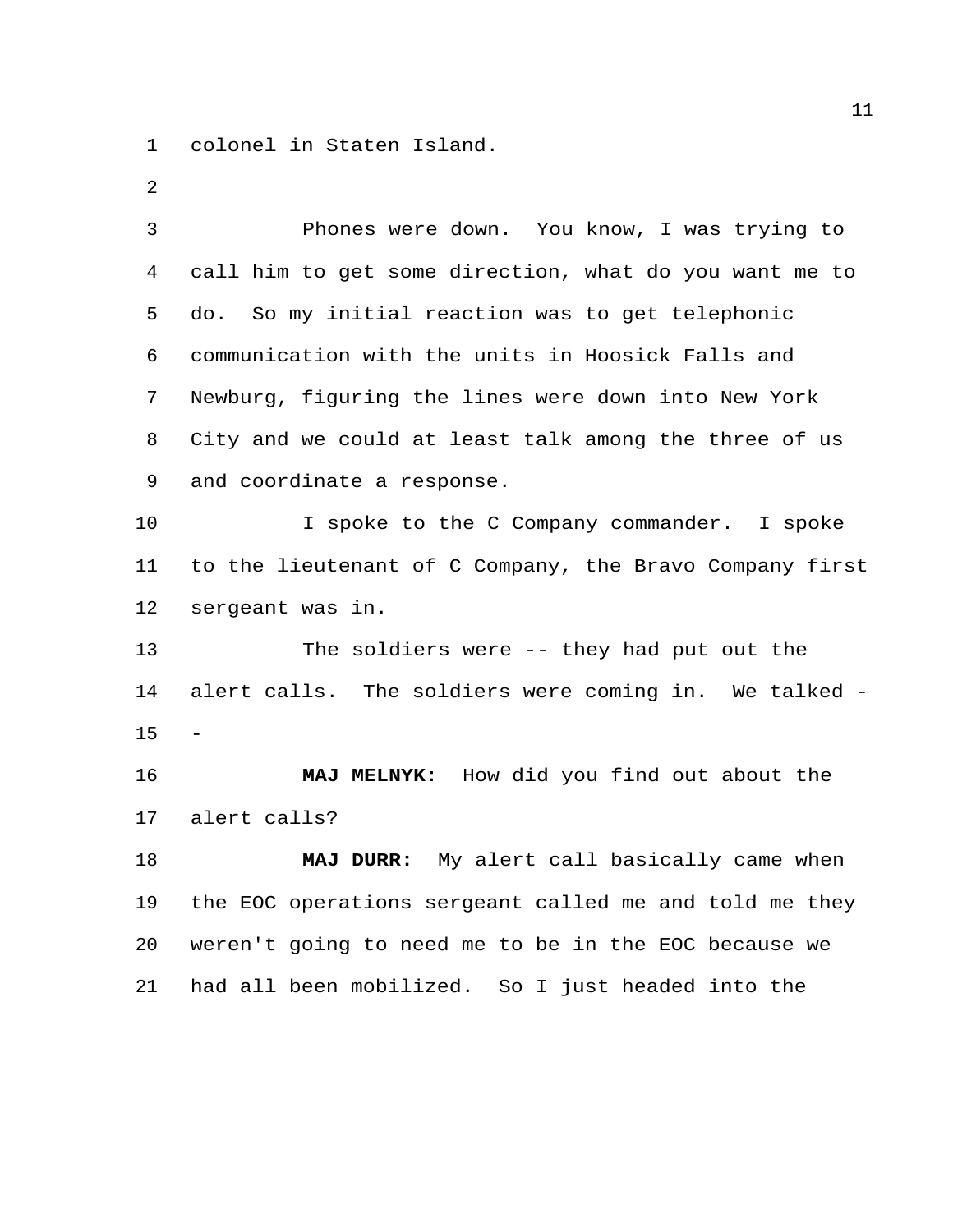colonel in Staten Island.

Phones were down. You know, I was trying to call him to get some direction, what do you want me to do. So my initial reaction was to get telephonic communication with the units in Hoosick Falls and Newburg, figuring the lines were down into New York City and we could at least talk among the three of us and coordinate a response.

I spoke to the C Company commander. I spoke to the lieutenant of C Company, the Bravo Company first sergeant was in.

The soldiers were -- they had put out the alert calls. The soldiers were coming in. We talked --

**MAJ MELNYK**: How did you find out about the alert calls?

**MAJ DURR:** My alert call basically came when the EOC operations sergeant called me and told me they weren't going to need me to be in the EOC because we had all been mobilized. So I just headed into the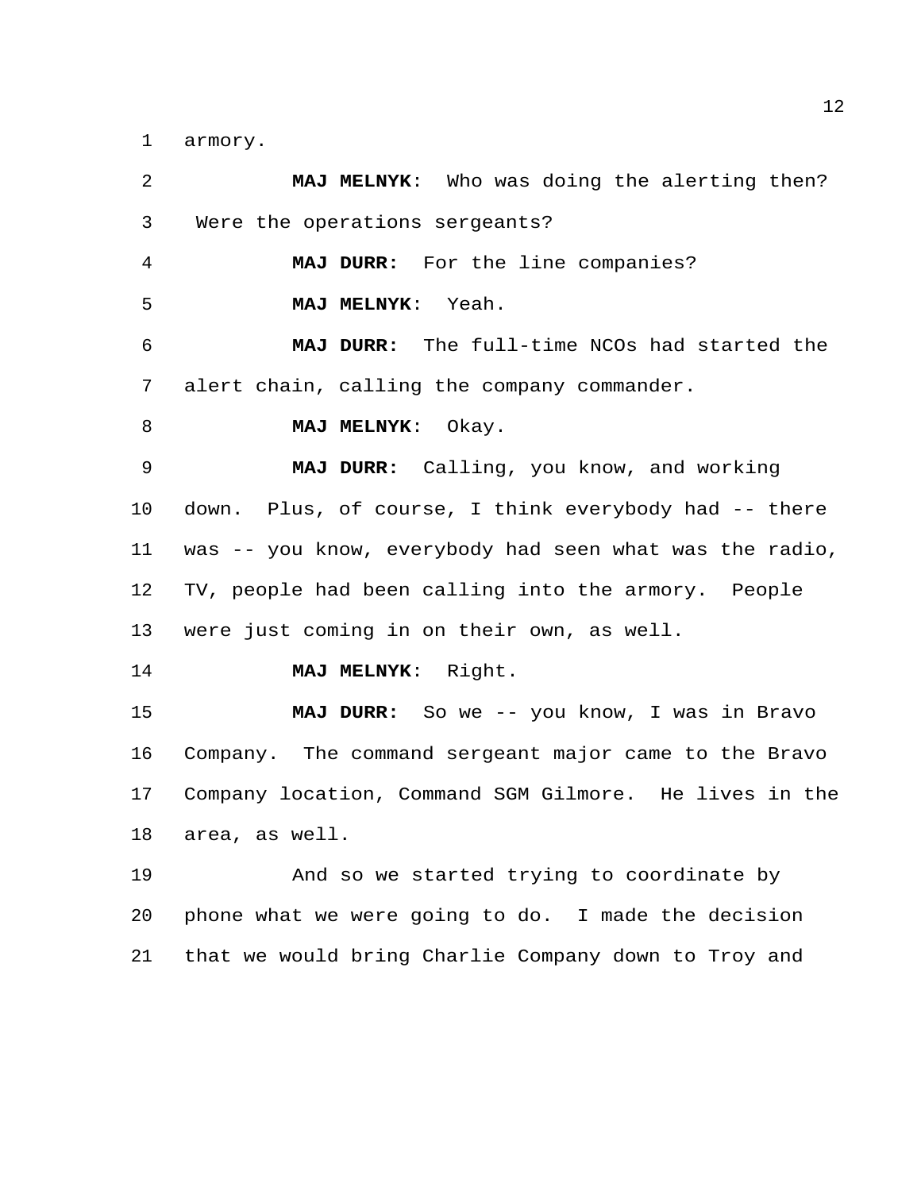armory.

**MAJ MELNYK**: Who was doing the alerting then? Were the operations sergeants?

**MAJ DURR:** For the line companies?

**MAJ MELNYK**: Yeah.

**MAJ DURR:** The full-time NCOs had started the alert chain, calling the company commander.

**MAJ MELNYK**: Okay.

**MAJ DURR:** Calling, you know, and working down. Plus, of course, I think everybody had -- there was -- you know, everybody had seen what was the radio, TV, people had been calling into the armory. People were just coming in on their own, as well.

**MAJ MELNYK**: Right.

**MAJ DURR:** So we -- you know, I was in Bravo Company. The command sergeant major came to the Bravo Company location, Command SGM Gilmore. He lives in the area, as well.

And so we started trying to coordinate by phone what we were going to do. I made the decision that we would bring Charlie Company down to Troy and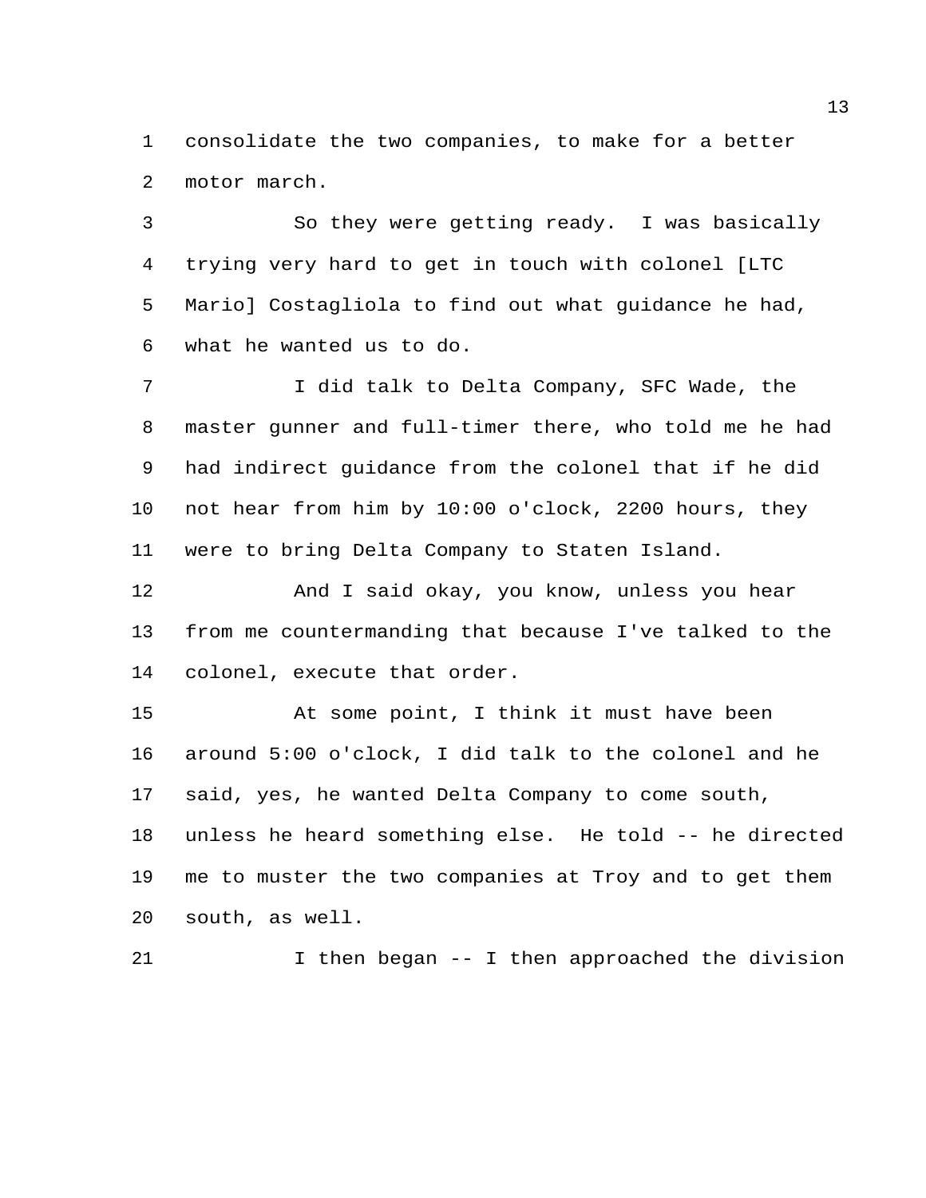consolidate the two companies, to make for a better motor march.

So they were getting ready. I was basically trying very hard to get in touch with colonel [LTC Mario] Costagliola to find out what guidance he had, what he wanted us to do.

I did talk to Delta Company, SFC Wade, the master gunner and full-timer there, who told me he had had indirect guidance from the colonel that if he did not hear from him by 10:00 o'clock, 2200 hours, they were to bring Delta Company to Staten Island.

And I said okay, you know, unless you hear from me countermanding that because I've talked to the colonel, execute that order.

At some point, I think it must have been around 5:00 o'clock, I did talk to the colonel and he said, yes, he wanted Delta Company to come south, unless he heard something else. He told -- he directed me to muster the two companies at Troy and to get them south, as well.

I then began -- I then approached the division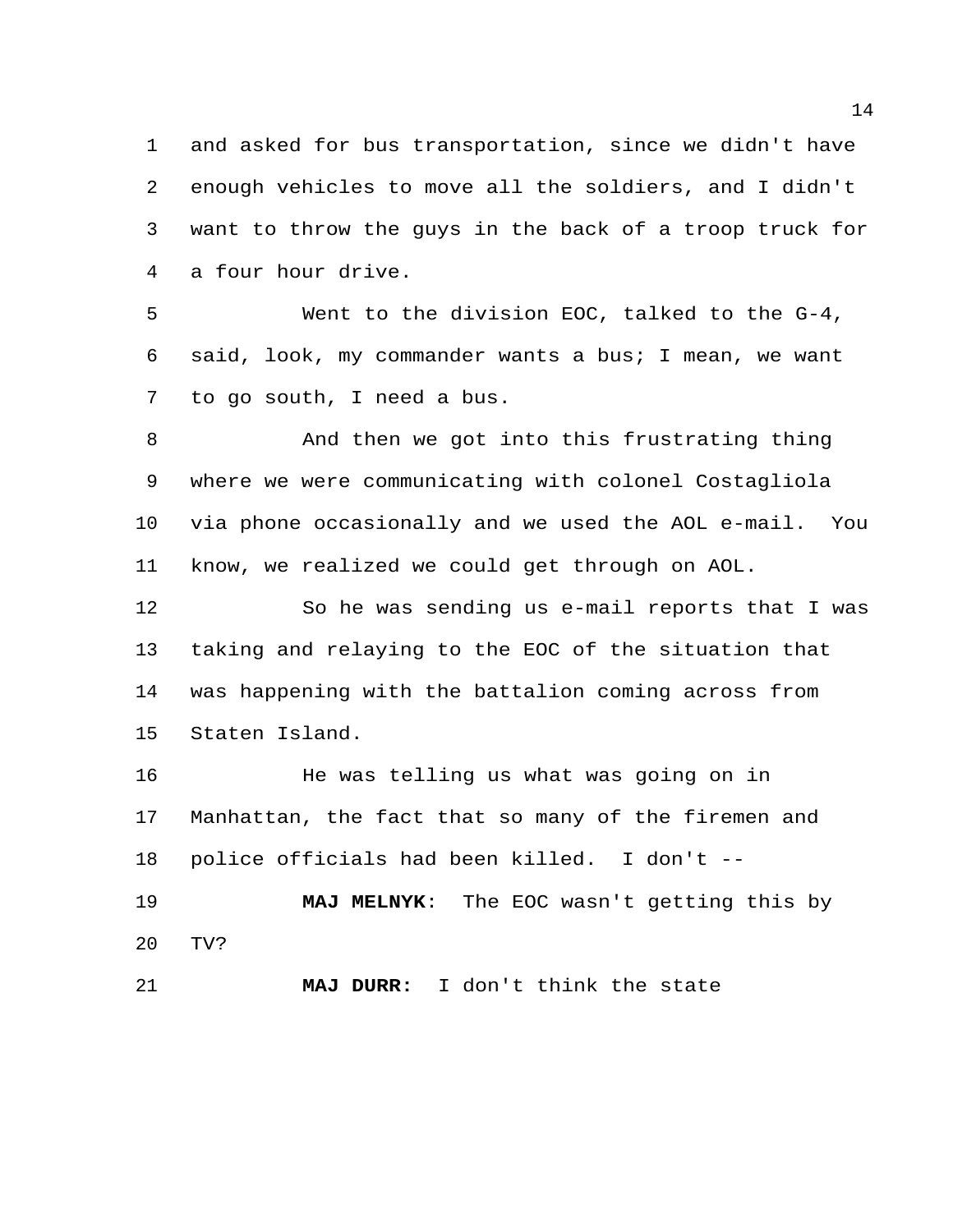and asked for bus transportation, since we didn't have enough vehicles to move all the soldiers, and I didn't want to throw the guys in the back of a troop truck for a four hour drive.

Went to the division EOC, talked to the G-4, said, look, my commander wants a bus; I mean, we want to go south, I need a bus.

And then we got into this frustrating thing where we were communicating with colonel Costagliola via phone occasionally and we used the AOL e-mail. You know, we realized we could get through on AOL.

So he was sending us e-mail reports that I was taking and relaying to the EOC of the situation that was happening with the battalion coming across from Staten Island.

He was telling us what was going on in Manhattan, the fact that so many of the firemen and police officials had been killed. I don't --

**MAJ MELNYK**: The EOC wasn't getting this by TV?

**MAJ DURR:** I don't think the state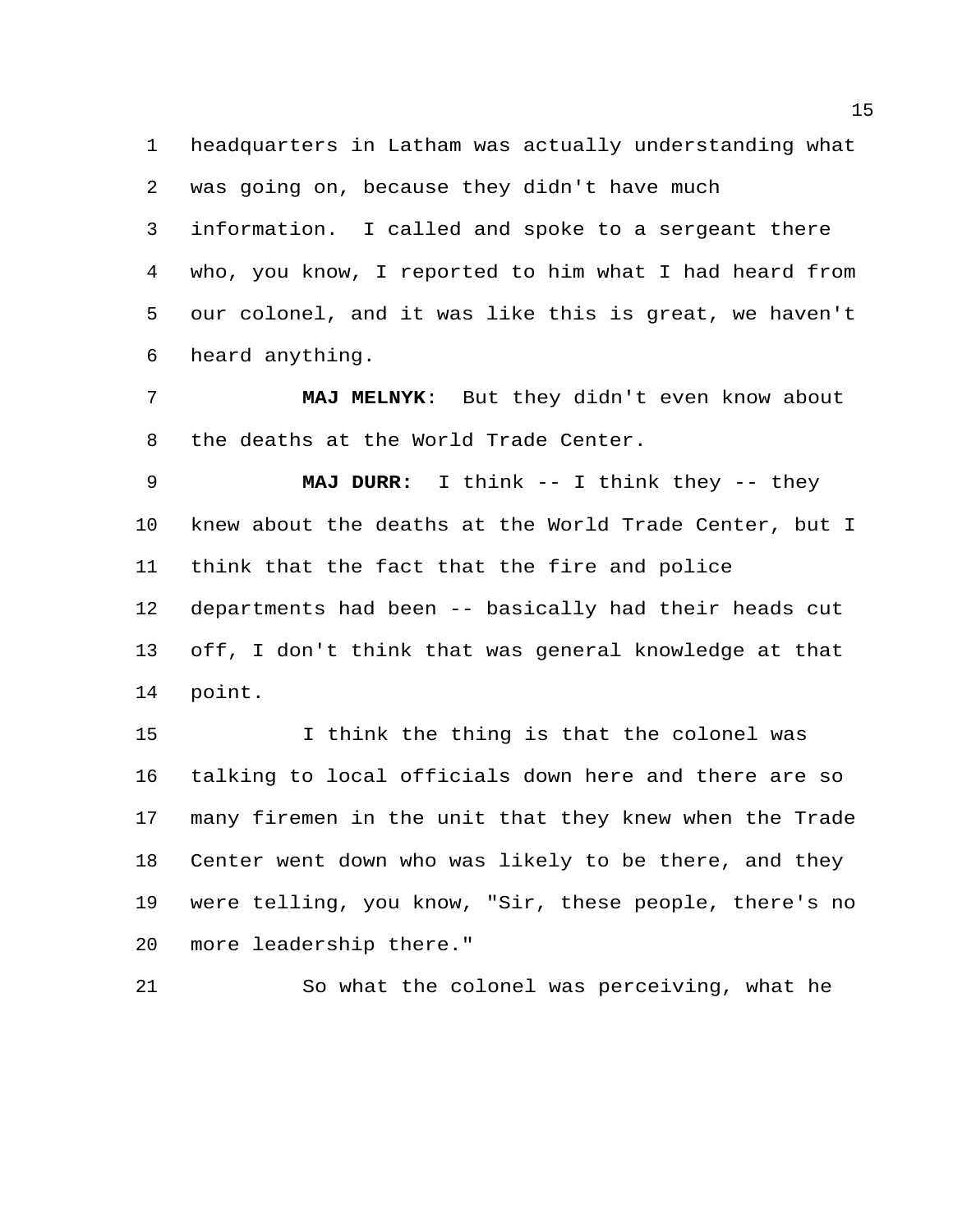headquarters in Latham was actually understanding what was going on, because they didn't have much information. I called and spoke to a sergeant there who, you know, I reported to him what I had heard from our colonel, and it was like this is great, we haven't heard anything.

**MAJ MELNYK**: But they didn't even know about the deaths at the World Trade Center.

**MAJ DURR:** I think -- I think they -- they knew about the deaths at the World Trade Center, but I think that the fact that the fire and police departments had been -- basically had their heads cut off, I don't think that was general knowledge at that point.

I think the thing is that the colonel was talking to local officials down here and there are so many firemen in the unit that they knew when the Trade Center went down who was likely to be there, and they were telling, you know, "Sir, these people, there's no more leadership there."

So what the colonel was perceiving, what he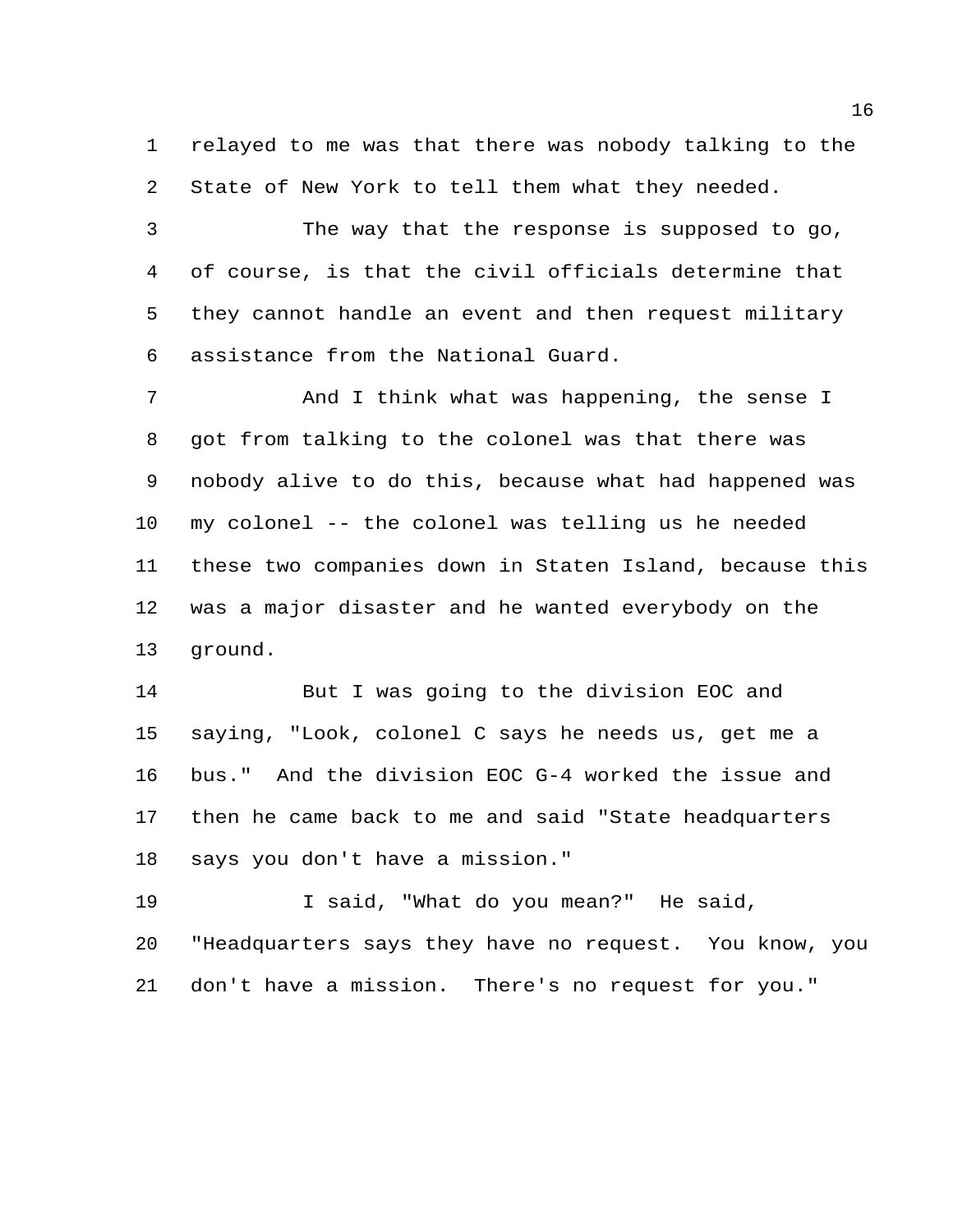relayed to me was that there was nobody talking to the State of New York to tell them what they needed.

The way that the response is supposed to go, of course, is that the civil officials determine that they cannot handle an event and then request military assistance from the National Guard.

And I think what was happening, the sense I got from talking to the colonel was that there was nobody alive to do this, because what had happened was my colonel -- the colonel was telling us he needed these two companies down in Staten Island, because this was a major disaster and he wanted everybody on the ground.

But I was going to the division EOC and saying, "Look, colonel C says he needs us, get me a bus." And the division EOC G-4 worked the issue and then he came back to me and said "State headquarters says you don't have a mission."

I said, "What do you mean?" He said, "Headquarters says they have no request. You know, you don't have a mission. There's no request for you."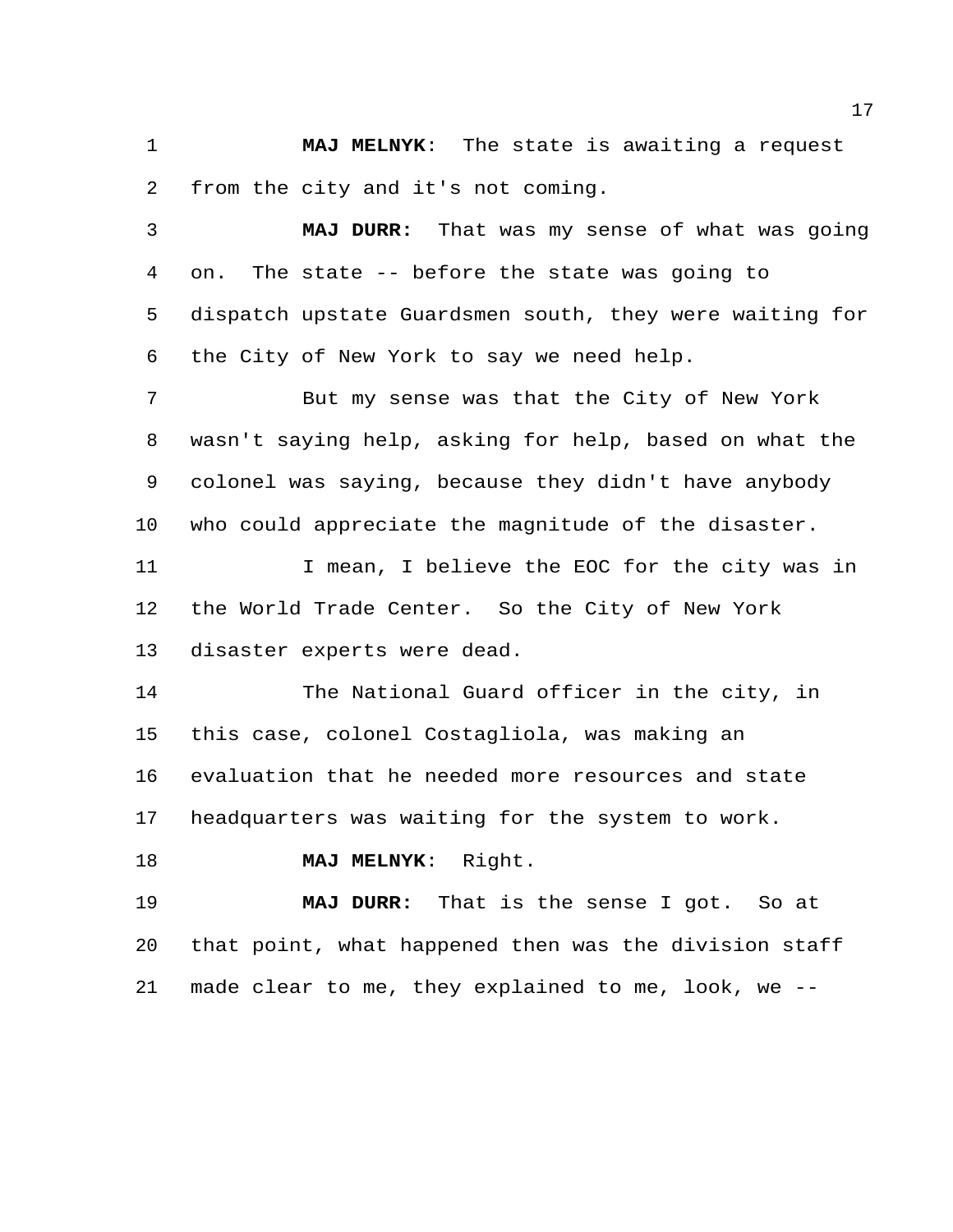**MAJ MELNYK**: The state is awaiting a request from the city and it's not coming.

**MAJ DURR:** That was my sense of what was going on. The state -- before the state was going to dispatch upstate Guardsmen south, they were waiting for the City of New York to say we need help.

But my sense was that the City of New York wasn't saying help, asking for help, based on what the colonel was saying, because they didn't have anybody who could appreciate the magnitude of the disaster.

I mean, I believe the EOC for the city was in the World Trade Center. So the City of New York disaster experts were dead.

The National Guard officer in the city, in this case, colonel Costagliola, was making an evaluation that he needed more resources and state headquarters was waiting for the system to work.

**MAJ MELNYK**: Right.

**MAJ DURR:** That is the sense I got. So at that point, what happened then was the division staff made clear to me, they explained to me, look, we --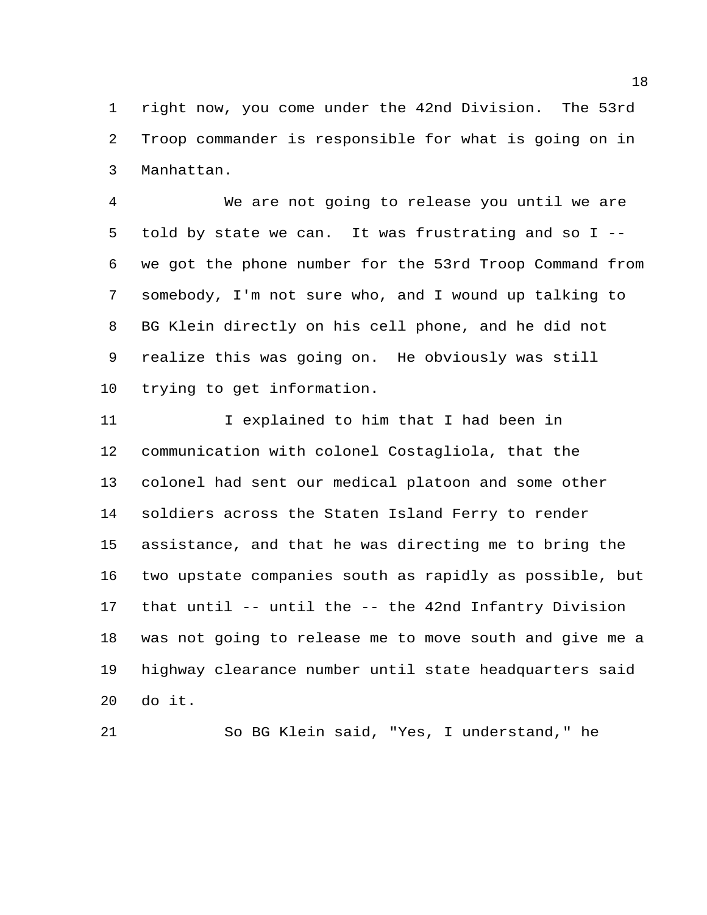right now, you come under the 42nd Division. The 53rd Troop commander is responsible for what is going on in Manhattan.

We are not going to release you until we are told by state we can. It was frustrating and so I -- we got the phone number for the 53rd Troop Command from somebody, I'm not sure who, and I wound up talking to BG Klein directly on his cell phone, and he did not realize this was going on. He obviously was still trying to get information.

I explained to him that I had been in communication with colonel Costagliola, that the colonel had sent our medical platoon and some other soldiers across the Staten Island Ferry to render assistance, and that he was directing me to bring the two upstate companies south as rapidly as possible, but that until -- until the -- the 42nd Infantry Division was not going to release me to move south and give me a highway clearance number until state headquarters said do it.

So BG Klein said, "Yes, I understand," he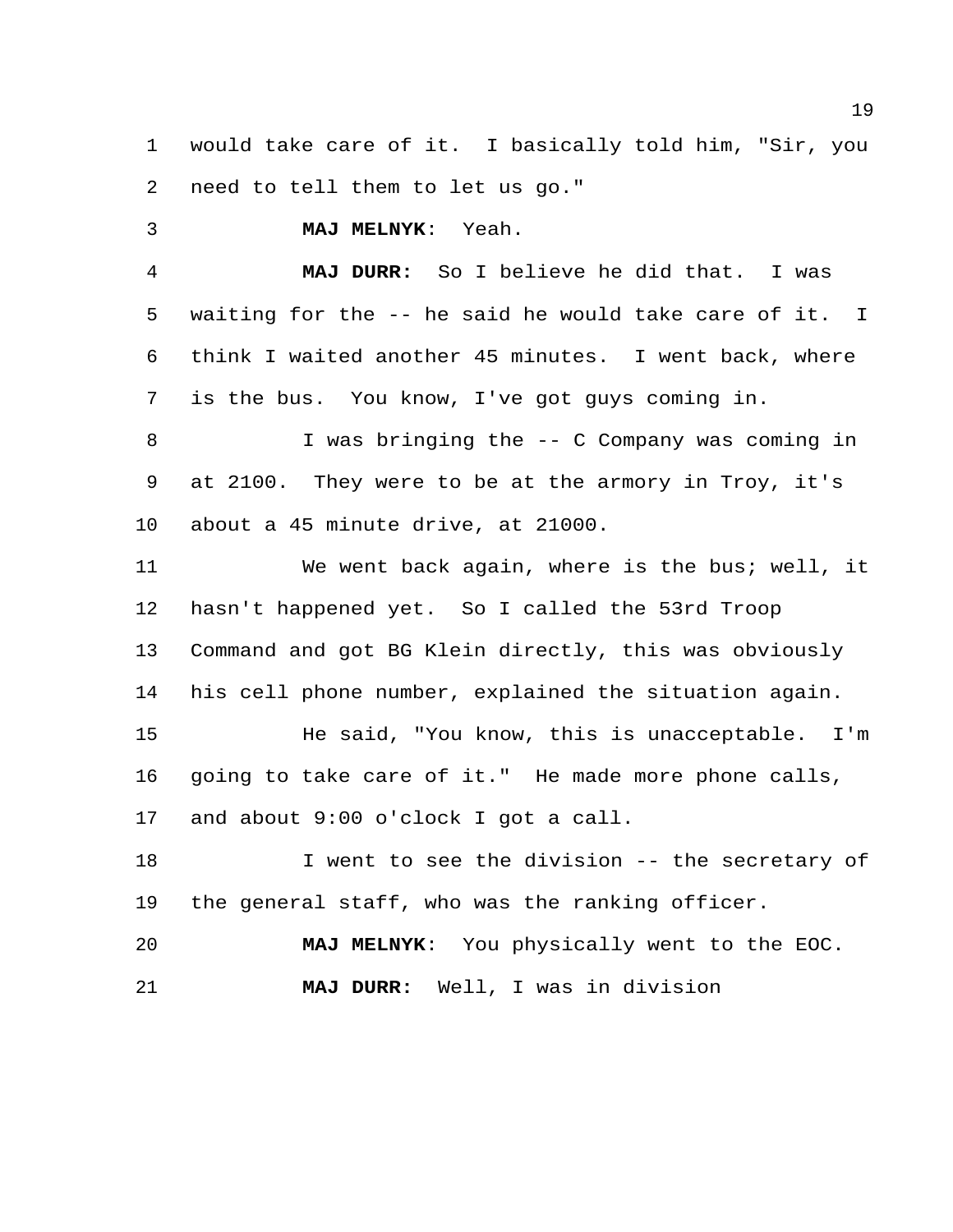would take care of it. I basically told him, "Sir, you need to tell them to let us go."

**MAJ MELNYK**: Yeah.

**MAJ DURR:** So I believe he did that. I was waiting for the -- he said he would take care of it. I think I waited another 45 minutes. I went back, where is the bus. You know, I've got guys coming in.

I was bringing the -- C Company was coming in at 2100. They were to be at the armory in Troy, it's about a 45 minute drive, at 21000.

We went back again, where is the bus; well, it hasn't happened yet. So I called the 53rd Troop Command and got BG Klein directly, this was obviously his cell phone number, explained the situation again.

He said, "You know, this is unacceptable. I'm going to take care of it." He made more phone calls, and about 9:00 o'clock I got a call.

I went to see the division -- the secretary of the general staff, who was the ranking officer.

**MAJ MELNYK**: You physically went to the EOC.

**MAJ DURR:** Well, I was in division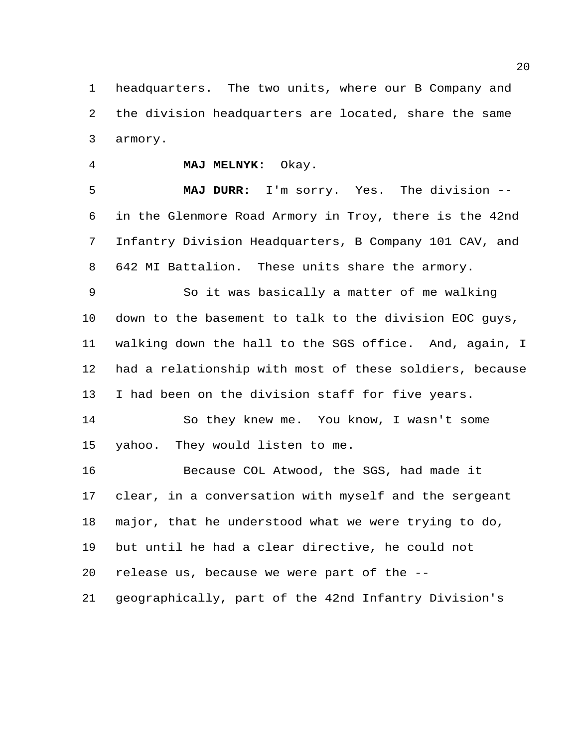headquarters. The two units, where our B Company and the division headquarters are located, share the same armory.

**MAJ MELNYK:** Okay.

**MAJ DURR:** I'm sorry. Yes. The division -- in the Glenmore Road Armory in Troy, there is the 42nd Infantry Division Headquarters, B Company 101 CAV, and 642 MI Battalion. These units share the armory.

So it was basically a matter of me walking down to the basement to talk to the division EOC guys, walking down the hall to the SGS office. And, again, I had a relationship with most of these soldiers, because I had been on the division staff for five years.

So they knew me. You know, I wasn't some yahoo. They would listen to me.

Because COL Atwood, the SGS, had made it clear, in a conversation with myself and the sergeant major, that he understood what we were trying to do, but until he had a clear directive, he could not release us, because we were part of the -- geographically, part of the 42nd Infantry Division's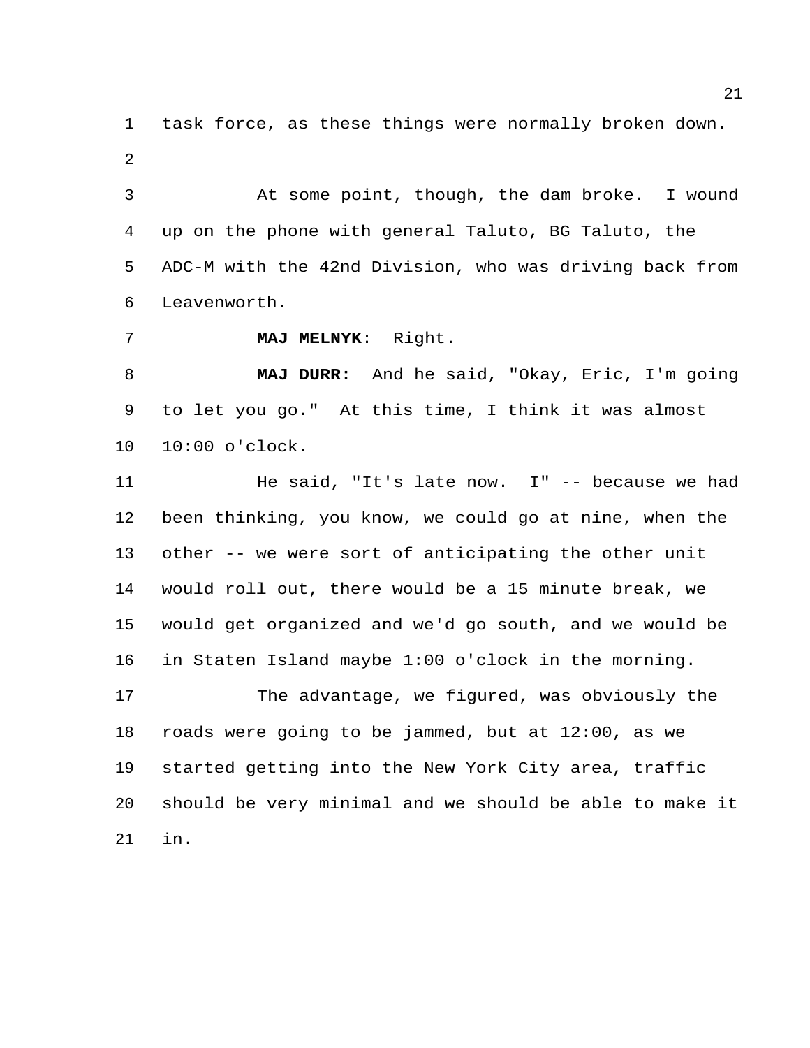task force, as these things were normally broken down.

At some point, though, the dam broke. I wound up on the phone with general Taluto, BG Taluto, the ADC-M with the 42nd Division, who was driving back from Leavenworth.

**MAJ MELNYK:** Right.

**MAJ DURR:** And he said, "Okay, Eric, I'm going to let you go." At this time, I think it was almost 10:00 o'clock.

He said, "It's late now. I" -- because we had been thinking, you know, we could go at nine, when the other -- we were sort of anticipating the other unit would roll out, there would be a 15 minute break, we would get organized and we'd go south, and we would be in Staten Island maybe 1:00 o'clock in the morning.

The advantage, we figured, was obviously the roads were going to be jammed, but at 12:00, as we started getting into the New York City area, traffic should be very minimal and we should be able to make it in.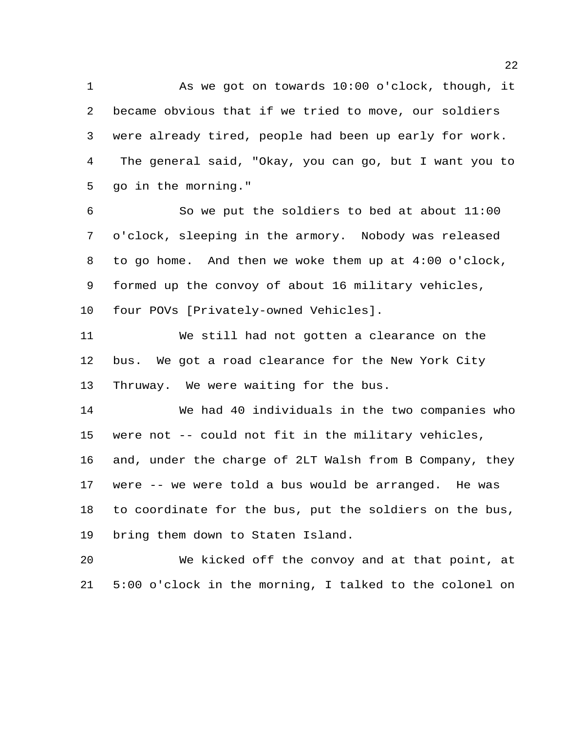As we got on towards 10:00 o'clock, though, it became obvious that if we tried to move, our soldiers were already tired, people had been up early for work. The general said, "Okay, you can go, but I want you to go in the morning."

So we put the soldiers to bed at about 11:00 o'clock, sleeping in the armory. Nobody was released to go home. And then we woke them up at 4:00 o'clock, formed up the convoy of about 16 military vehicles, four POVs [Privately-owned Vehicles].

We still had not gotten a clearance on the bus. We got a road clearance for the New York City Thruway. We were waiting for the bus.

We had 40 individuals in the two companies who were not -- could not fit in the military vehicles, and, under the charge of 2LT Walsh from B Company, they were -- we were told a bus would be arranged. He was to coordinate for the bus, put the soldiers on the bus, bring them down to Staten Island.

We kicked off the convoy and at that point, at 5:00 o'clock in the morning, I talked to the colonel on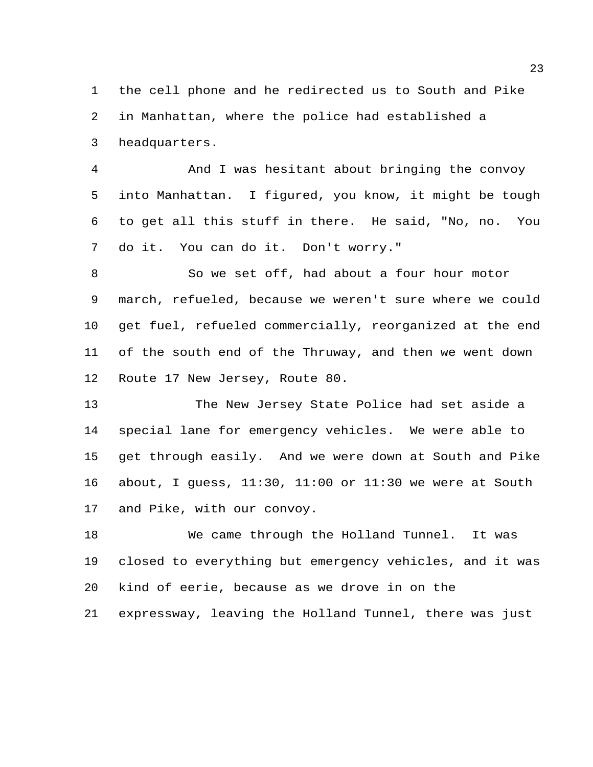the cell phone and he redirected us to South and Pike in Manhattan, where the police had established a headquarters.

And I was hesitant about bringing the convoy into Manhattan. I figured, you know, it might be tough to get all this stuff in there. He said, "No, no. You do it. You can do it. Don't worry."

So we set off, had about a four hour motor march, refueled, because we weren't sure where we could get fuel, refueled commercially, reorganized at the end of the south end of the Thruway, and then we went down Route 17 New Jersey, Route 80.

The New Jersey State Police had set aside a special lane for emergency vehicles. We were able to get through easily. And we were down at South and Pike about, I guess, 11:30, 11:00 or 11:30 we were at South and Pike, with our convoy.

We came through the Holland Tunnel. It was closed to everything but emergency vehicles, and it was kind of eerie, because as we drove in on the expressway, leaving the Holland Tunnel, there was just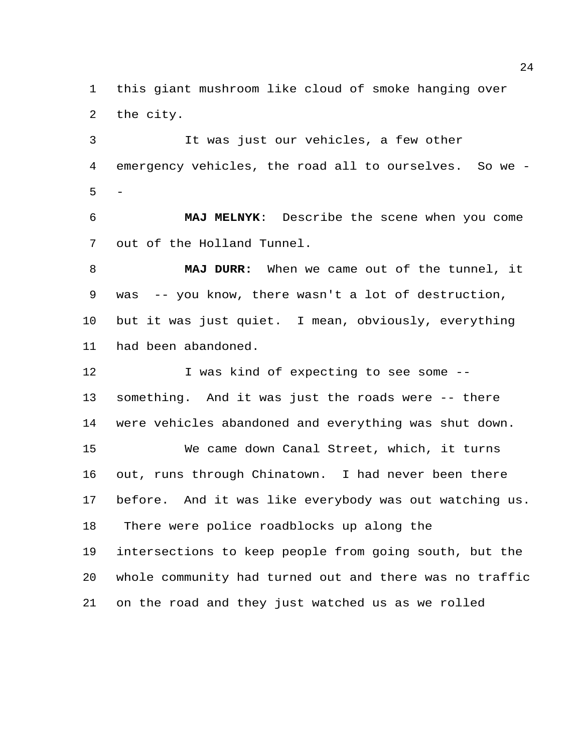this giant mushroom like cloud of smoke hanging over the city.

It was just our vehicles, a few other emergency vehicles, the road all to ourselves. So we --

**MAJ MELNYK**: Describe the scene when you come out of the Holland Tunnel.

**MAJ DURR:** When we came out of the tunnel, it was -- you know, there wasn't a lot of destruction, but it was just quiet. I mean, obviously, everything had been abandoned.

I was kind of expecting to see some -- something. And it was just the roads were -- there were vehicles abandoned and everything was shut down.

We came down Canal Street, which, it turns out, runs through Chinatown. I had never been there before. And it was like everybody was out watching us. There were police roadblocks up along the intersections to keep people from going south, but the whole community had turned out and there was no traffic on the road and they just watched us as we rolled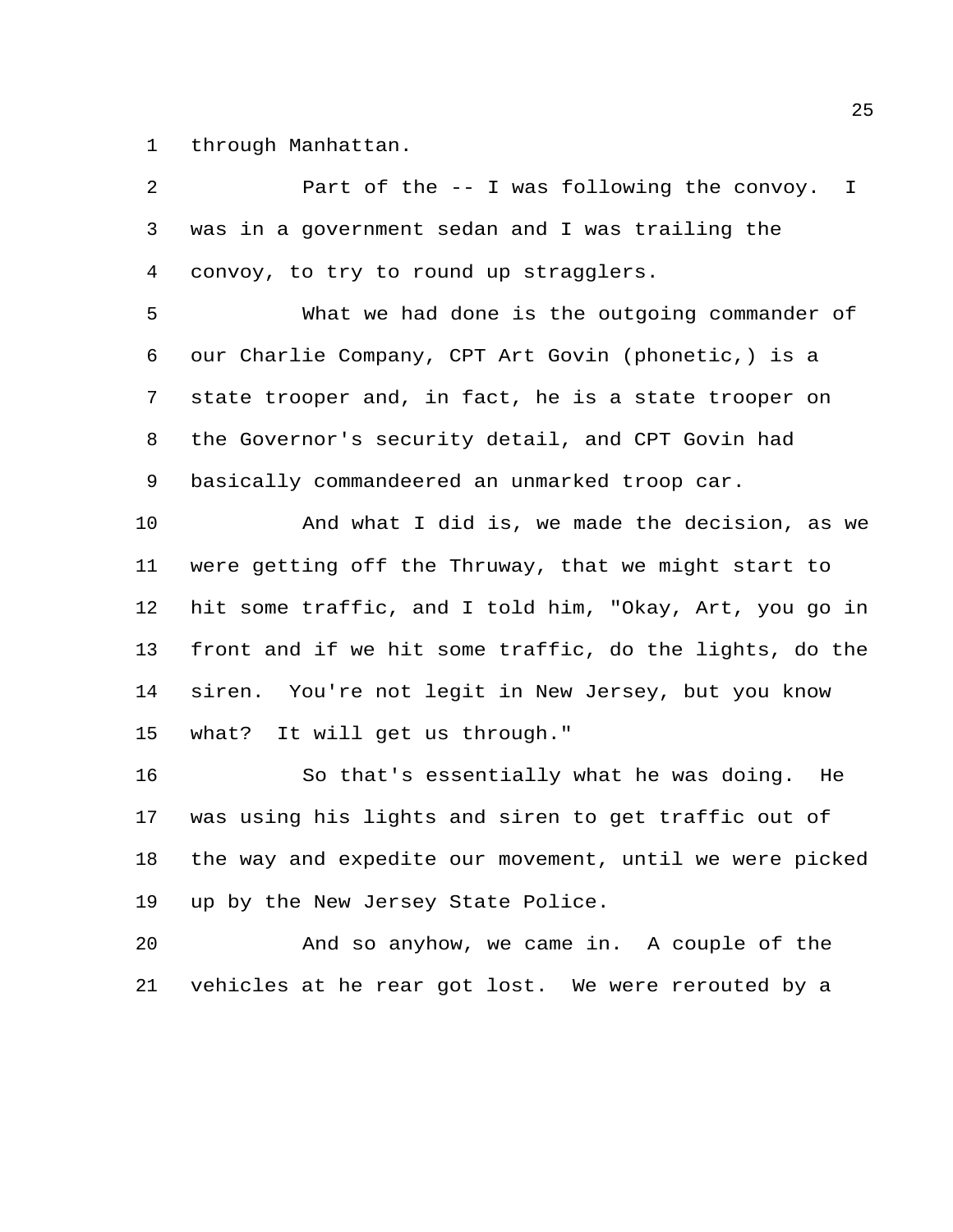through Manhattan.

Part of the -- I was following the convoy. I was in a government sedan and I was trailing the convoy, to try to round up stragglers.

What we had done is the outgoing commander of our Charlie Company, CPT Art Govin (phonetic,) is a state trooper and, in fact, he is a state trooper on the Governor's security detail, and CPT Govin had basically commandeered an unmarked troop car.

And what I did is, we made the decision, as we were getting off the Thruway, that we might start to hit some traffic, and I told him, "Okay, Art, you go in front and if we hit some traffic, do the lights, do the siren. You're not legit in New Jersey, but you know what? It will get us through."

So that's essentially what he was doing. He was using his lights and siren to get traffic out of the way and expedite our movement, until we were picked up by the New Jersey State Police.

And so anyhow, we came in. A couple of the vehicles at he rear got lost. We were rerouted by a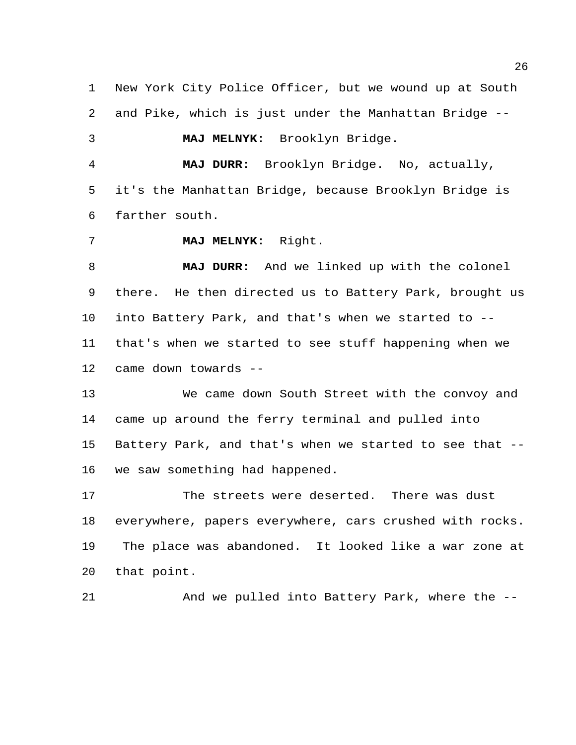New York City Police Officer, but we wound up at South and Pike, which is just under the Manhattan Bridge --

**MAJ MELNYK**: Brooklyn Bridge.

**MAJ DURR:** Brooklyn Bridge. No, actually, it's the Manhattan Bridge, because Brooklyn Bridge is farther south.

**MAJ MELNYK**: Right.

**MAJ DURR:** And we linked up with the colonel there. He then directed us to Battery Park, brought us into Battery Park, and that's when we started to -- that's when we started to see stuff happening when we came down towards --

We came down South Street with the convoy and came up around the ferry terminal and pulled into Battery Park, and that's when we started to see that -- we saw something had happened.

The streets were deserted. There was dust everywhere, papers everywhere, cars crushed with rocks. The place was abandoned. It looked like a war zone at that point.

And we pulled into Battery Park, where the --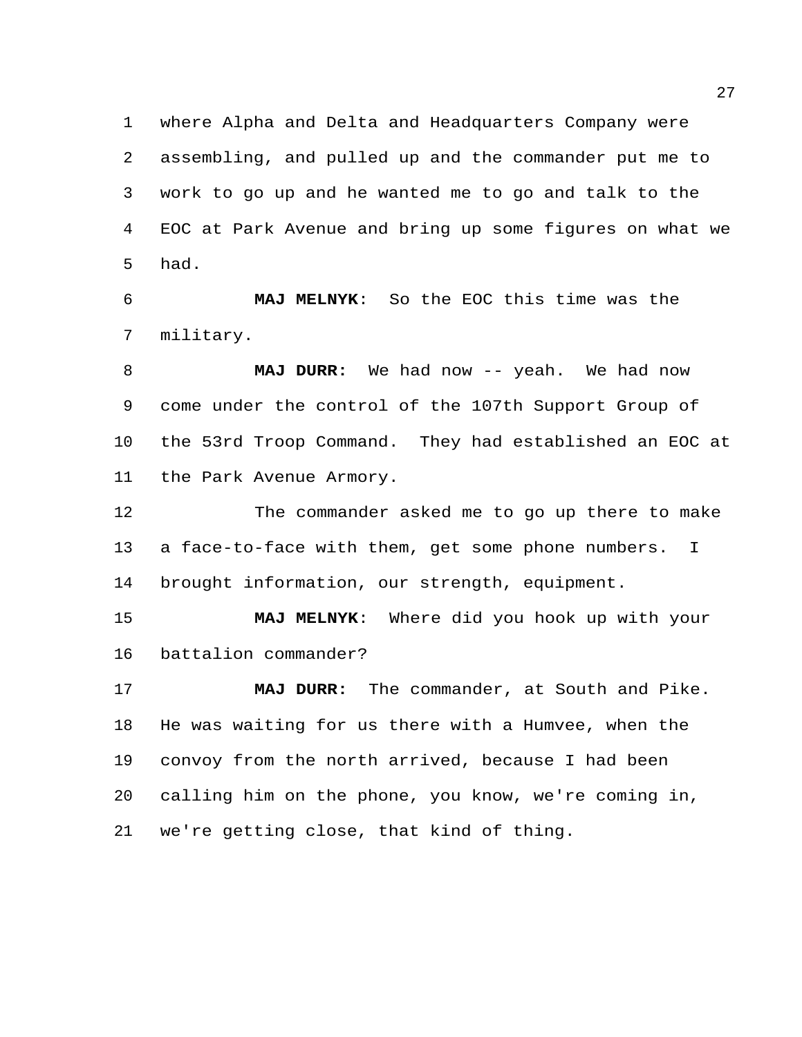where Alpha and Delta and Headquarters Company were assembling, and pulled up and the commander put me to work to go up and he wanted me to go and talk to the EOC at Park Avenue and bring up some figures on what we had.

**MAJ MELNYK**: So the EOC this time was the military.

**MAJ DURR:** We had now -- yeah. We had now come under the control of the 107th Support Group of the 53rd Troop Command. They had established an EOC at the Park Avenue Armory.

The commander asked me to go up there to make a face-to-face with them, get some phone numbers. I brought information, our strength, equipment.

**MAJ MELNYK**: Where did you hook up with your battalion commander?

**MAJ DURR:** The commander, at South and Pike. He was waiting for us there with a Humvee, when the convoy from the north arrived, because I had been calling him on the phone, you know, we're coming in, we're getting close, that kind of thing.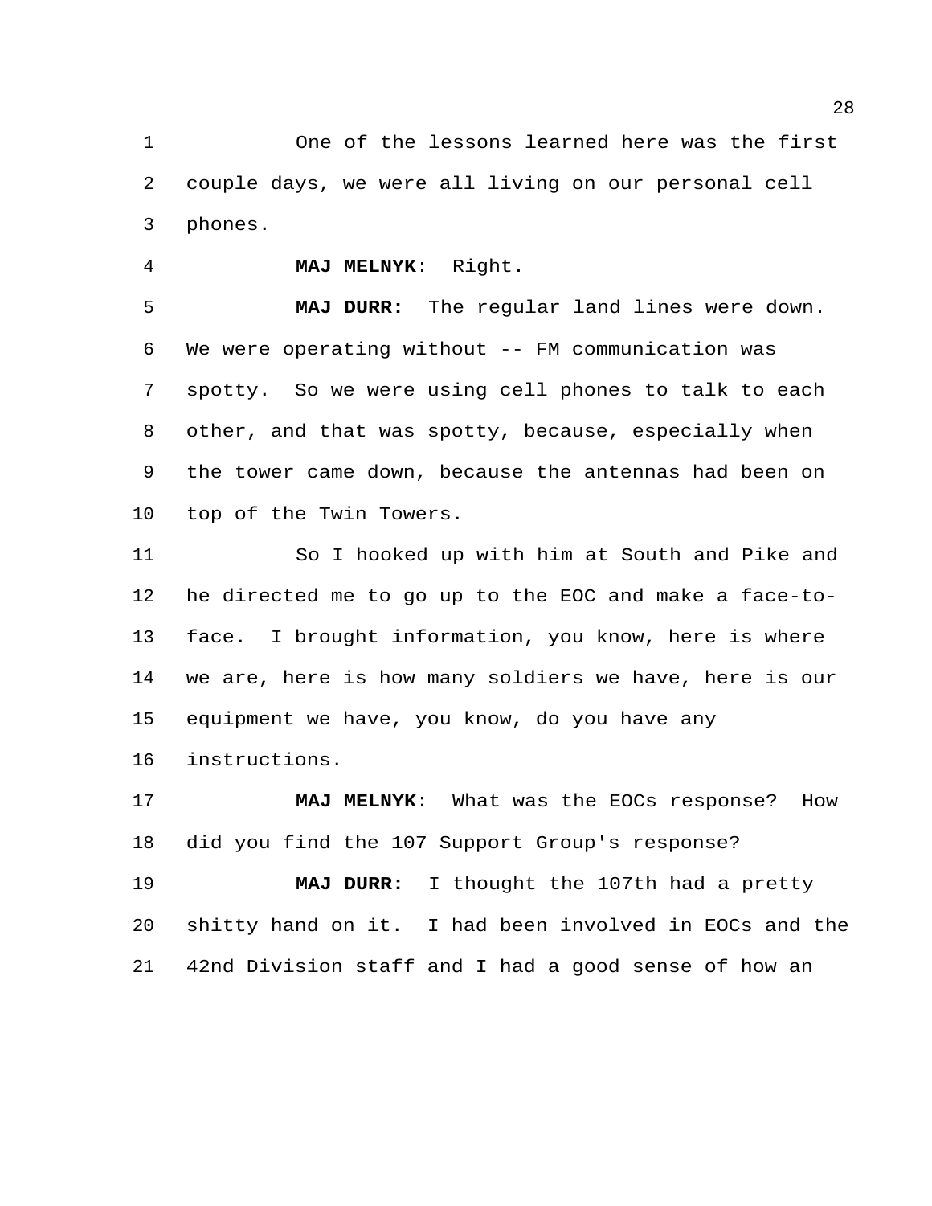One of the lessons learned here was the first couple days, we were all living on our personal cell phones.

**MAJ MELNYK**: Right.

**MAJ DURR:** The regular land lines were down. We were operating without -- FM communication was spotty. So we were using cell phones to talk to each other, and that was spotty, because, especially when the tower came down, because the antennas had been on top of the Twin Towers.

So I hooked up with him at South and Pike and he directed me to go up to the EOC and make a face-to-face. I brought information, you know, here is where we are, here is how many soldiers we have, here is our equipment we have, you know, do you have any instructions.

**MAJ MELNYK**: What was the EOCs response? How did you find the 107 Support Group's response?

**MAJ DURR:** I thought the 107th had a pretty shitty hand on it. I had been involved in EOCs and the 42nd Division staff and I had a good sense of how an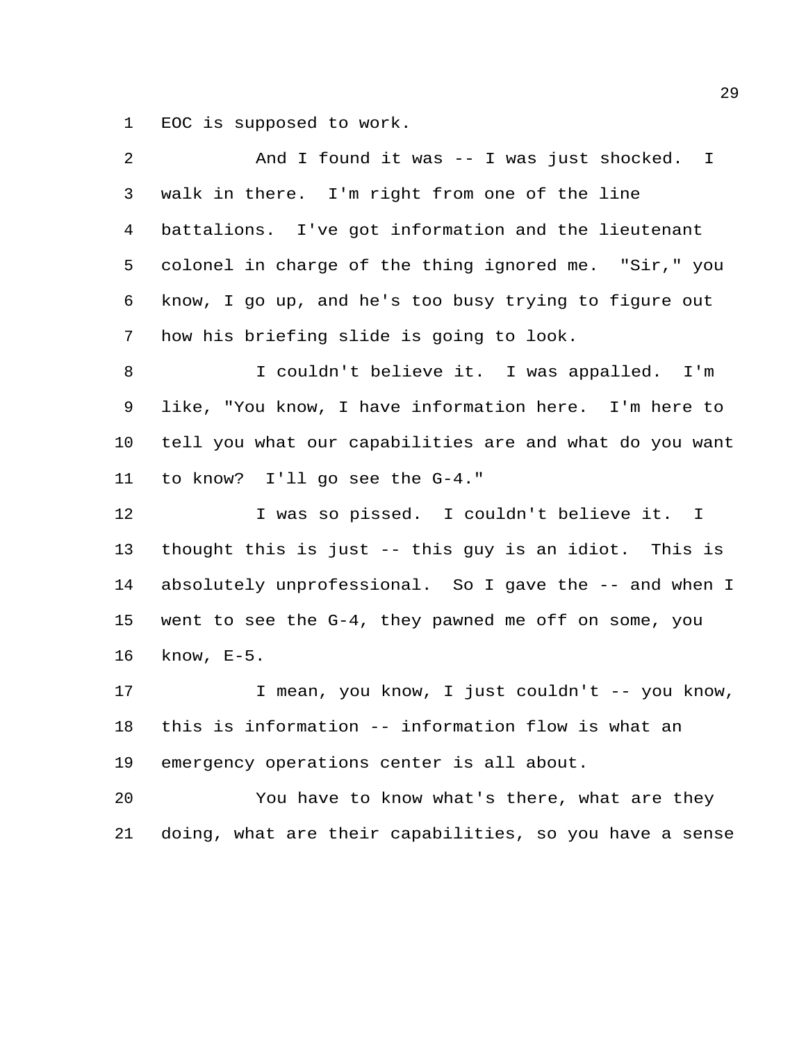EOC is supposed to work.

And I found it was -- I was just shocked. I walk in there. I'm right from one of the line battalions. I've got information and the lieutenant colonel in charge of the thing ignored me. "Sir," you know, I go up, and he's too busy trying to figure out how his briefing slide is going to look.

I couldn't believe it. I was appalled. I'm like, "You know, I have information here. I'm here to tell you what our capabilities are and what do you want to know? I'll go see the G-4."

I was so pissed. I couldn't believe it. I thought this is just -- this guy is an idiot. This is absolutely unprofessional. So I gave the -- and when I went to see the G-4, they pawned me off on some, you know, E-5.

I mean, you know, I just couldn't -- you know, this is information -- information flow is what an emergency operations center is all about.

You have to know what's there, what are they doing, what are their capabilities, so you have a sense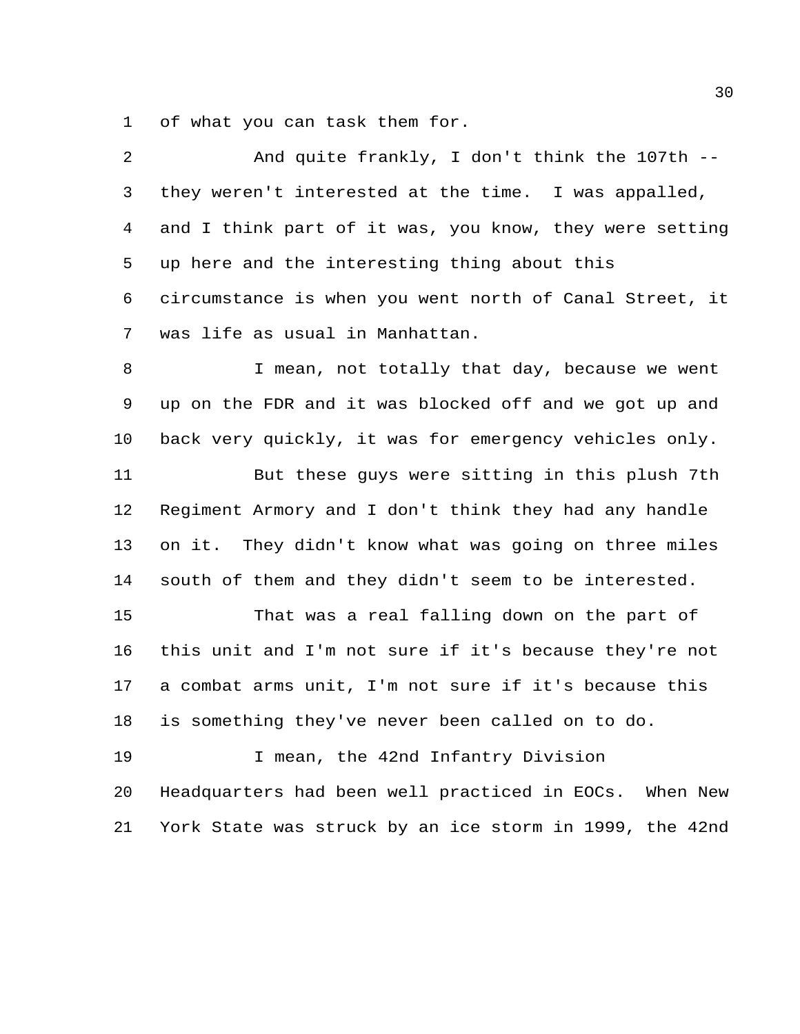of what you can task them for.

And quite frankly, I don't think the 107th -- they weren't interested at the time. I was appalled, and I think part of it was, you know, they were setting up here and the interesting thing about this circumstance is when you went north of Canal Street, it was life as usual in Manhattan.

I mean, not totally that day, because we went up on the FDR and it was blocked off and we got up and back very quickly, it was for emergency vehicles only.

But these guys were sitting in this plush 7th Regiment Armory and I don't think they had any handle on it. They didn't know what was going on three miles south of them and they didn't seem to be interested.

That was a real falling down on the part of this unit and I'm not sure if it's because they're not a combat arms unit, I'm not sure if it's because this is something they've never been called on to do.

I mean, the 42nd Infantry Division Headquarters had been well practiced in EOCs. When New York State was struck by an ice storm in 1999, the 42nd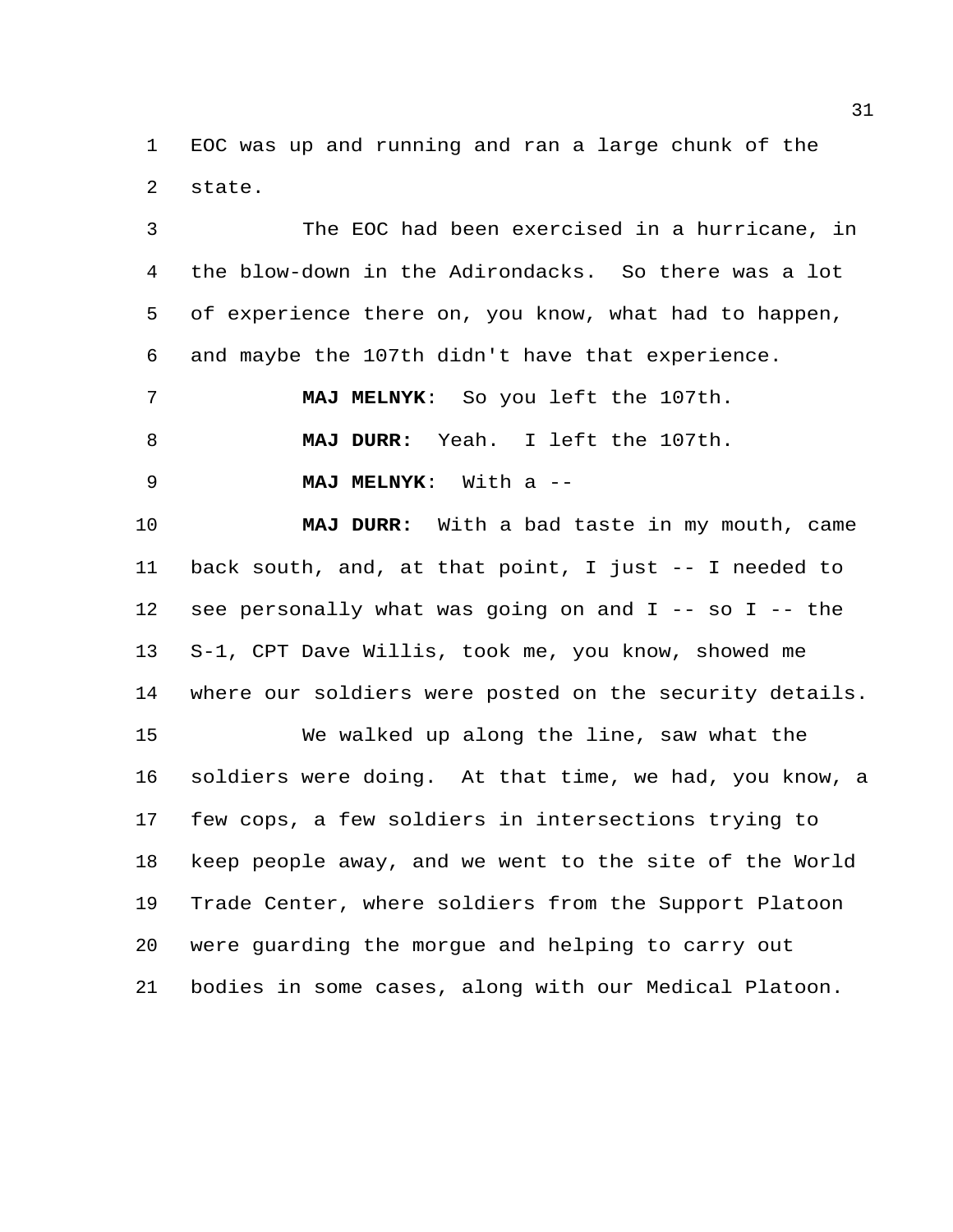EOC was up and running and ran a large chunk of the state.

The EOC had been exercised in a hurricane, in the blow-down in the Adirondacks. So there was a lot of experience there on, you know, what had to happen, and maybe the 107th didn't have that experience.

**MAJ MELNYK**: So you left the 107th.

**MAJ DURR**: Yeah. I left the 107th.

**MAJ MELNYK**: With a --

**MAJ DURR**: With a bad taste in my mouth, came back south, and, at that point, I just -- I needed to see personally what was going on and I -- so I -- the S-1, CPT Dave Willis, took me, you know, showed me where our soldiers were posted on the security details.

We walked up along the line, saw what the soldiers were doing. At that time, we had, you know, a few cops, a few soldiers in intersections trying to keep people away, and we went to the site of the World Trade Center, where soldiers from the Support Platoon were guarding the morgue and helping to carry out bodies in some cases, along with our Medical Platoon.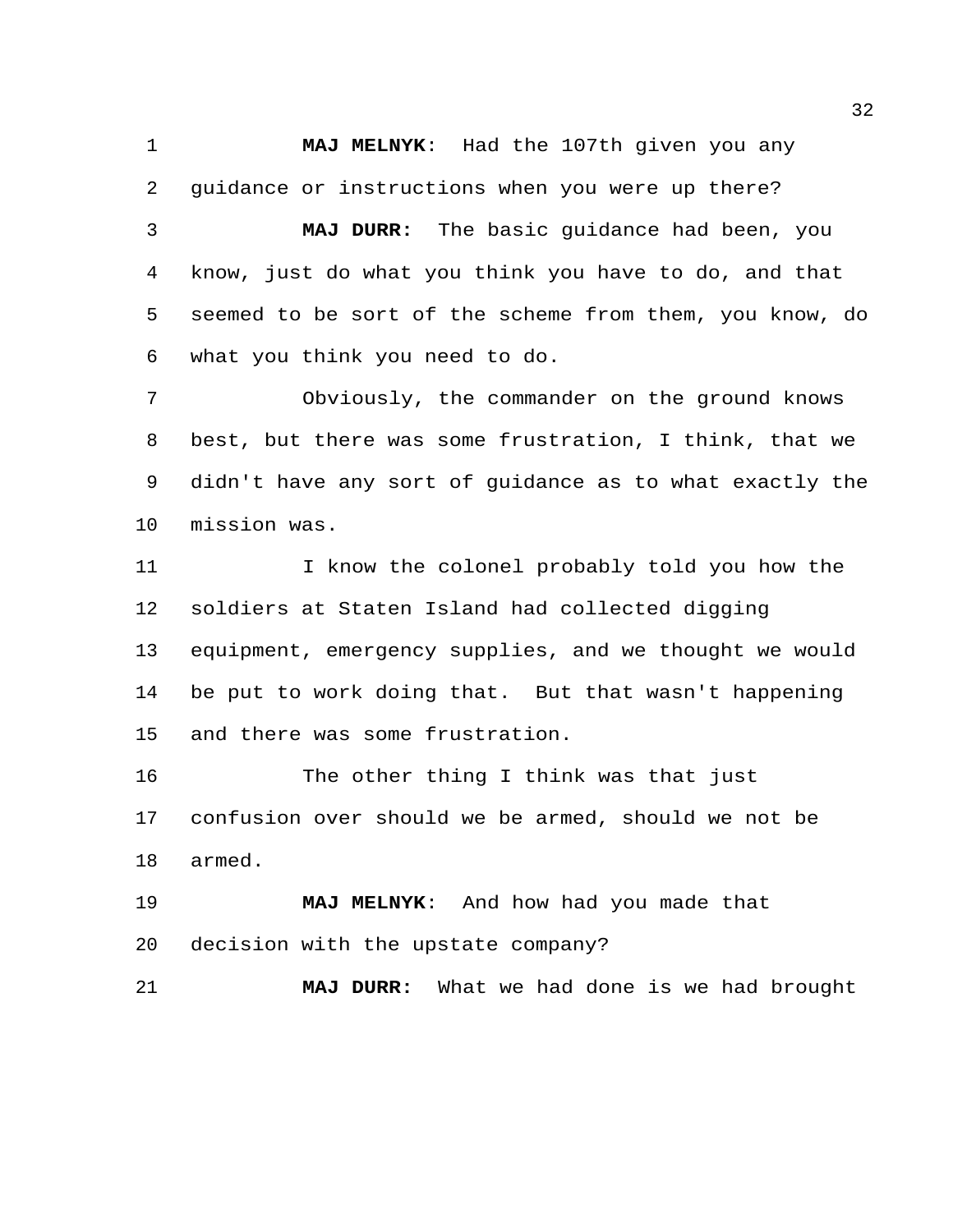**MAJ MELNYK**: Had the 107th given you any guidance or instructions when you were up there?

**MAJ DURR:** The basic guidance had been, you know, just do what you think you have to do, and that seemed to be sort of the scheme from them, you know, do what you think you need to do.

Obviously, the commander on the ground knows best, but there was some frustration, I think, that we didn't have any sort of guidance as to what exactly the mission was.

I know the colonel probably told you how the soldiers at Staten Island had collected digging equipment, emergency supplies, and we thought we would be put to work doing that. But that wasn't happening and there was some frustration.

The other thing I think was that just confusion over should we be armed, should we not be armed.

**MAJ MELNYK**: And how had you made that decision with the upstate company?

**MAJ DURR:** What we had done is we had brought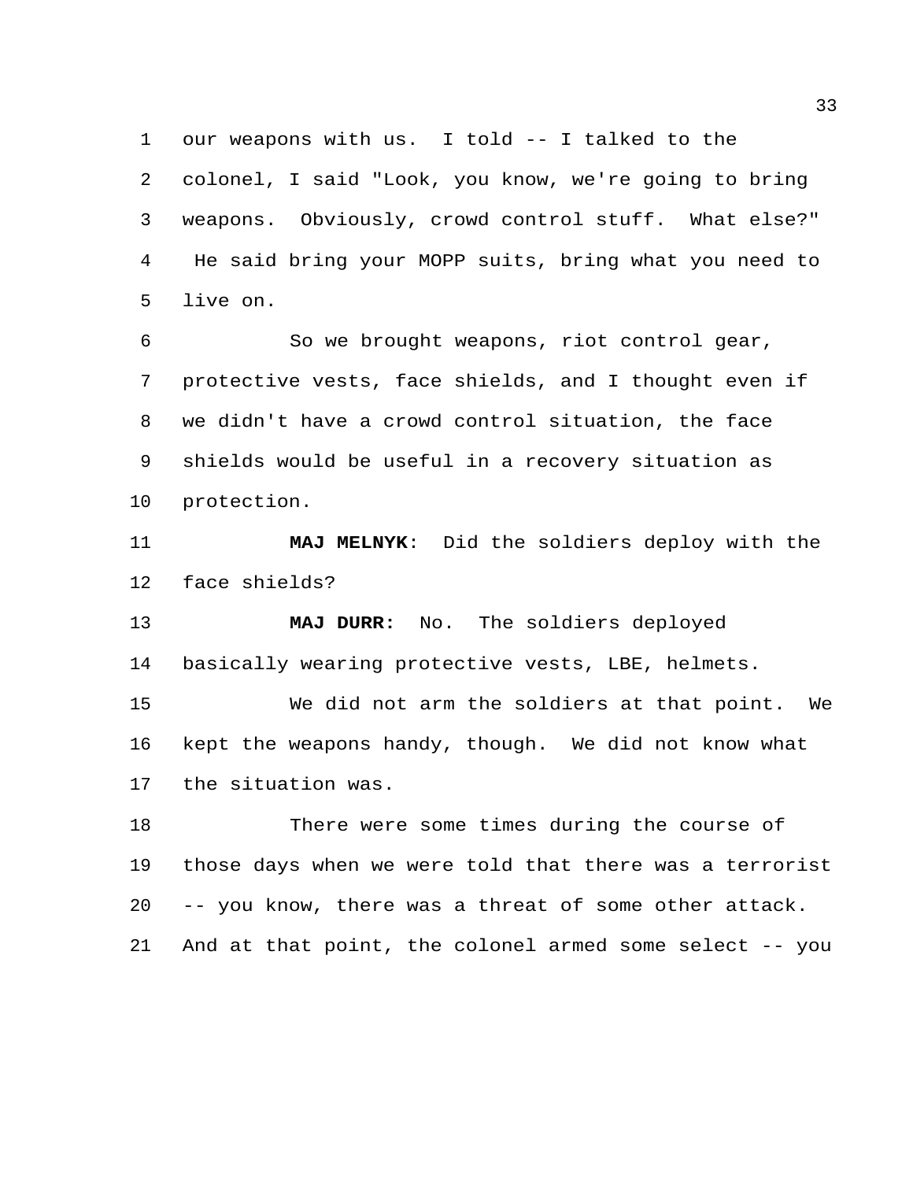our weapons with us. I told -- I talked to the colonel, I said "Look, you know, we're going to bring weapons. Obviously, crowd control stuff. What else?" He said bring your MOPP suits, bring what you need to live on.

So we brought weapons, riot control gear, protective vests, face shields, and I thought even if we didn't have a crowd control situation, the face shields would be useful in a recovery situation as protection.

**MAJ MELNYK**: Did the soldiers deploy with the face shields?

**MAJ DURR:** No. The soldiers deployed basically wearing protective vests, LBE, helmets.

We did not arm the soldiers at that point. We kept the weapons handy, though. We did not know what the situation was.

There were some times during the course of those days when we were told that there was a terrorist -- you know, there was a threat of some other attack. And at that point, the colonel armed some select -- you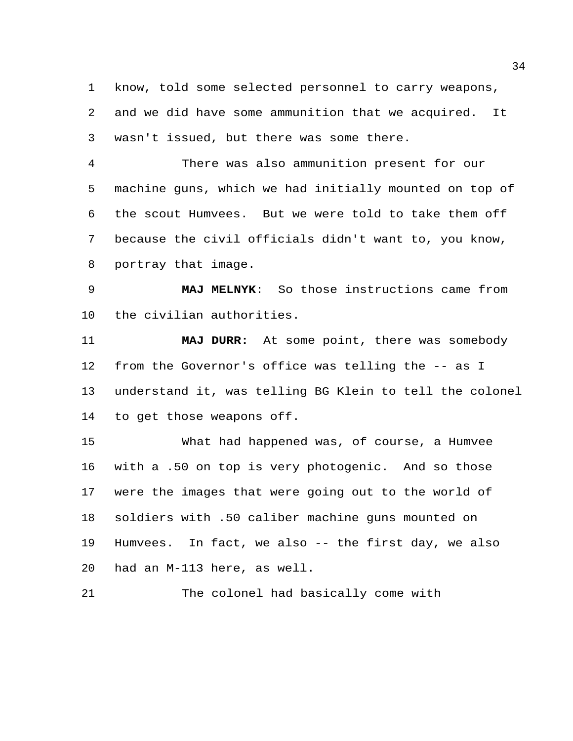know, told some selected personnel to carry weapons, and we did have some ammunition that we acquired. It wasn't issued, but there was some there.

There was also ammunition present for our machine guns, which we had initially mounted on top of the scout Humvees. But we were told to take them off because the civil officials didn't want to, you know, portray that image.

**MAJ MELNYK**: So those instructions came from the civilian authorities.

**MAJ DURR:** At some point, there was somebody from the Governor's office was telling the -- as I understand it, was telling BG Klein to tell the colonel to get those weapons off.

What had happened was, of course, a Humvee with a .50 on top is very photogenic. And so those were the images that were going out to the world of soldiers with .50 caliber machine guns mounted on Humvees. In fact, we also -- the first day, we also had an M-113 here, as well.

The colonel had basically come with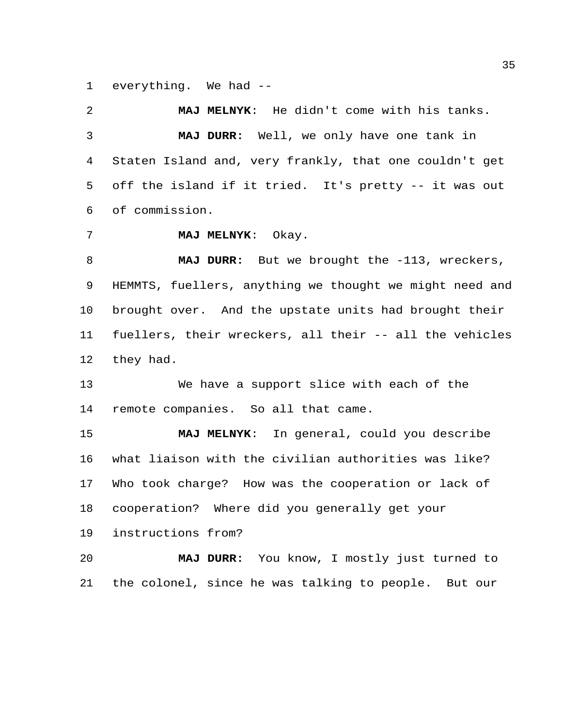everything. We had --

**MAJ MELNYK**: He didn't come with his tanks.

**MAJ DURR:** Well, we only have one tank in Staten Island and, very frankly, that one couldn't get off the island if it tried. It's pretty -- it was out of commission.

**MAJ MELNYK**: Okay.

**MAJ DURR:** But we brought the -113, wreckers, HEMMTS, fuellers, anything we thought we might need and brought over. And the upstate units had brought their fuellers, their wreckers, all their -- all the vehicles they had.

We have a support slice with each of the remote companies. So all that came.

**MAJ MELNYK**: In general, could you describe what liaison with the civilian authorities was like? Who took charge? How was the cooperation or lack of cooperation? Where did you generally get your instructions from?

**MAJ DURR:** You know, I mostly just turned to the colonel, since he was talking to people. But our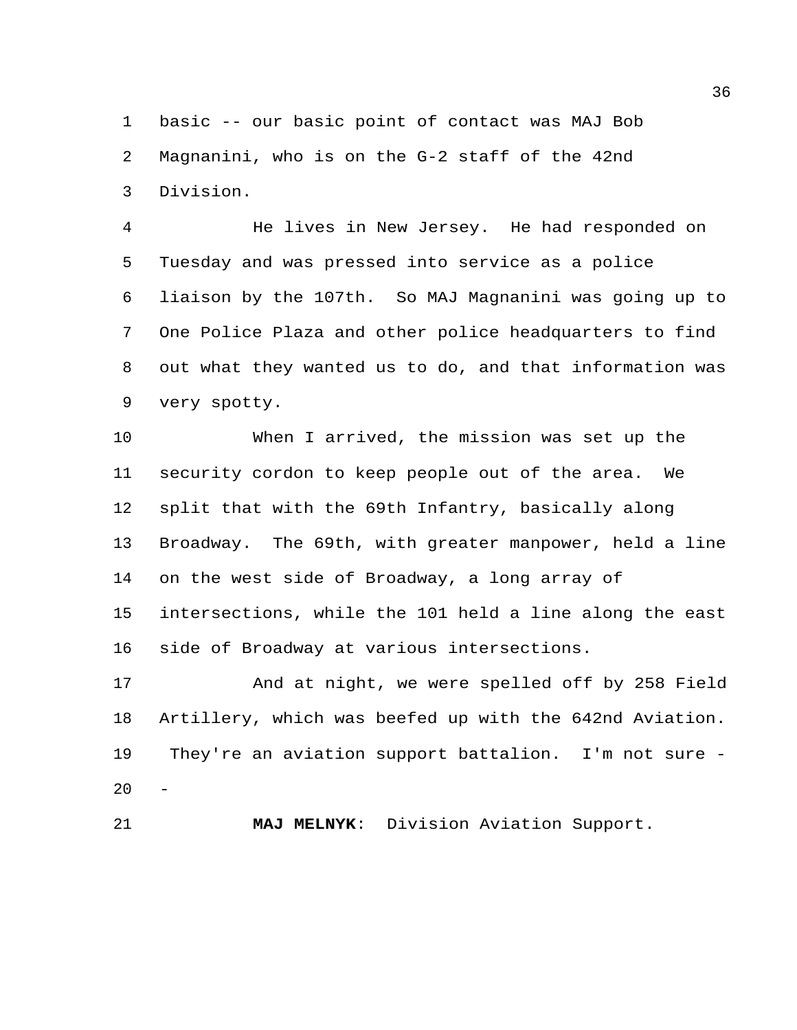basic -- our basic point of contact was MAJ Bob Magnanini, who is on the G-2 staff of the 42nd Division.

He lives in New Jersey. He had responded on Tuesday and was pressed into service as a police liaison by the 107th. So MAJ Magnanini was going up to One Police Plaza and other police headquarters to find out what they wanted us to do, and that information was very spotty.

When I arrived, the mission was set up the security cordon to keep people out of the area. We split that with the 69th Infantry, basically along Broadway. The 69th, with greater manpower, held a line on the west side of Broadway, a long array of intersections, while the 101 held a line along the east side of Broadway at various intersections.

And at night, we were spelled off by 258 Field Artillery, which was beefed up with the 642nd Aviation. They're an aviation support battalion. I'm not sure --

**MAJ MELNYK**: Division Aviation Support.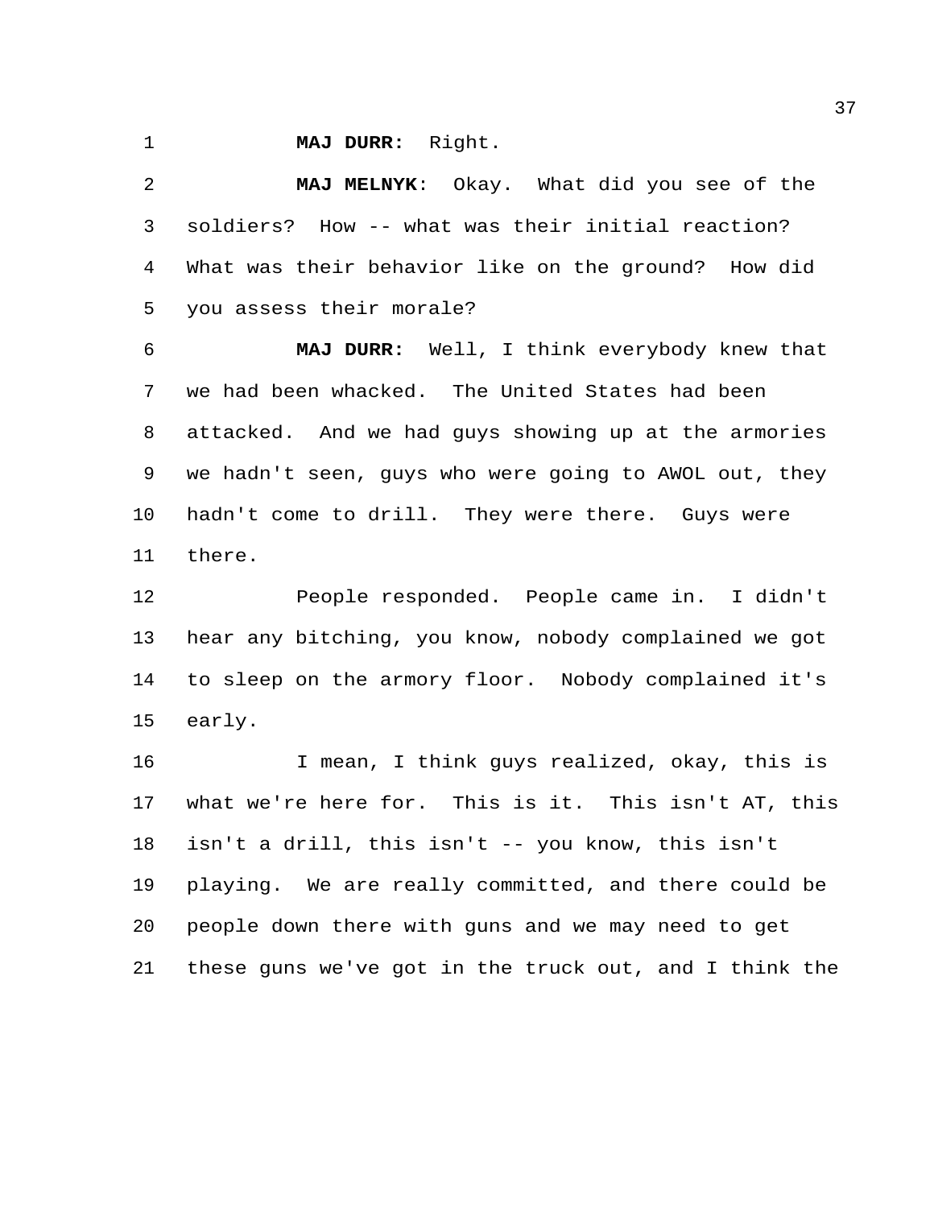**MAJ DURR:** Right.

**MAJ MELNYK**: Okay. What did you see of the soldiers? How -- what was their initial reaction? What was their behavior like on the ground? How did you assess their morale?

**MAJ DURR:** Well, I think everybody knew that we had been whacked. The United States had been attacked. And we had guys showing up at the armories we hadn't seen, guys who were going to AWOL out, they hadn't come to drill. They were there. Guys were there.

People responded. People came in. I didn't hear any bitching, you know, nobody complained we got to sleep on the armory floor. Nobody complained it's early.

I mean, I think guys realized, okay, this is what we're here for. This is it. This isn't AT, this isn't a drill, this isn't -- you know, this isn't playing. We are really committed, and there could be people down there with guns and we may need to get these guns we've got in the truck out, and I think the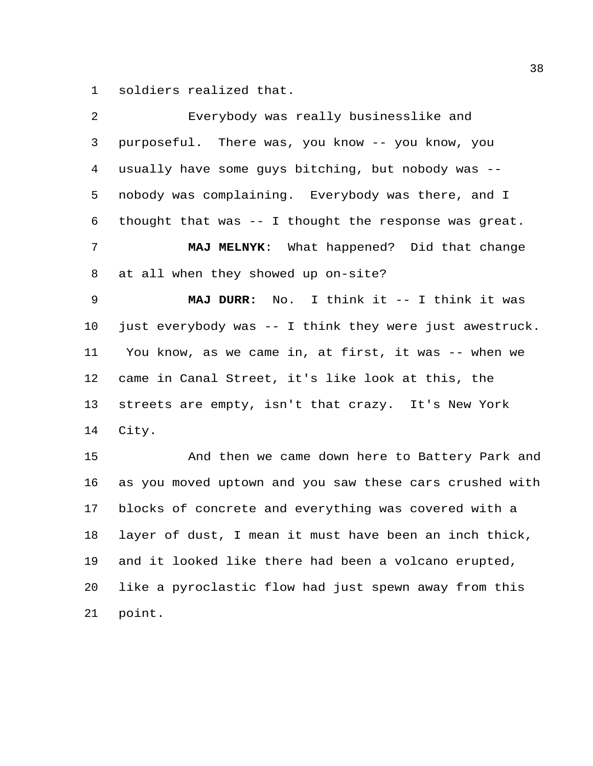soldiers realized that.

Everybody was really businesslike and purposeful. There was, you know -- you know, you usually have some guys bitching, but nobody was -- nobody was complaining. Everybody was there, and I thought that was -- I thought the response was great.

**MAJ MELNYK**: What happened? Did that change at all when they showed up on-site?

**MAJ DURR:** No. I think it -- I think it was just everybody was -- I think they were just awestruck. You know, as we came in, at first, it was -- when we came in Canal Street, it's like look at this, the streets are empty, isn't that crazy. It's New York City.

And then we came down here to Battery Park and as you moved uptown and you saw these cars crushed with blocks of concrete and everything was covered with a layer of dust, I mean it must have been an inch thick, and it looked like there had been a volcano erupted, like a pyroclastic flow had just spewn away from this point.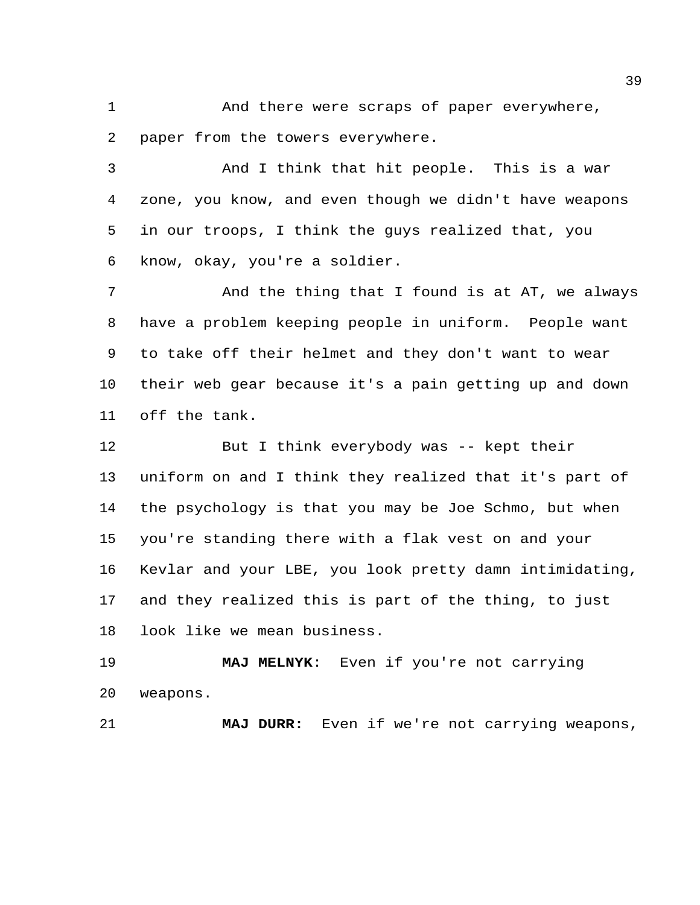And there were scraps of paper everywhere, paper from the towers everywhere.

And I think that hit people. This is a war zone, you know, and even though we didn't have weapons in our troops, I think the guys realized that, you know, okay, you're a soldier.

And the thing that I found is at AT, we always have a problem keeping people in uniform. People want to take off their helmet and they don't want to wear their web gear because it's a pain getting up and down off the tank.

But I think everybody was -- kept their uniform on and I think they realized that it's part of the psychology is that you may be Joe Schmo, but when you're standing there with a flak vest on and your Kevlar and your LBE, you look pretty damn intimidating, and they realized this is part of the thing, to just look like we mean business.

**MAJ MELNYK**: Even if you're not carrying weapons.

**MAJ DURR:** Even if we're not carrying weapons,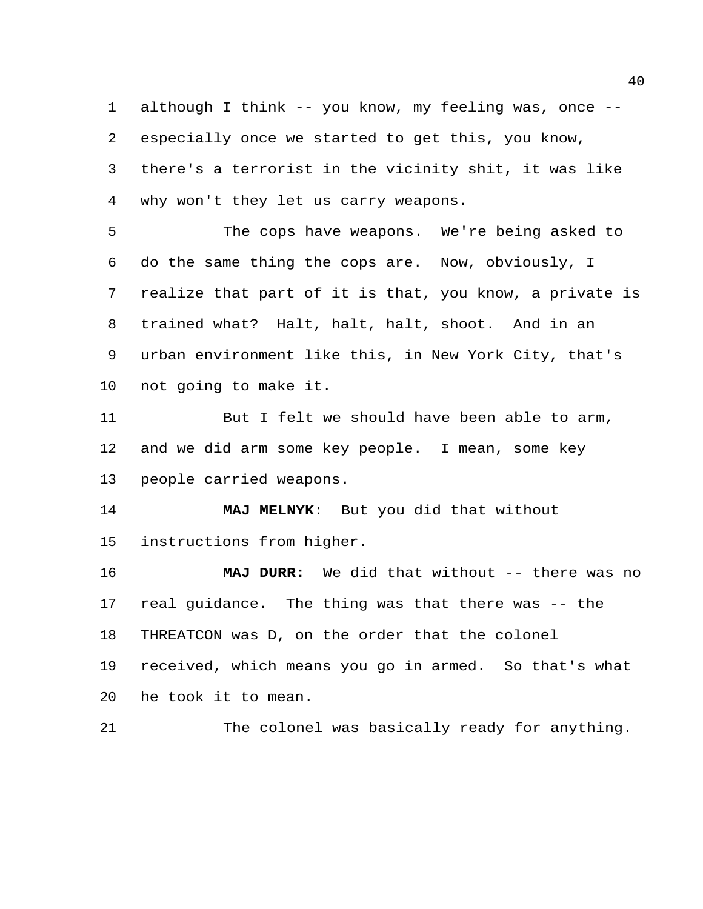although I think -- you know, my feeling was, once -- especially once we started to get this, you know, there's a terrorist in the vicinity shit, it was like why won't they let us carry weapons.

The cops have weapons. We're being asked to do the same thing the cops are. Now, obviously, I realize that part of it is that, you know, a private is trained what? Halt, halt, halt, shoot. And in an urban environment like this, in New York City, that's not going to make it.

But I felt we should have been able to arm, and we did arm some key people. I mean, some key people carried weapons.

**MAJ MELNYK**: But you did that without instructions from higher.

**MAJ DURR:** We did that without -- there was no real guidance. The thing was that there was -- the THREATCON was D, on the order that the colonel received, which means you go in armed. So that's what he took it to mean.

The colonel was basically ready for anything.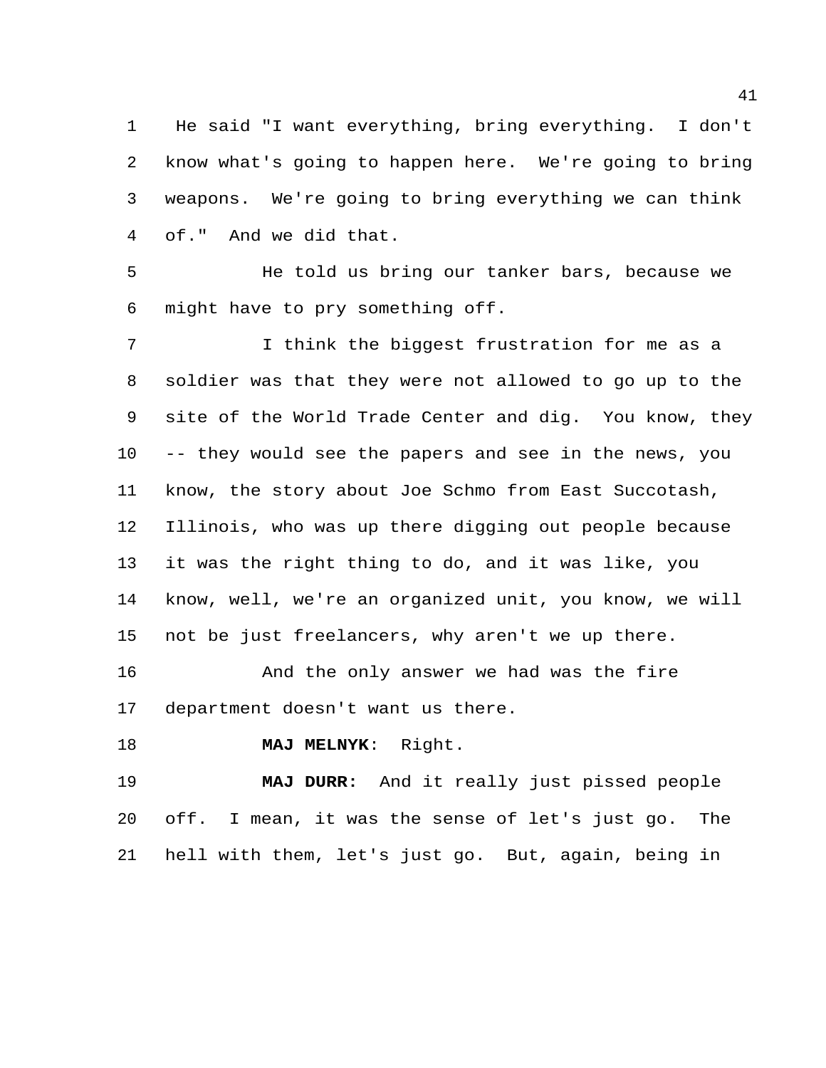He said "I want everything, bring everything. I don't know what's going to happen here. We're going to bring weapons. We're going to bring everything we can think of." And we did that.

He told us bring our tanker bars, because we might have to pry something off.

I think the biggest frustration for me as a soldier was that they were not allowed to go up to the site of the World Trade Center and dig. You know, they -- they would see the papers and see in the news, you know, the story about Joe Schmo from East Succotash, Illinois, who was up there digging out people because it was the right thing to do, and it was like, you know, well, we're an organized unit, you know, we will not be just freelancers, why aren't we up there.

And the only answer we had was the fire department doesn't want us there.

**MAJ MELNYK**: Right.

**MAJ DURR:** And it really just pissed people off. I mean, it was the sense of let's just go. The hell with them, let's just go. But, again, being in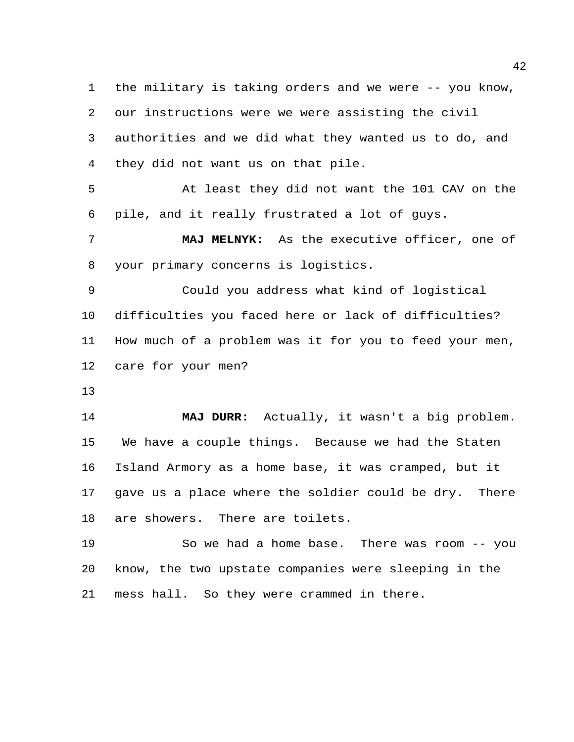the military is taking orders and we were -- you know, our instructions were we were assisting the civil authorities and we did what they wanted us to do, and they did not want us on that pile.

At least they did not want the 101 CAV on the pile, and it really frustrated a lot of guys.

**MAJ MELNYK**: As the executive officer, one of your primary concerns is logistics.

Could you address what kind of logistical difficulties you faced here or lack of difficulties? How much of a problem was it for you to feed your men, care for your men?

**MAJ DURR:** Actually, it wasn't a big problem. We have a couple things. Because we had the Staten Island Armory as a home base, it was cramped, but it gave us a place where the soldier could be dry. There are showers. There are toilets.

So we had a home base. There was room -- you know, the two upstate companies were sleeping in the mess hall. So they were crammed in there.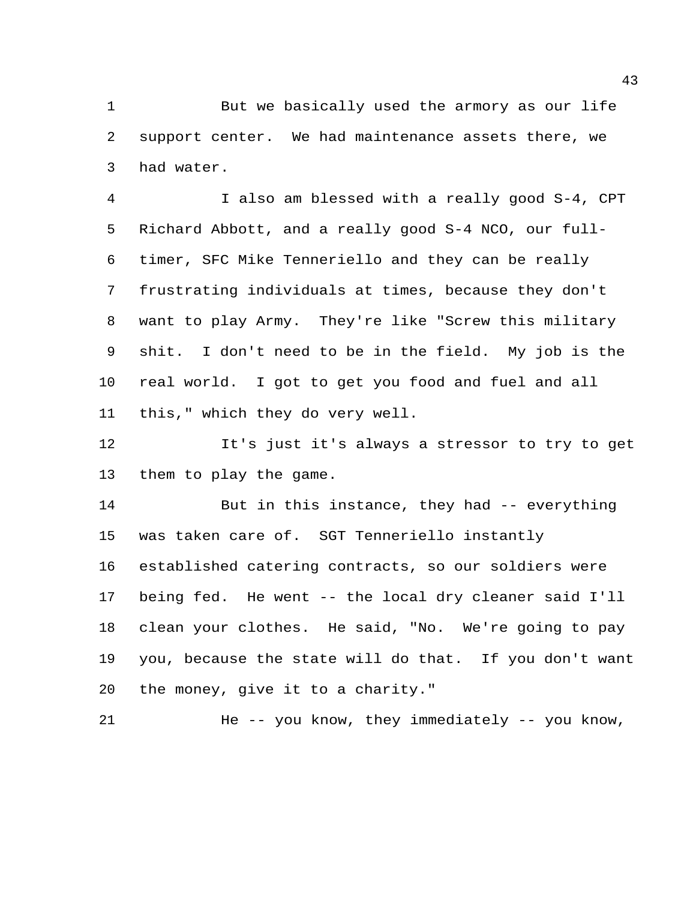But we basically used the armory as our life support center. We had maintenance assets there, we had water.

I also am blessed with a really good S-4, CPT Richard Abbott, and a really good S-4 NCO, our full-timer, SFC Mike Tenneriello and they can be really frustrating individuals at times, because they don't want to play Army. They're like "Screw this military shit. I don't need to be in the field. My job is the real world. I got to get you food and fuel and all this," which they do very well.

It's just it's always a stressor to try to get them to play the game.

But in this instance, they had -- everything was taken care of. SGT Tenneriello instantly established catering contracts, so our soldiers were being fed. He went -- the local dry cleaner said I'll clean your clothes. He said, "No. We're going to pay you, because the state will do that. If you don't want the money, give it to a charity."

He -- you know, they immediately -- you know,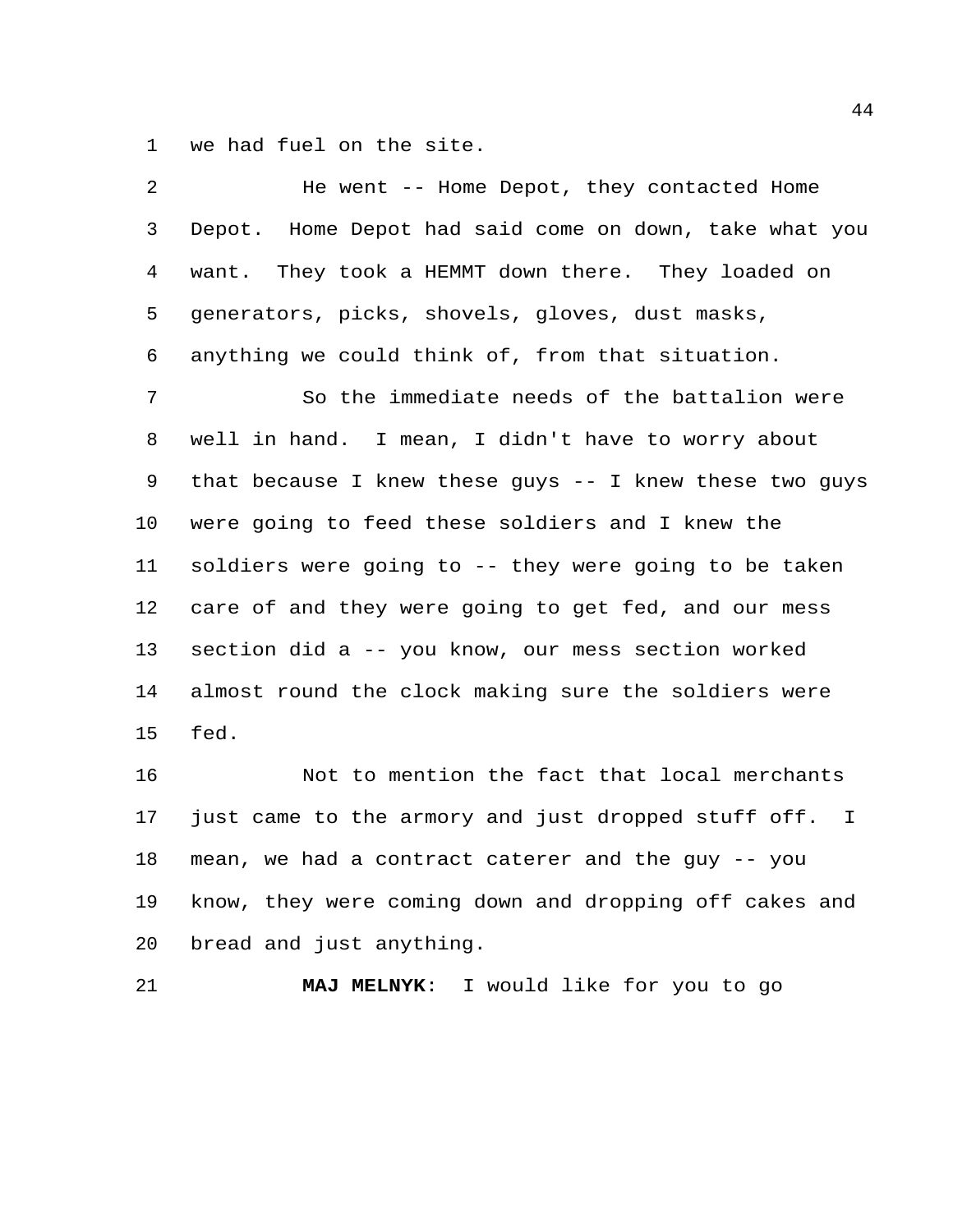we had fuel on the site.

He went -- Home Depot, they contacted Home Depot. Home Depot had said come on down, take what you want. They took a HEMMT down there. They loaded on generators, picks, shovels, gloves, dust masks, anything we could think of, from that situation.

So the immediate needs of the battalion were well in hand. I mean, I didn't have to worry about that because I knew these guys -- I knew these two guys were going to feed these soldiers and I knew the soldiers were going to -- they were going to be taken care of and they were going to get fed, and our mess section did a -- you know, our mess section worked almost round the clock making sure the soldiers were fed.

Not to mention the fact that local merchants just came to the armory and just dropped stuff off. I mean, we had a contract caterer and the guy -- you know, they were coming down and dropping off cakes and bread and just anything.

**MAJ MELNYK**: I would like for you to go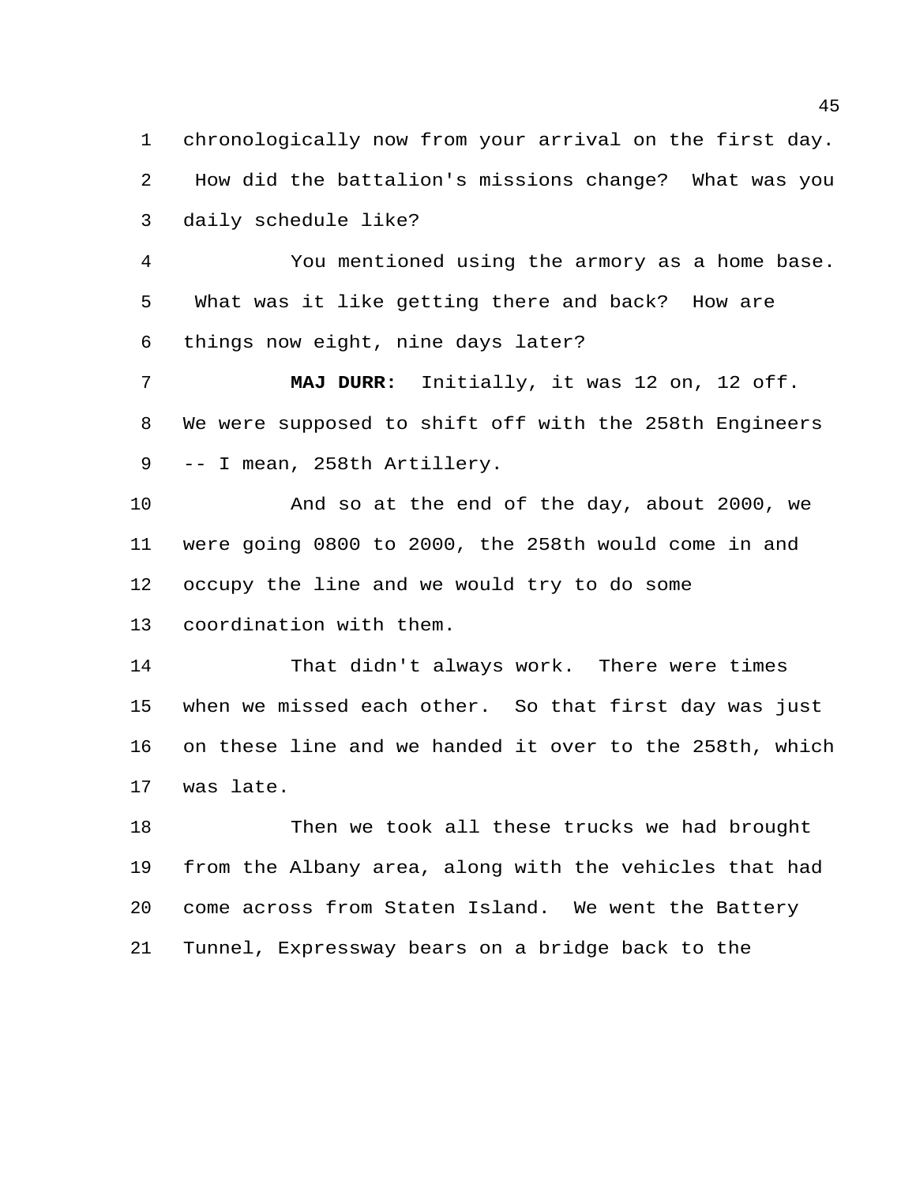chronologically now from your arrival on the first day. How did the battalion's missions change? What was you daily schedule like?

You mentioned using the armory as a home base. What was it like getting there and back? How are things now eight, nine days later?

**MAJ DURR:** Initially, it was 12 on, 12 off. We were supposed to shift off with the 258th Engineers -- I mean, 258th Artillery.

And so at the end of the day, about 2000, we were going 0800 to 2000, the 258th would come in and occupy the line and we would try to do some coordination with them.

That didn't always work. There were times when we missed each other. So that first day was just on these line and we handed it over to the 258th, which was late.

Then we took all these trucks we had brought from the Albany area, along with the vehicles that had come across from Staten Island. We went the Battery Tunnel, Expressway bears on a bridge back to the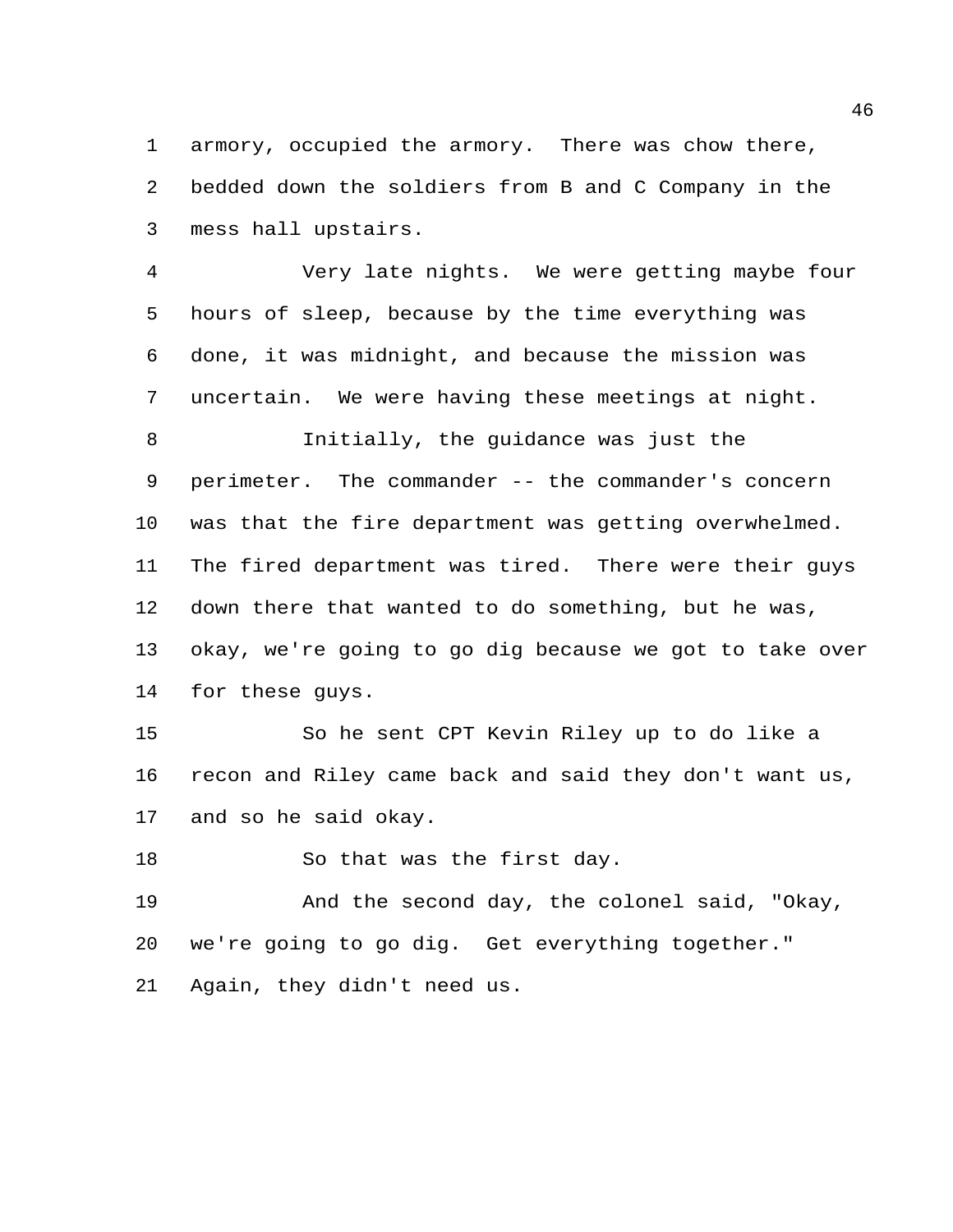armory, occupied the armory. There was chow there, bedded down the soldiers from B and C Company in the mess hall upstairs.

Very late nights. We were getting maybe four hours of sleep, because by the time everything was done, it was midnight, and because the mission was uncertain. We were having these meetings at night.

Initially, the guidance was just the perimeter. The commander -- the commander's concern was that the fire department was getting overwhelmed. The fired department was tired. There were their guys down there that wanted to do something, but he was, okay, we're going to go dig because we got to take over for these guys.

So he sent CPT Kevin Riley up to do like a recon and Riley came back and said they don't want us, and so he said okay.

So that was the first day.

And the second day, the colonel said, "Okay, we're going to go dig. Get everything together." Again, they didn't need us.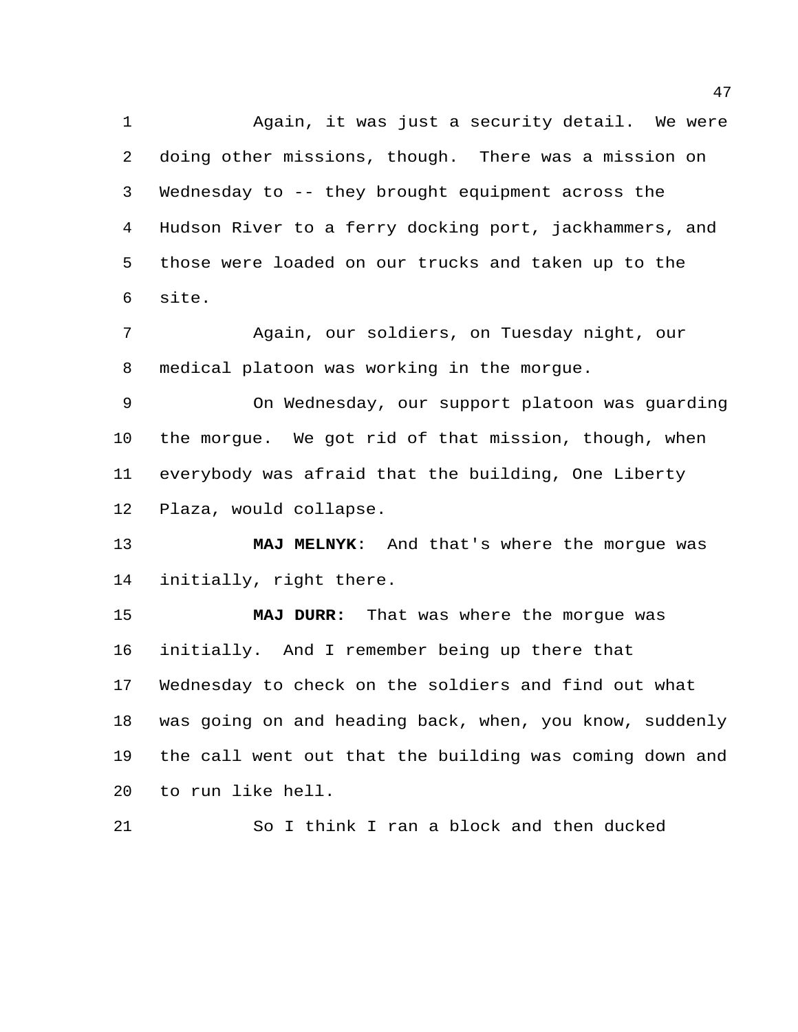Again, it was just a security detail. We were doing other missions, though. There was a mission on Wednesday to -- they brought equipment across the Hudson River to a ferry docking port, jackhammers, and those were loaded on our trucks and taken up to the site.

Again, our soldiers, on Tuesday night, our medical platoon was working in the morgue.

On Wednesday, our support platoon was guarding the morgue. We got rid of that mission, though, when everybody was afraid that the building, One Liberty Plaza, would collapse.

**MAJ MELNYK**: And that's where the morgue was initially, right there.

**MAJ DURR:** That was where the morgue was initially. And I remember being up there that Wednesday to check on the soldiers and find out what was going on and heading back, when, you know, suddenly the call went out that the building was coming down and to run like hell.

So I think I ran a block and then ducked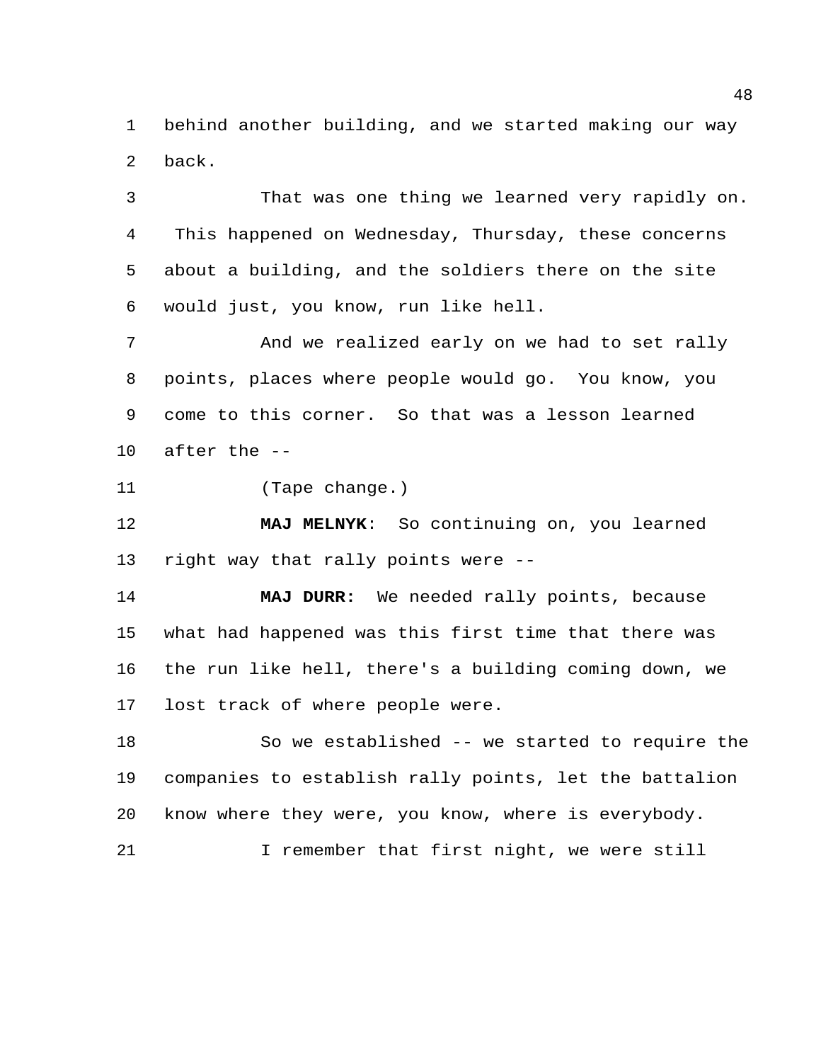behind another building, and we started making our way back.

That was one thing we learned very rapidly on. This happened on Wednesday, Thursday, these concerns about a building, and the soldiers there on the site would just, you know, run like hell.

And we realized early on we had to set rally points, places where people would go. You know, you come to this corner. So that was a lesson learned after the --

(Tape change.)

**MAJ MELNYK**: So continuing on, you learned right way that rally points were --

**MAJ DURR:** We needed rally points, because what had happened was this first time that there was the run like hell, there's a building coming down, we lost track of where people were.

So we established -- we started to require the companies to establish rally points, let the battalion know where they were, you know, where is everybody.

I remember that first night, we were still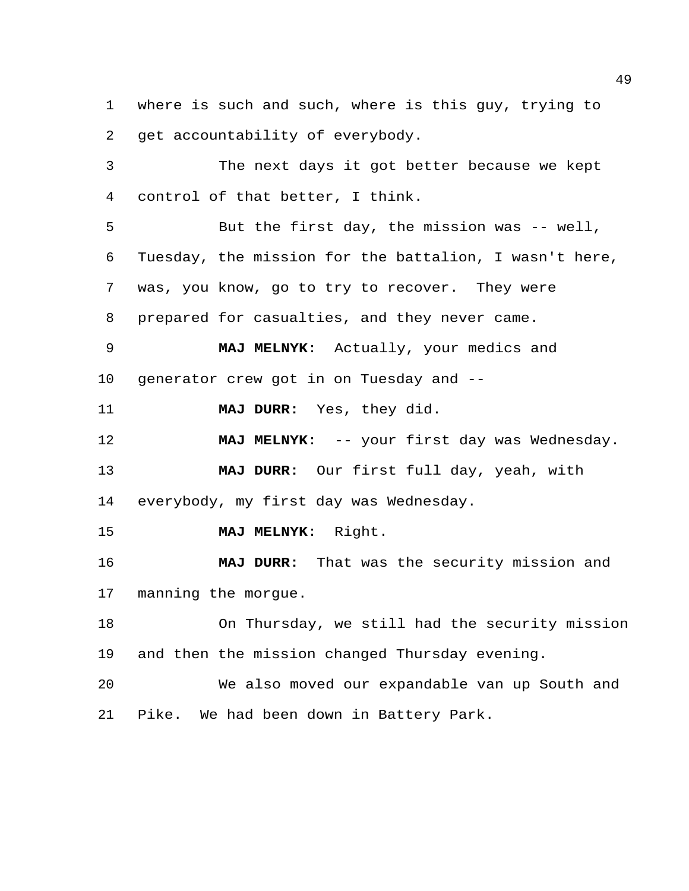where is such and such, where is this guy, trying to get accountability of everybody.

The next days it got better because we kept control of that better, I think.

But the first day, the mission was -- well, Tuesday, the mission for the battalion, I wasn't here, was, you know, go to try to recover. They were prepared for casualties, and they never came.

**MAJ MELNYK**: Actually, your medics and generator crew got in on Tuesday and --

**MAJ DURR:** Yes, they did.

**MAJ MELNYK**: -- your first day was Wednesday.

**MAJ DURR:** Our first full day, yeah, with everybody, my first day was Wednesday.

**MAJ MELNYK**: Right.

**MAJ DURR:** That was the security mission and manning the morgue.

On Thursday, we still had the security mission and then the mission changed Thursday evening.

We also moved our expandable van up South and Pike. We had been down in Battery Park.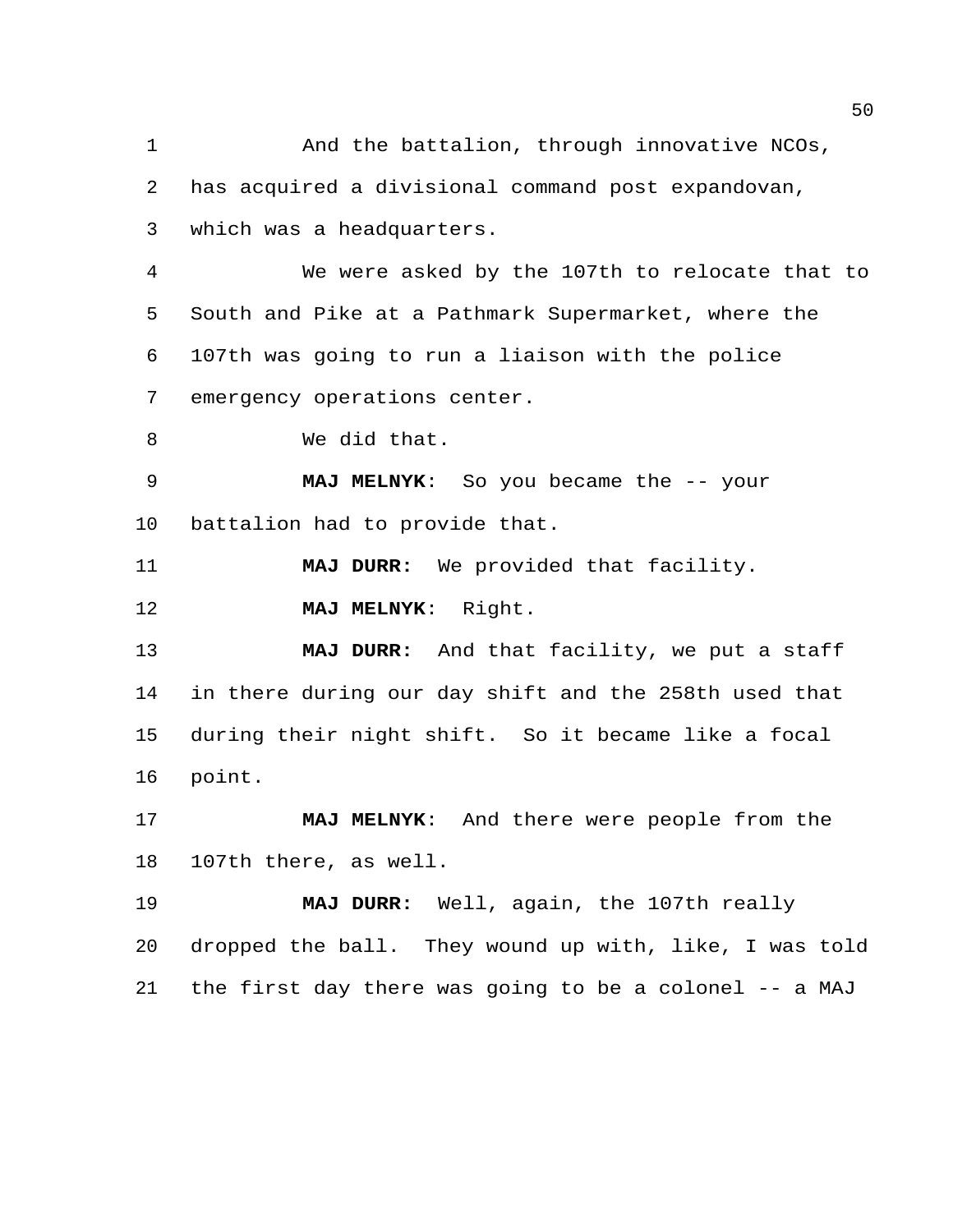And the battalion, through innovative NCOs, has acquired a divisional command post expandovan, which was a headquarters.

We were asked by the 107th to relocate that to South and Pike at a Pathmark Supermarket, where the 107th was going to run a liaison with the police emergency operations center.

We did that.

**MAJ MELNYK**: So you became the -- your battalion had to provide that.

**MAJ DURR:** We provided that facility.

**MAJ MELNYK**: Right.

**MAJ DURR:** And that facility, we put a staff in there during our day shift and the 258th used that during their night shift. So it became like a focal point.

**MAJ MELNYK**: And there were people from the 107th there, as well.

**MAJ DURR:** Well, again, the 107th really dropped the ball. They wound up with, like, I was told the first day there was going to be a colonel -- a MAJ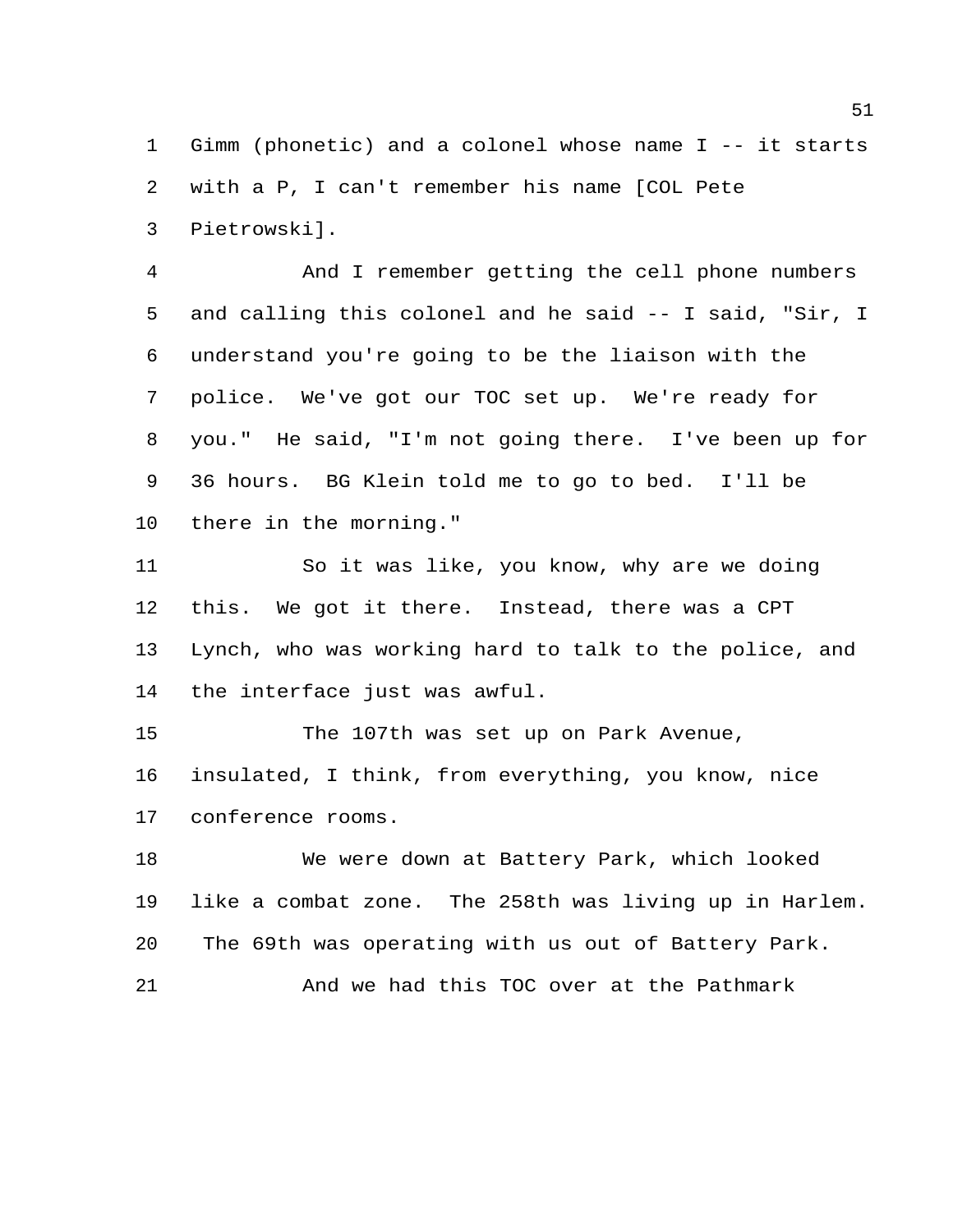Gimm (phonetic) and a colonel whose name I -- it starts with a P, I can't remember his name [COL Pete Pietrowski].

And I remember getting the cell phone numbers and calling this colonel and he said -- I said, "Sir, I understand you're going to be the liaison with the police. We've got our TOC set up. We're ready for you." He said, "I'm not going there. I've been up for 36 hours. BG Klein told me to go to bed. I'll be there in the morning."

So it was like, you know, why are we doing this. We got it there. Instead, there was a CPT Lynch, who was working hard to talk to the police, and the interface just was awful.

The 107th was set up on Park Avenue, insulated, I think, from everything, you know, nice conference rooms.

We were down at Battery Park, which looked like a combat zone. The 258th was living up in Harlem. The 69th was operating with us out of Battery Park.

And we had this TOC over at the Pathmark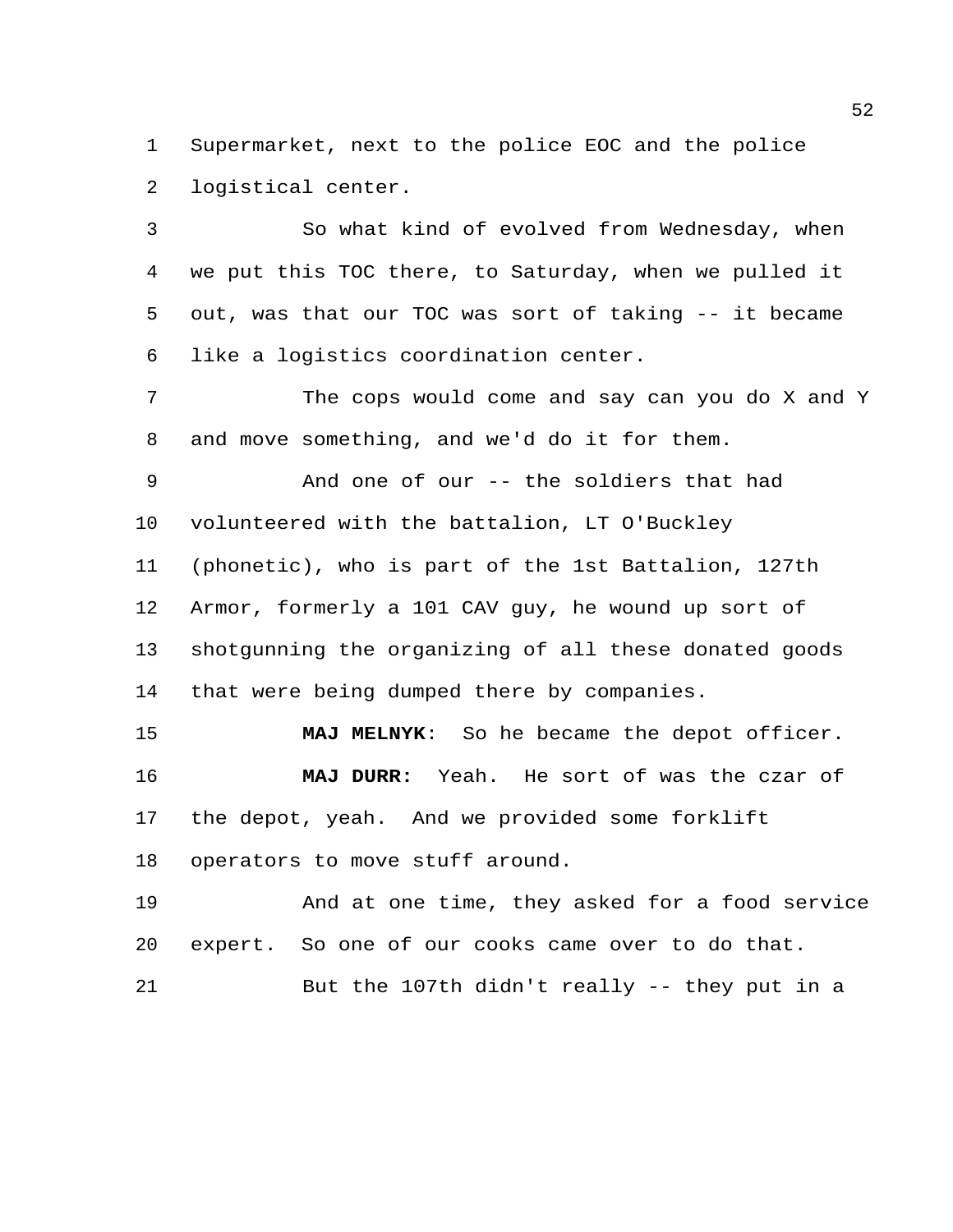Supermarket, next to the police EOC and the police logistical center.

So what kind of evolved from Wednesday, when we put this TOC there, to Saturday, when we pulled it out, was that our TOC was sort of taking -- it became like a logistics coordination center.

The cops would come and say can you do X and Y and move something, and we'd do it for them.

And one of our -- the soldiers that had volunteered with the battalion, LT O'Buckley (phonetic), who is part of the 1st Battalion, 127th Armor, formerly a 101 CAV guy, he wound up sort of shotgunning the organizing of all these donated goods that were being dumped there by companies.

**MAJ MELNYK**: So he became the depot officer.

**MAJ DURR:** Yeah. He sort of was the czar of the depot, yeah. And we provided some forklift operators to move stuff around.

And at one time, they asked for a food service expert. So one of our cooks came over to do that.

But the 107th didn't really -- they put in a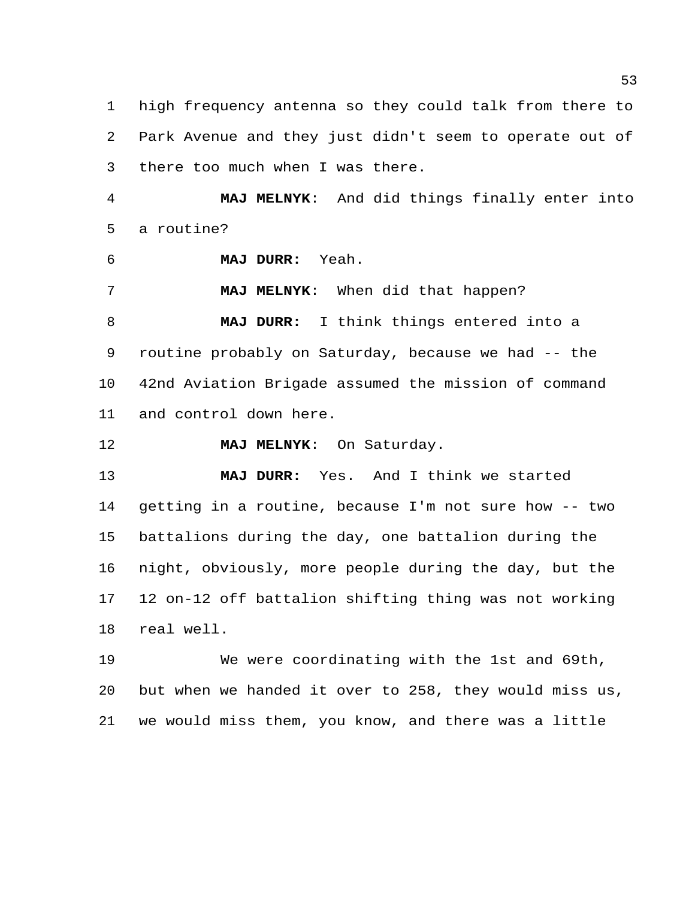high frequency antenna so they could talk from there to Park Avenue and they just didn't seem to operate out of there too much when I was there.

**MAJ MELNYK**: And did things finally enter into a routine?

**MAJ DURR:** Yeah.

**MAJ MELNYK**: When did that happen?

**MAJ DURR:** I think things entered into a routine probably on Saturday, because we had -- the 42nd Aviation Brigade assumed the mission of command and control down here.

**MAJ MELNYK**: On Saturday.

**MAJ DURR:** Yes. And I think we started getting in a routine, because I'm not sure how -- two battalions during the day, one battalion during the night, obviously, more people during the day, but the 12 on-12 off battalion shifting thing was not working real well.

We were coordinating with the 1st and 69th, but when we handed it over to 258, they would miss us, we would miss them, you know, and there was a little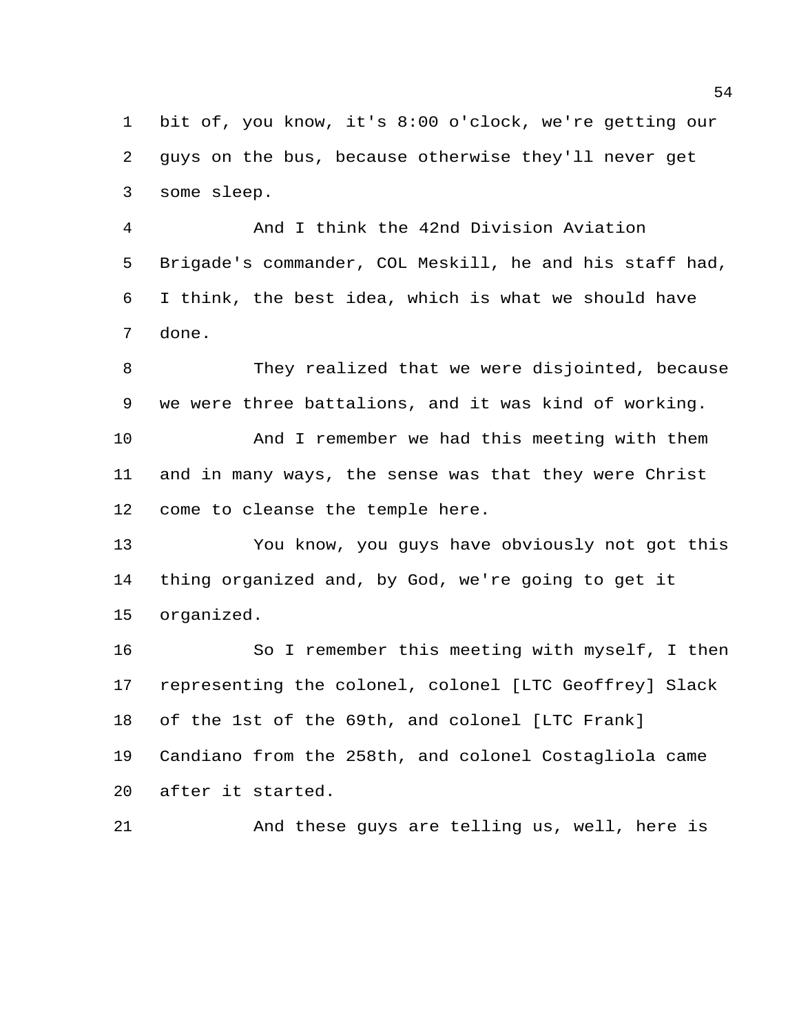bit of, you know, it's 8:00 o'clock, we're getting our guys on the bus, because otherwise they'll never get some sleep.

And I think the 42nd Division Aviation Brigade's commander, COL Meskill, he and his staff had, I think, the best idea, which is what we should have done.

They realized that we were disjointed, because we were three battalions, and it was kind of working.

And I remember we had this meeting with them and in many ways, the sense was that they were Christ come to cleanse the temple here.

You know, you guys have obviously not got this thing organized and, by God, we're going to get it organized.

So I remember this meeting with myself, I then representing the colonel, colonel [LTC Geoffrey] Slack of the 1st of the 69th, and colonel [LTC Frank] Candiano from the 258th, and colonel Costagliola came after it started.

And these guys are telling us, well, here is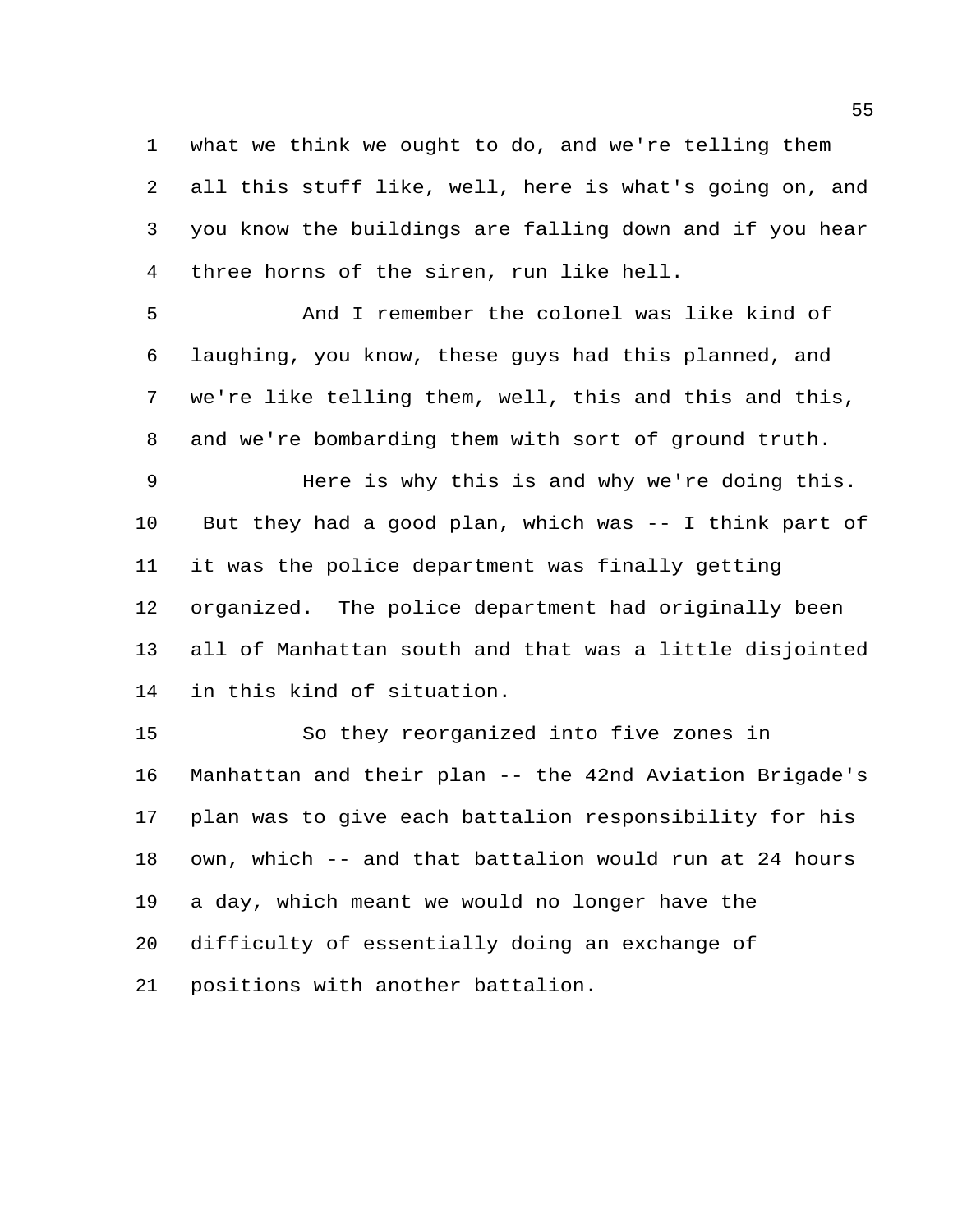what we think we ought to do, and we're telling them all this stuff like, well, here is what's going on, and you know the buildings are falling down and if you hear three horns of the siren, run like hell.

And I remember the colonel was like kind of laughing, you know, these guys had this planned, and we're like telling them, well, this and this and this, and we're bombarding them with sort of ground truth.

Here is why this is and why we're doing this. But they had a good plan, which was -- I think part of it was the police department was finally getting organized. The police department had originally been all of Manhattan south and that was a little disjointed in this kind of situation.

So they reorganized into five zones in Manhattan and their plan -- the 42nd Aviation Brigade's plan was to give each battalion responsibility for his own, which -- and that battalion would run at 24 hours a day, which meant we would no longer have the difficulty of essentially doing an exchange of positions with another battalion.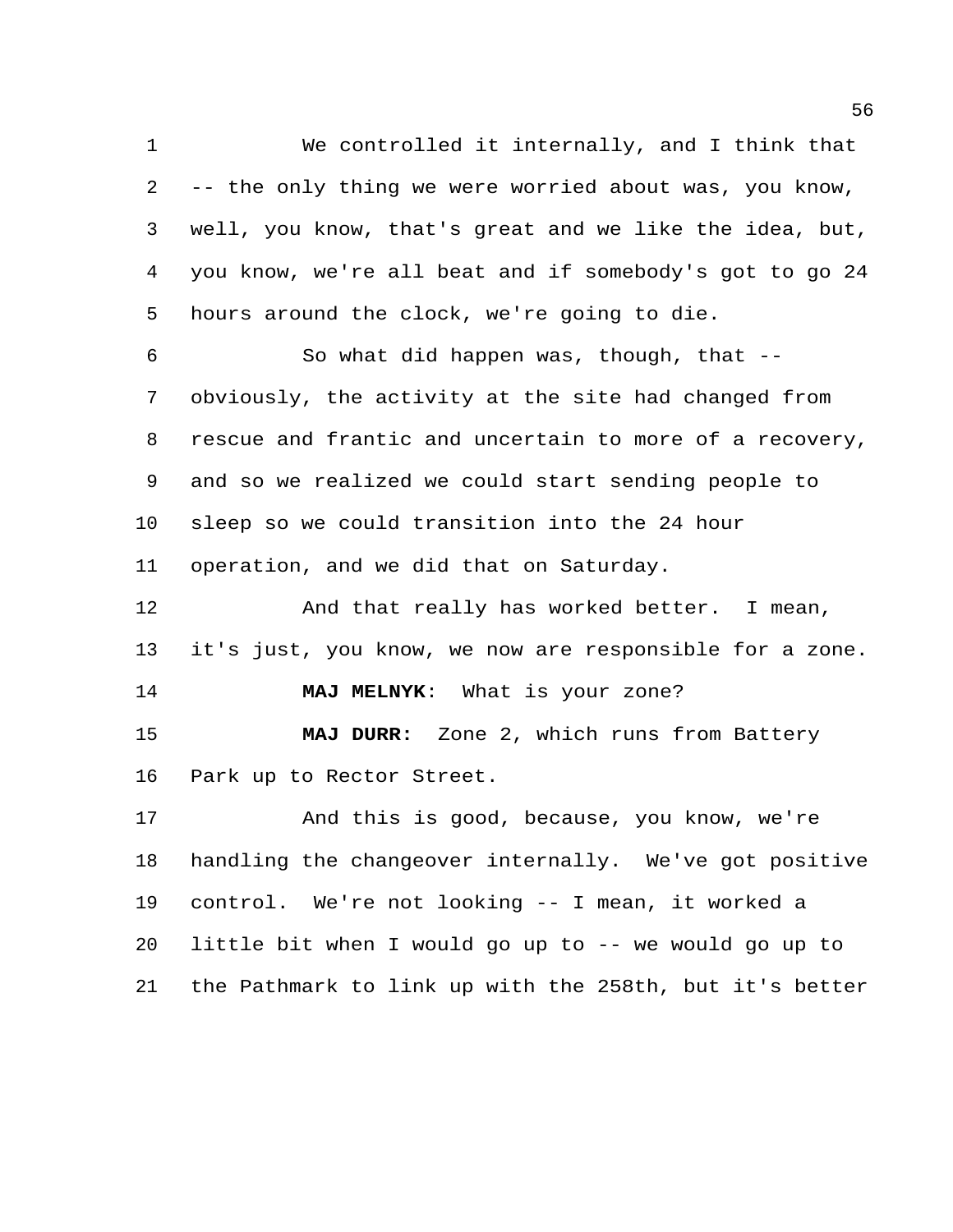We controlled it internally, and I think that -- the only thing we were worried about was, you know, well, you know, that's great and we like the idea, but, you know, we're all beat and if somebody's got to go 24 hours around the clock, we're going to die.

So what did happen was, though, that -- obviously, the activity at the site had changed from rescue and frantic and uncertain to more of a recovery, and so we realized we could start sending people to sleep so we could transition into the 24 hour operation, and we did that on Saturday.

And that really has worked better. I mean, it's just, you know, we now are responsible for a zone.

**MAJ MELNYK**: What is your zone?

**MAJ DURR:** Zone 2, which runs from Battery Park up to Rector Street.

And this is good, because, you know, we're handling the changeover internally. We've got positive control. We're not looking -- I mean, it worked a little bit when I would go up to -- we would go up to the Pathmark to link up with the 258th, but it's better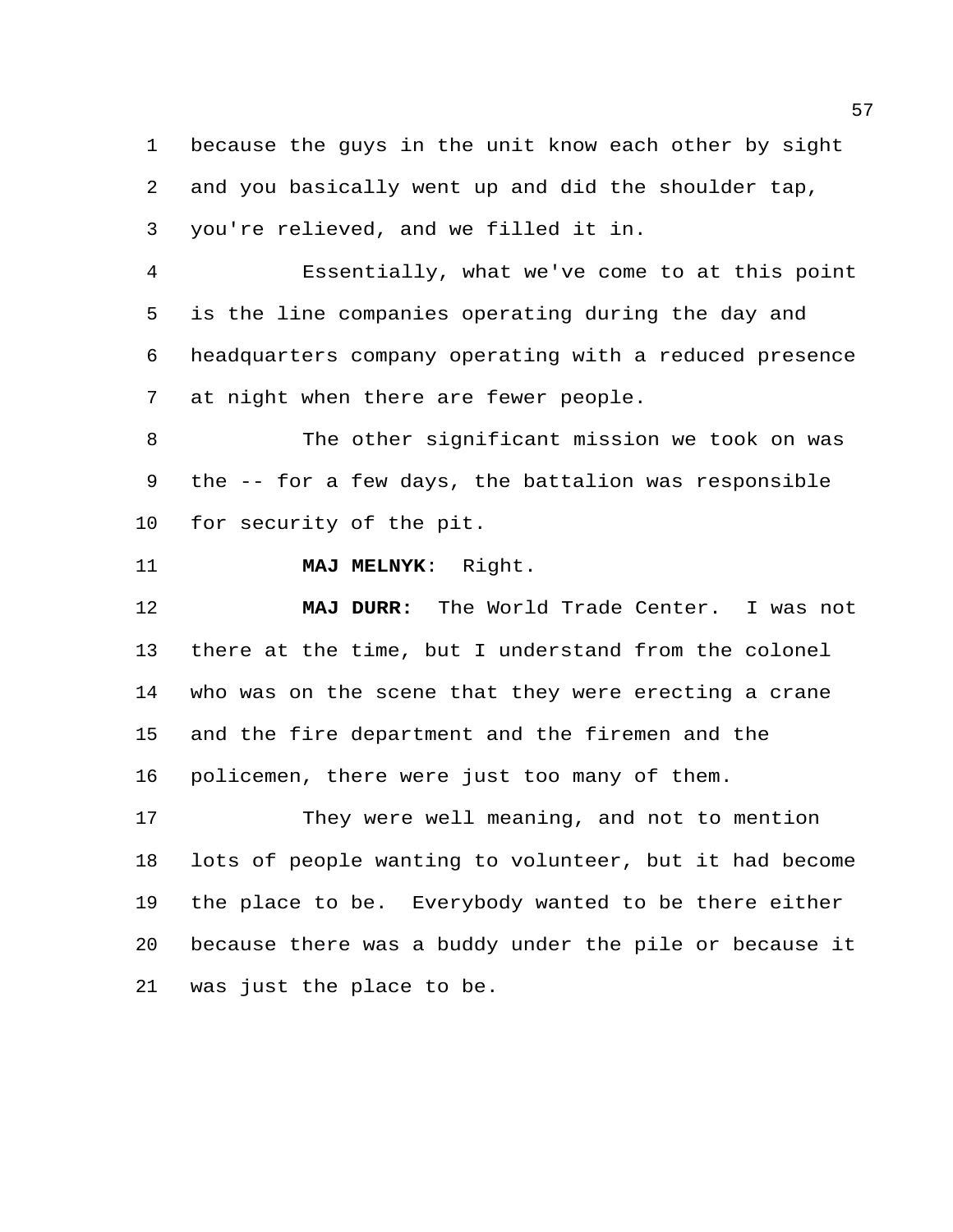because the guys in the unit know each other by sight and you basically went up and did the shoulder tap, you're relieved, and we filled it in.

Essentially, what we've come to at this point is the line companies operating during the day and headquarters company operating with a reduced presence at night when there are fewer people.

The other significant mission we took on was the -- for a few days, the battalion was responsible for security of the pit.

**MAJ MELNYK**: Right.

**MAJ DURR:** The World Trade Center. I was not there at the time, but I understand from the colonel who was on the scene that they were erecting a crane and the fire department and the firemen and the policemen, there were just too many of them.

They were well meaning, and not to mention lots of people wanting to volunteer, but it had become the place to be. Everybody wanted to be there either because there was a buddy under the pile or because it was just the place to be.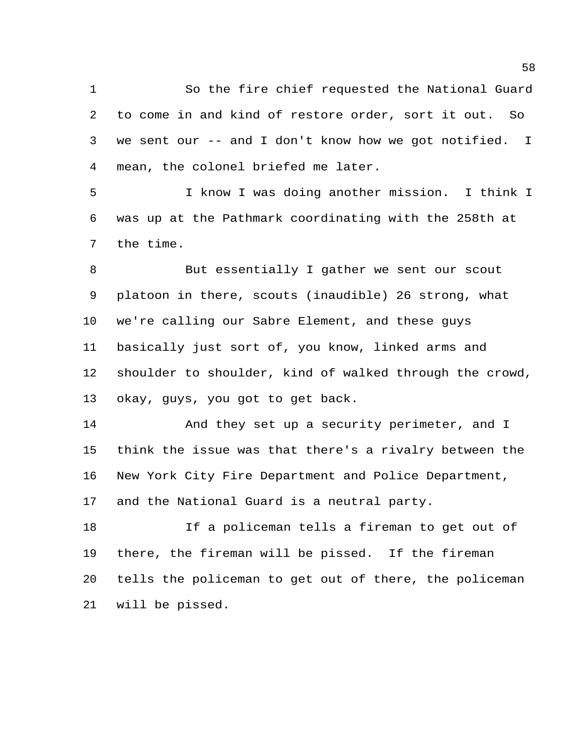So the fire chief requested the National Guard to come in and kind of restore order, sort it out. So we sent our -- and I don't know how we got notified. I mean, the colonel briefed me later.

I know I was doing another mission. I think I was up at the Pathmark coordinating with the 258th at the time.

But essentially I gather we sent our scout platoon in there, scouts (inaudible) 26 strong, what we're calling our Sabre Element, and these guys basically just sort of, you know, linked arms and shoulder to shoulder, kind of walked through the crowd, okay, guys, you got to get back.

And they set up a security perimeter, and I think the issue was that there's a rivalry between the New York City Fire Department and Police Department, and the National Guard is a neutral party.

If a policeman tells a fireman to get out of there, the fireman will be pissed. If the fireman tells the policeman to get out of there, the policeman will be pissed.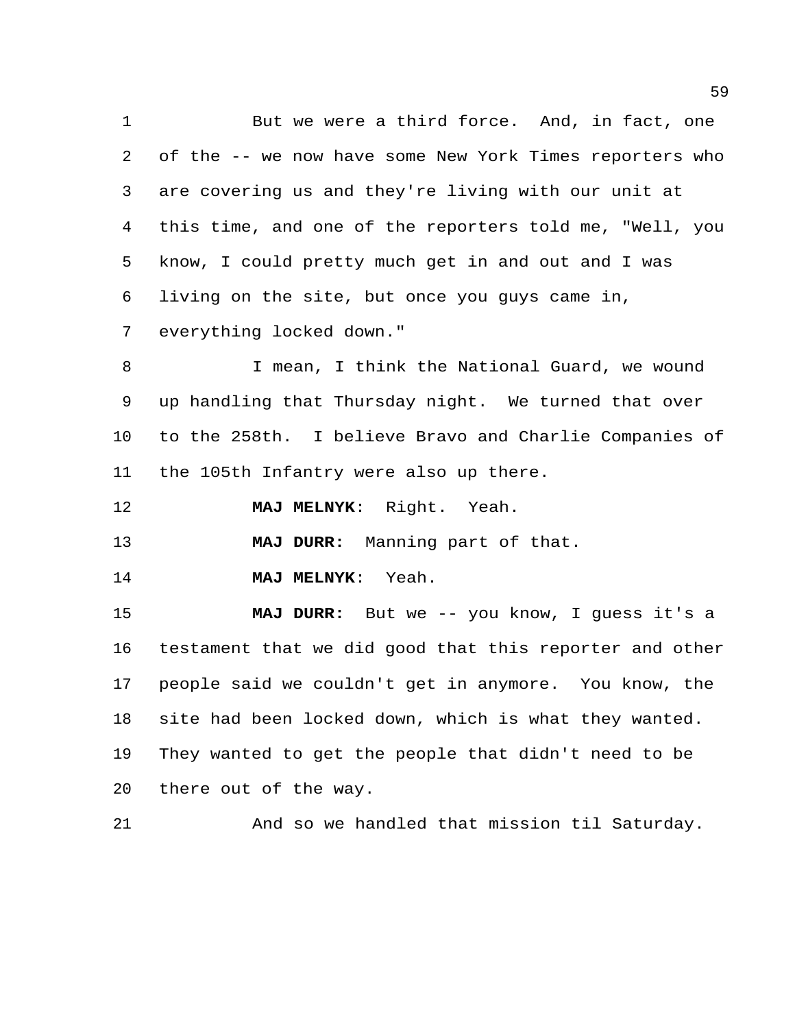But we were a third force. And, in fact, one of the -- we now have some New York Times reporters who are covering us and they're living with our unit at this time, and one of the reporters told me, "Well, you know, I could pretty much get in and out and I was living on the site, but once you guys came in, everything locked down."

I mean, I think the National Guard, we wound up handling that Thursday night. We turned that over to the 258th. I believe Bravo and Charlie Companies of the 105th Infantry were also up there.

**MAJ MELNYK**: Right. Yeah.

**MAJ DURR:** Manning part of that.

**MAJ MELNYK**: Yeah.

**MAJ DURR:** But we -- you know, I guess it's a testament that we did good that this reporter and other people said we couldn't get in anymore. You know, the site had been locked down, which is what they wanted. They wanted to get the people that didn't need to be there out of the way.

And so we handled that mission til Saturday.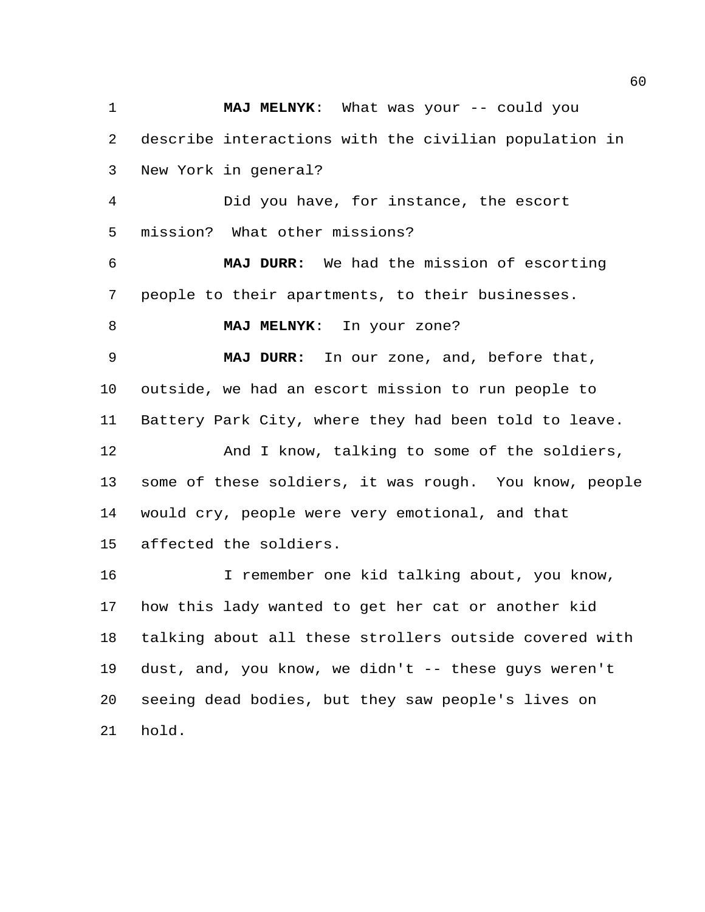**MAJ MELNYK**: What was your -- could you describe interactions with the civilian population in New York in general?

Did you have, for instance, the escort mission? What other missions?

**MAJ DURR:** We had the mission of escorting people to their apartments, to their businesses.

**MAJ MELNYK**: In your zone?

**MAJ DURR:** In our zone, and, before that, outside, we had an escort mission to run people to Battery Park City, where they had been told to leave.

And I know, talking to some of the soldiers, some of these soldiers, it was rough. You know, people would cry, people were very emotional, and that affected the soldiers.

I remember one kid talking about, you know, how this lady wanted to get her cat or another kid talking about all these strollers outside covered with dust, and, you know, we didn't -- these guys weren't seeing dead bodies, but they saw people's lives on hold.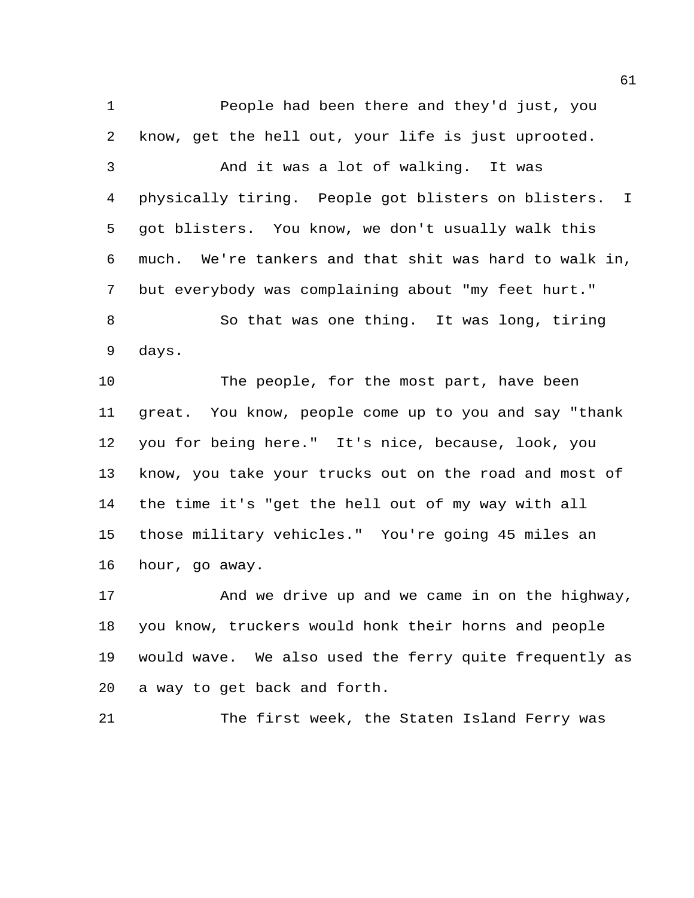People had been there and they'd just, you know, get the hell out, your life is just uprooted.

And it was a lot of walking. It was physically tiring. People got blisters on blisters. I got blisters. You know, we don't usually walk this much. We're tankers and that shit was hard to walk in, but everybody was complaining about "my feet hurt."

So that was one thing. It was long, tiring days.

The people, for the most part, have been great. You know, people come up to you and say "thank you for being here." It's nice, because, look, you know, you take your trucks out on the road and most of the time it's "get the hell out of my way with all those military vehicles." You're going 45 miles an hour, go away.

And we drive up and we came in on the highway, you know, truckers would honk their horns and people would wave. We also used the ferry quite frequently as a way to get back and forth.

The first week, the Staten Island Ferry was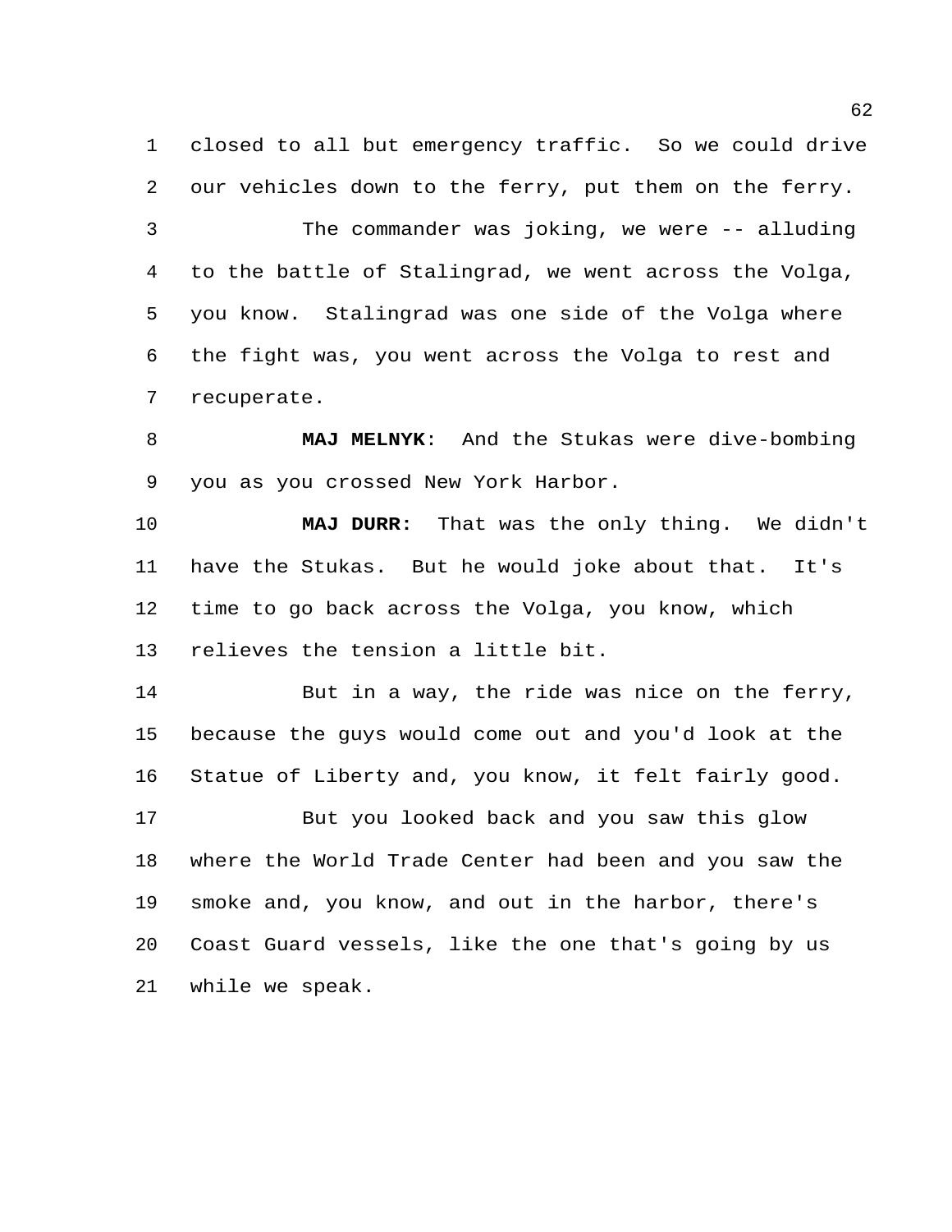closed to all but emergency traffic. So we could drive our vehicles down to the ferry, put them on the ferry.

The commander was joking, we were -- alluding to the battle of Stalingrad, we went across the Volga, you know. Stalingrad was one side of the Volga where the fight was, you went across the Volga to rest and recuperate.

**MAJ MELNYK**: And the Stukas were dive-bombing you as you crossed New York Harbor.

**MAJ DURR:** That was the only thing. We didn't have the Stukas. But he would joke about that. It's time to go back across the Volga, you know, which relieves the tension a little bit.

But in a way, the ride was nice on the ferry, because the guys would come out and you'd look at the Statue of Liberty and, you know, it felt fairly good.

But you looked back and you saw this glow where the World Trade Center had been and you saw the smoke and, you know, and out in the harbor, there's Coast Guard vessels, like the one that's going by us while we speak.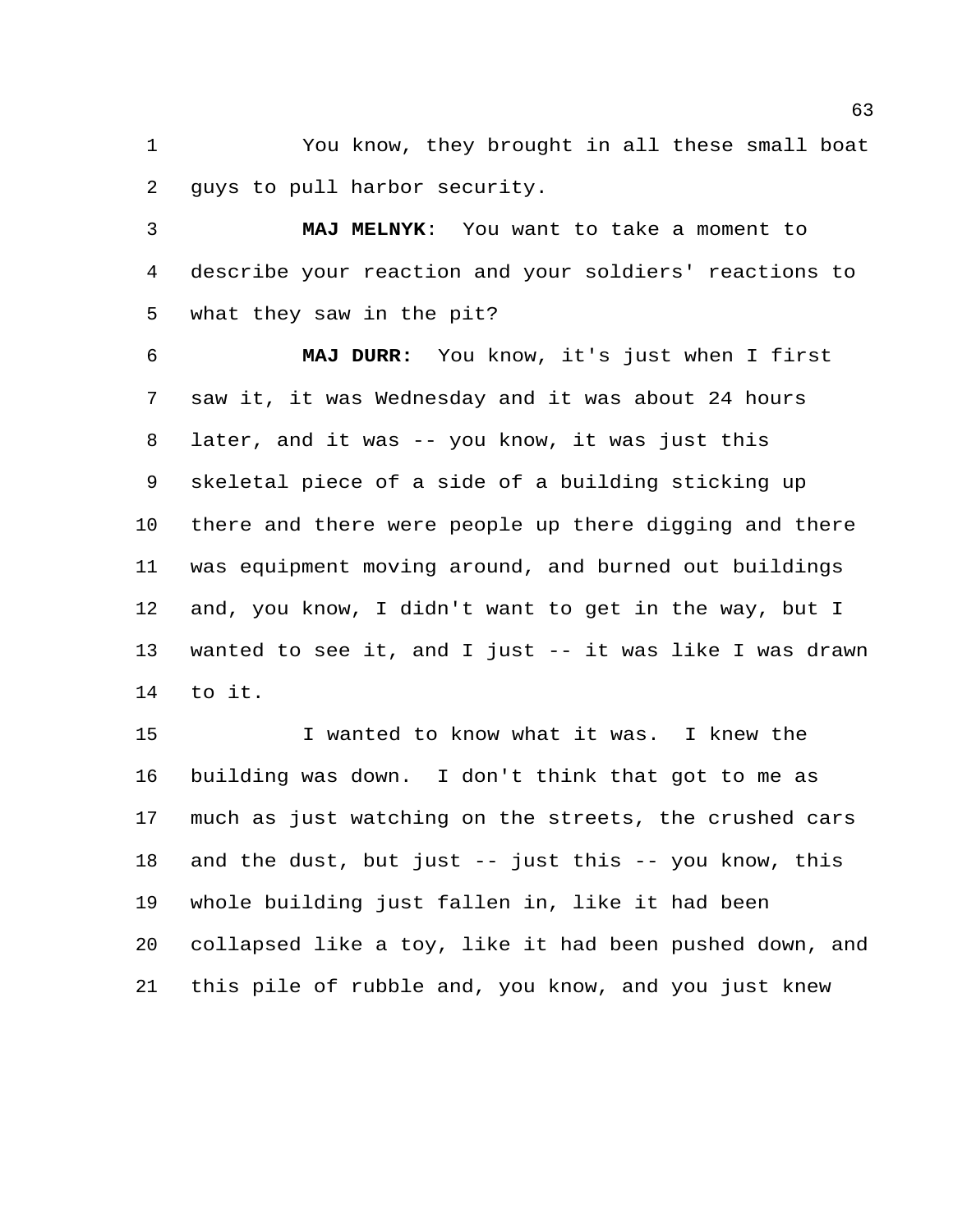You know, they brought in all these small boat guys to pull harbor security.

**MAJ MELNYK**: You want to take a moment to describe your reaction and your soldiers' reactions to what they saw in the pit?

**MAJ DURR:** You know, it's just when I first saw it, it was Wednesday and it was about 24 hours later, and it was -- you know, it was just this skeletal piece of a side of a building sticking up there and there were people up there digging and there was equipment moving around, and burned out buildings and, you know, I didn't want to get in the way, but I wanted to see it, and I just -- it was like I was drawn to it.

I wanted to know what it was. I knew the building was down. I don't think that got to me as much as just watching on the streets, the crushed cars and the dust, but just -- just this -- you know, this whole building just fallen in, like it had been collapsed like a toy, like it had been pushed down, and this pile of rubble and, you know, and you just knew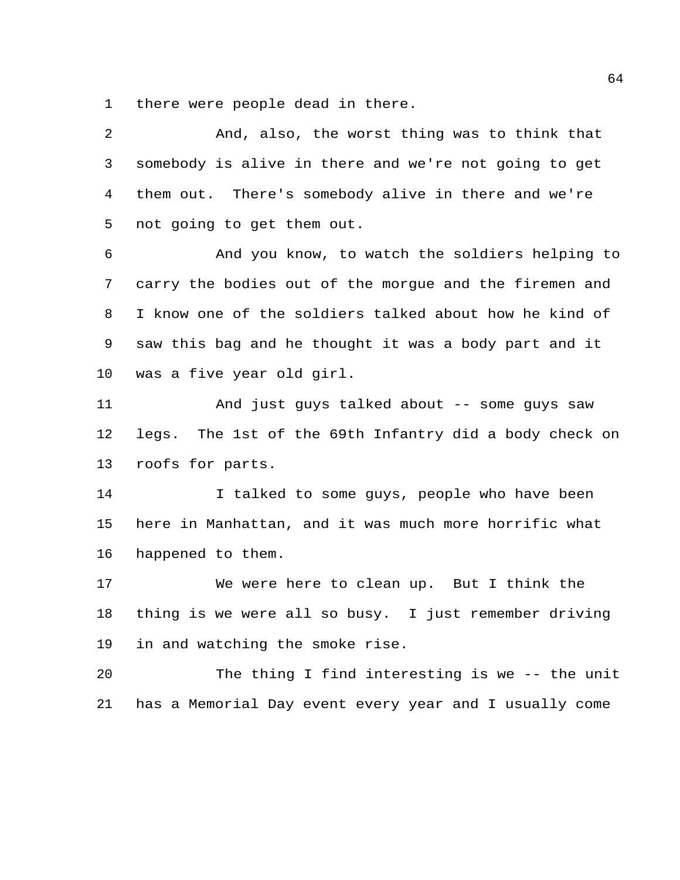there were people dead in there.

And, also, the worst thing was to think that somebody is alive in there and we're not going to get them out. There's somebody alive in there and we're not going to get them out.

And you know, to watch the soldiers helping to carry the bodies out of the morgue and the firemen and I know one of the soldiers talked about how he kind of saw this bag and he thought it was a body part and it was a five year old girl.

And just guys talked about -- some guys saw legs. The 1st of the 69th Infantry did a body check on roofs for parts.

I talked to some guys, people who have been here in Manhattan, and it was much more horrific what happened to them.

We were here to clean up. But I think the thing is we were all so busy. I just remember driving in and watching the smoke rise.

The thing I find interesting is we -- the unit has a Memorial Day event every year and I usually come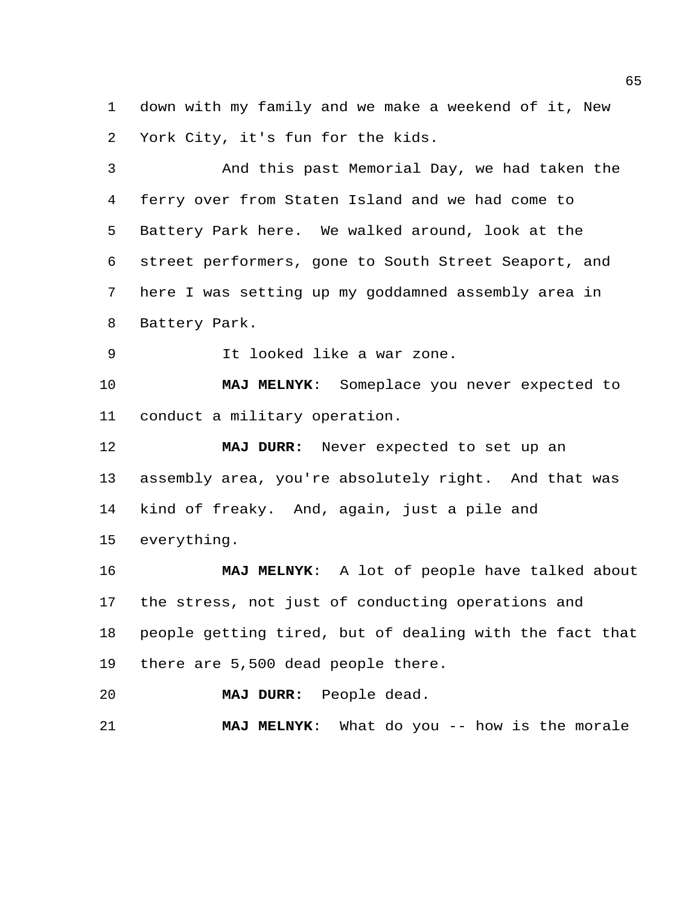down with my family and we make a weekend of it, New York City, it's fun for the kids.

And this past Memorial Day, we had taken the ferry over from Staten Island and we had come to Battery Park here. We walked around, look at the street performers, gone to South Street Seaport, and here I was setting up my goddamned assembly area in Battery Park.

It looked like a war zone.

**MAJ MELNYK**: Someplace you never expected to conduct a military operation.

**MAJ DURR:** Never expected to set up an assembly area, you're absolutely right. And that was kind of freaky. And, again, just a pile and everything.

**MAJ MELNYK**: A lot of people have talked about the stress, not just of conducting operations and people getting tired, but of dealing with the fact that there are 5,500 dead people there.

**MAJ DURR:** People dead.

**MAJ MELNYK**: What do you -- how is the morale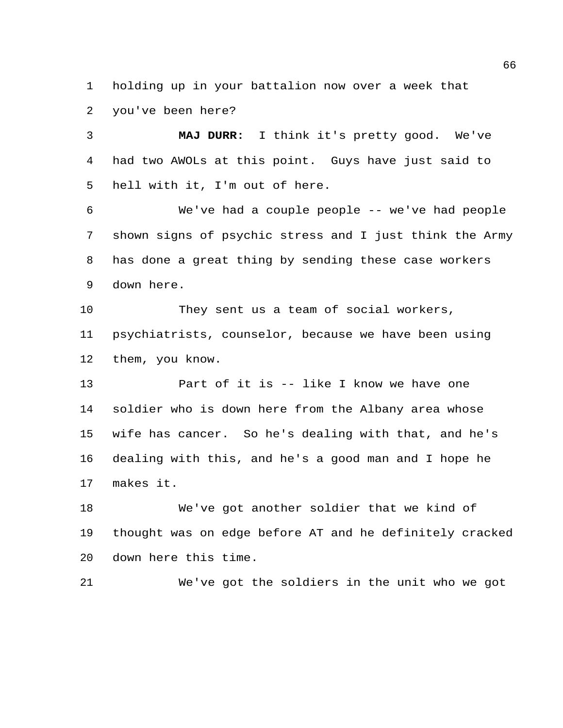holding up in your battalion now over a week that you've been here?

**MAJ DURR:** I think it's pretty good. We've had two AWOLs at this point. Guys have just said to hell with it, I'm out of here.

We've had a couple people -- we've had people shown signs of psychic stress and I just think the Army has done a great thing by sending these case workers down here.

They sent us a team of social workers, psychiatrists, counselor, because we have been using them, you know.

Part of it is -- like I know we have one soldier who is down here from the Albany area whose wife has cancer. So he's dealing with that, and he's dealing with this, and he's a good man and I hope he makes it.

We've got another soldier that we kind of thought was on edge before AT and he definitely cracked down here this time.

We've got the soldiers in the unit who we got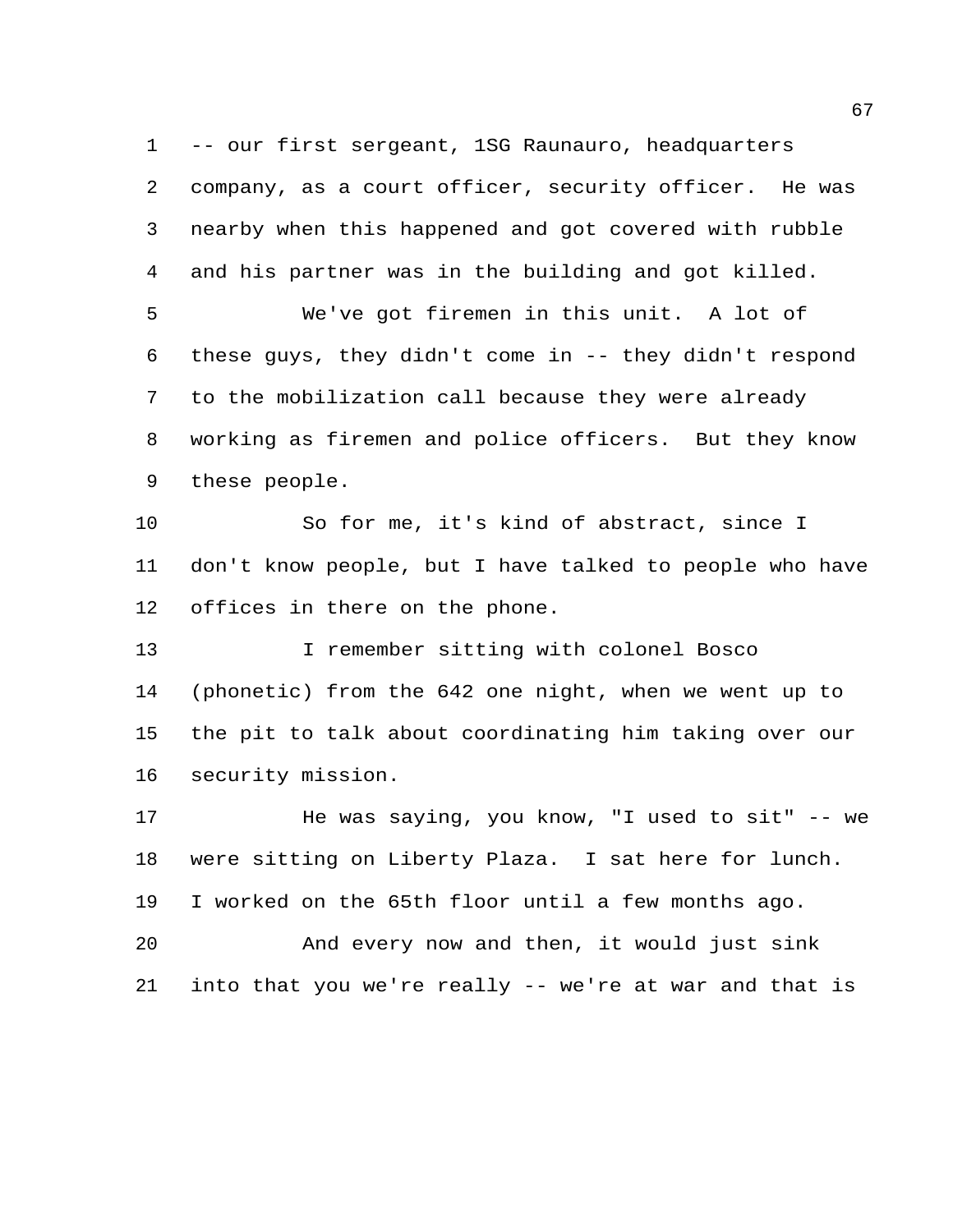-- our first sergeant, 1SG Raunauro, headquarters company, as a court officer, security officer. He was nearby when this happened and got covered with rubble and his partner was in the building and got killed.

We've got firemen in this unit. A lot of these guys, they didn't come in -- they didn't respond to the mobilization call because they were already working as firemen and police officers. But they know these people.

So for me, it's kind of abstract, since I don't know people, but I have talked to people who have offices in there on the phone.

I remember sitting with colonel Bosco (phonetic) from the 642 one night, when we went up to the pit to talk about coordinating him taking over our security mission.

He was saying, you know, "I used to sit" -- we were sitting on Liberty Plaza. I sat here for lunch. I worked on the 65th floor until a few months ago.

And every now and then, it would just sink into that you we're really -- we're at war and that is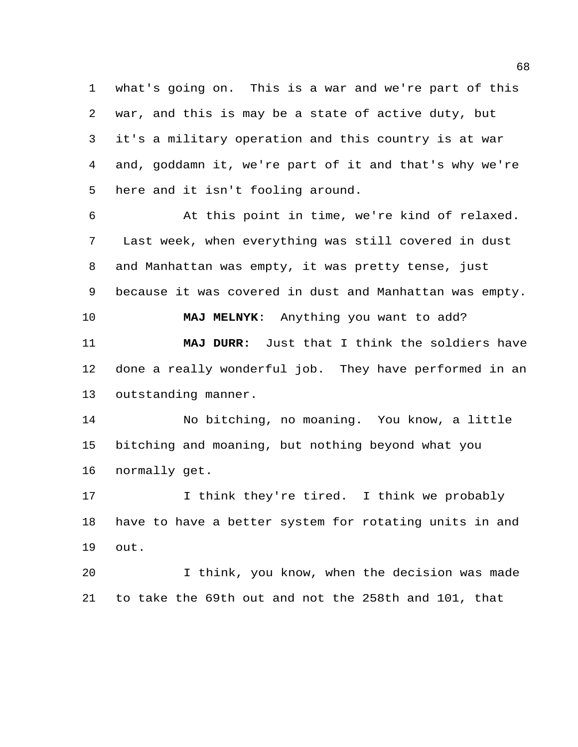what's going on. This is a war and we're part of this war, and this is may be a state of active duty, but it's a military operation and this country is at war and, goddamn it, we're part of it and that's why we're here and it isn't fooling around.

At this point in time, we're kind of relaxed. Last week, when everything was still covered in dust and Manhattan was empty, it was pretty tense, just because it was covered in dust and Manhattan was empty.

**MAJ MELNYK**: Anything you want to add?

**MAJ DURR:** Just that I think the soldiers have done a really wonderful job. They have performed in an outstanding manner.

No bitching, no moaning. You know, a little bitching and moaning, but nothing beyond what you normally get.

I think they're tired. I think we probably have to have a better system for rotating units in and out.

I think, you know, when the decision was made to take the 69th out and not the 258th and 101, that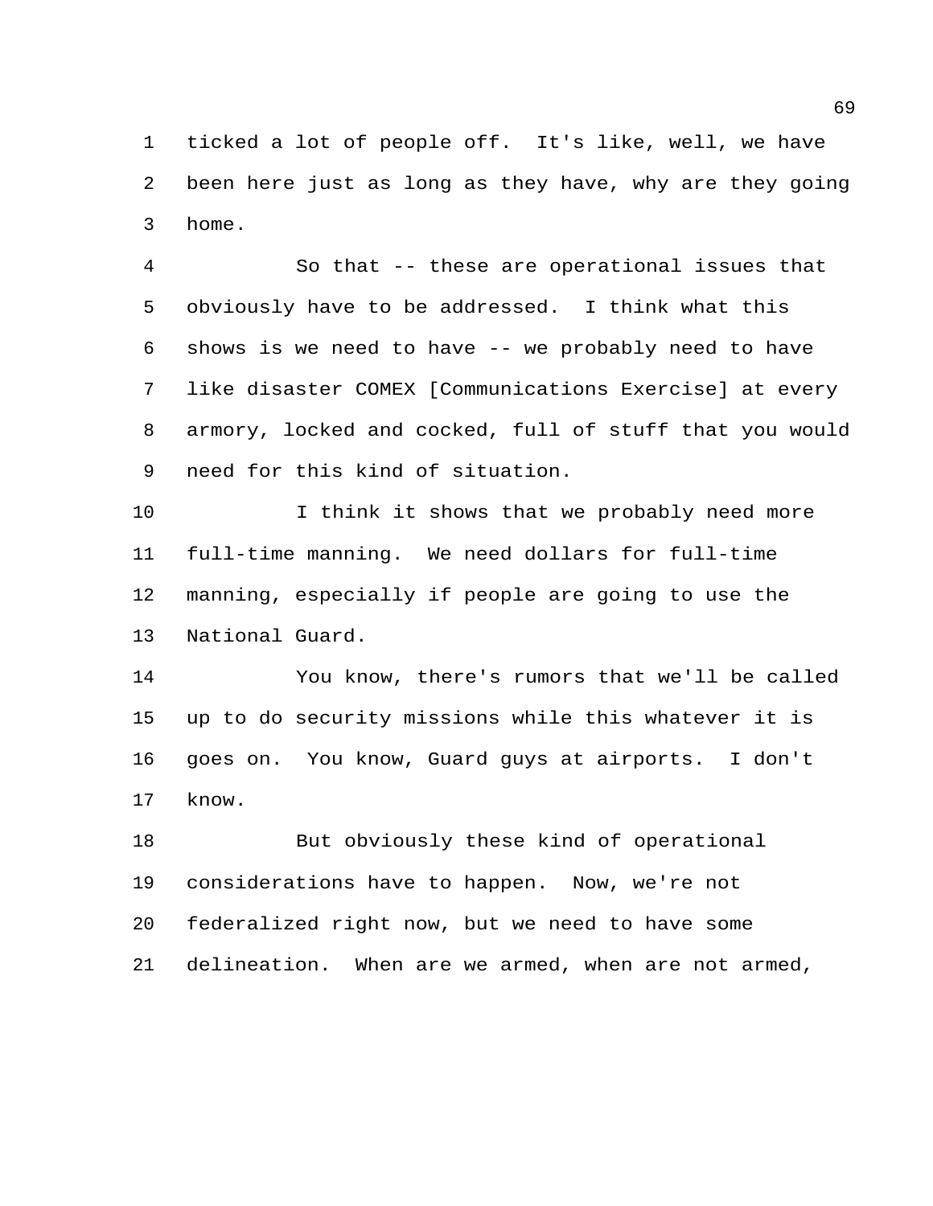ticked a lot of people off. It's like, well, we have been here just as long as they have, why are they going home.

So that -- these are operational issues that obviously have to be addressed. I think what this shows is we need to have -- we probably need to have like disaster COMEX [Communications Exercise] at every armory, locked and cocked, full of stuff that you would need for this kind of situation.

I think it shows that we probably need more full-time manning. We need dollars for full-time manning, especially if people are going to use the National Guard.

You know, there's rumors that we'll be called up to do security missions while this whatever it is goes on. You know, Guard guys at airports. I don't know.

But obviously these kind of operational considerations have to happen. Now, we're not federalized right now, but we need to have some delineation. When are we armed, when are not armed,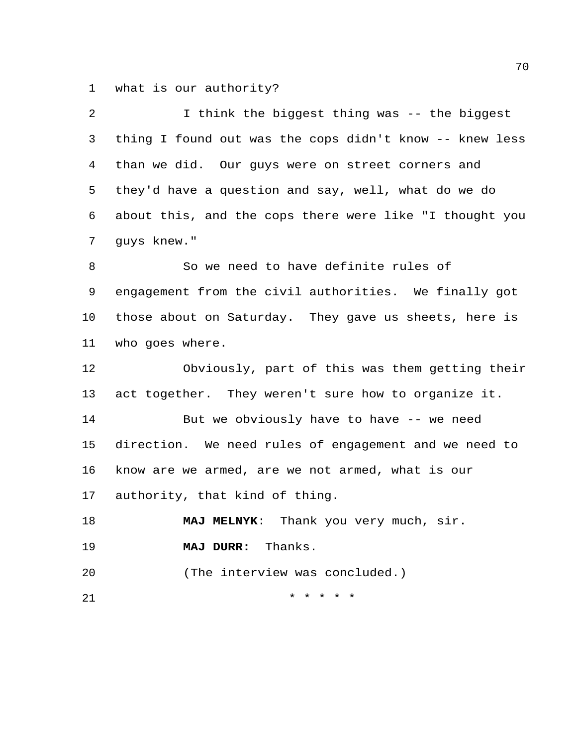what is our authority?

I think the biggest thing was -- the biggest thing I found out was the cops didn't know -- knew less than we did. Our guys were on street corners and they'd have a question and say, well, what do we do about this, and the cops there were like "I thought you guys knew."

So we need to have definite rules of engagement from the civil authorities. We finally got those about on Saturday. They gave us sheets, here is who goes where.

Obviously, part of this was them getting their act together. They weren't sure how to organize it.

But we obviously have to have -- we need direction. We need rules of engagement and we need to know are we armed, are we not armed, what is our authority, that kind of thing.

**MAJ MELNYK**: Thank you very much, sir.

**MAJ DURR:** Thanks.

(The interview was concluded.)

* * * * *